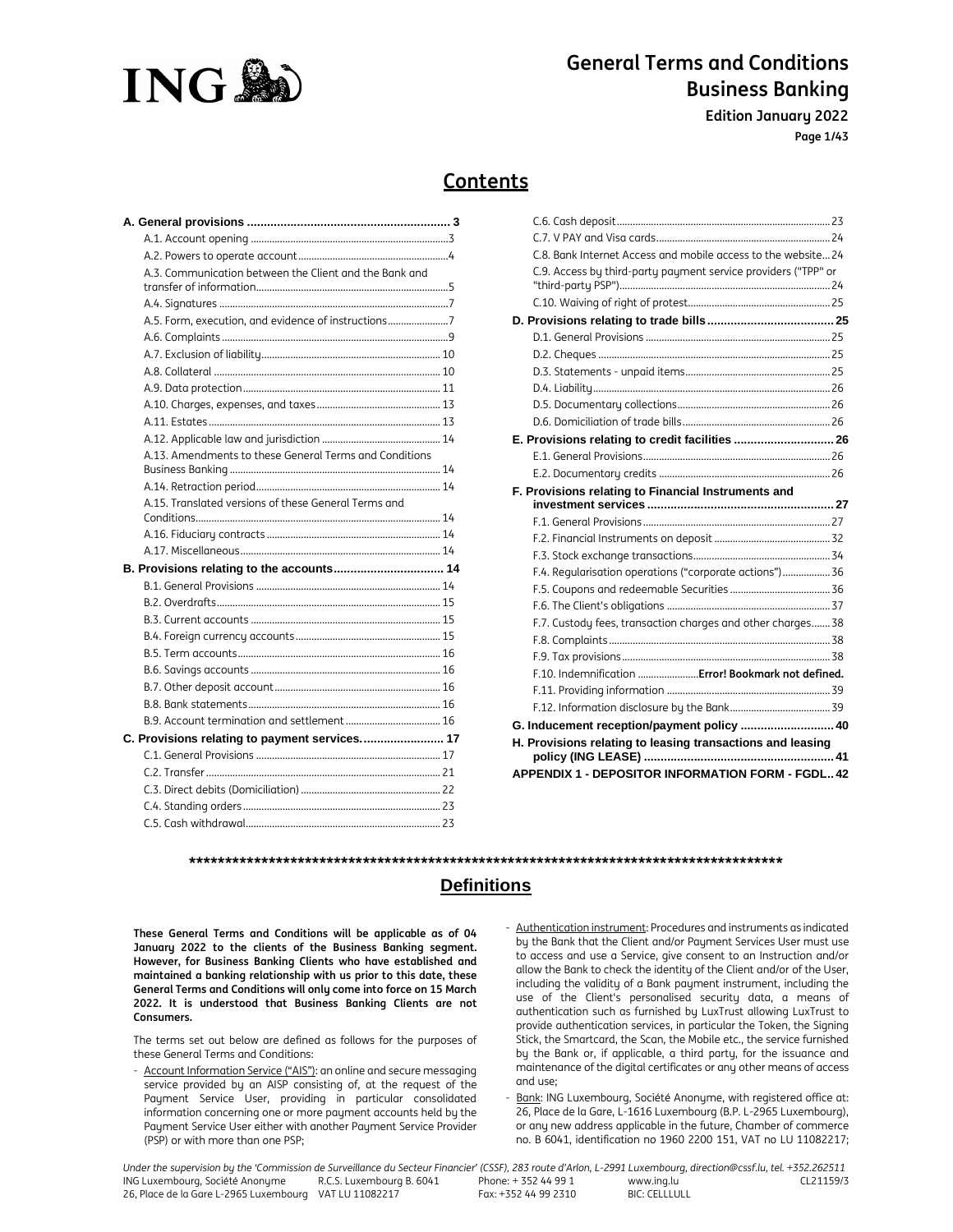# General Terms and Conditions Business Banking

**Edition January 2022**

## Contents

**A. General provisions .......... 3**
- A.1. Account opening .......... 3
- A.2. Powers to operate account .......... 4
- A.3. Communication between the Client and the Bank and transfer of information .......... 5
- A.4. Signatures .......... 7
- A.5. Form, execution, and evidence of instructions .......... 7
- A.6. Complaints .......... 9
- A.7. Exclusion of liability .......... 10
- A.8. Collateral .......... 10
- A.9. Data protection .......... 11
- A.10. Charges, expenses, and taxes .......... 13
- A.11. Estates .......... 13
- A.12. Applicable law and jurisdiction .......... 14
- A.13. Amendments to these General Terms and Conditions Business Banking .......... 14
- A.14. Retraction period .......... 14
- A.15. Translated versions of these General Terms and Conditions .......... 14
- A.16. Fiduciary contracts .......... 14
- A.17. Miscellaneous .......... 14

**B. Provisions relating to the accounts .......... 14**
- B.1. General Provisions .......... 14
- B.2. Overdrafts .......... 15
- B.3. Current accounts .......... 15
- B.4. Foreign currency accounts .......... 15
- B.5. Term accounts .......... 16
- B.6. Savings accounts .......... 16
- B.7. Other deposit account .......... 16
- B.8. Bank statements .......... 16
- B.9. Account termination and settlement .......... 16

**C. Provisions relating to payment services. .......... 17**
- C.1. General Provisions .......... 17
- C.2. Transfer .......... 21
- C.3. Direct debits (Domiciliation) .......... 22
- C.4. Standing orders .......... 23
- C.5. Cash withdrawal .......... 23
- C.6. Cash deposit .......... 23
- C.7. V PAY and Visa cards .......... 24
- C.8. Bank Internet Access and mobile access to the website .......... 24
- C.9. Access by third-party payment service providers ("TPP" or "third-party PSP") .......... 24
- C.10. Waiving of right of protest .......... 25

**D. Provisions relating to trade bills .......... 25**
- D.1. General Provisions .......... 25
- D.2. Cheques .......... 25
- D.3. Statements - unpaid items .......... 25
- D.4. Liability .......... 26
- D.5. Documentary collections .......... 26
- D.6. Domiciliation of trade bills .......... 26

**E. Provisions relating to credit facilities .......... 26**
- E.1. General Provisions .......... 26
- E.2. Documentary credits .......... 26

**F. Provisions relating to Financial Instruments and investment services .......... 27**
- F.1. General Provisions .......... 27
- F.2. Financial Instruments on deposit .......... 32
- F.3. Stock exchange transactions .......... 34
- F.4. Regularisation operations ("corporate actions") .......... 36
- F.5. Coupons and redeemable Securities .......... 36
- F.6. The Client's obligations .......... 37
- F.7. Custody fees, transaction charges and other charges .......... 38
- F.8. Complaints .......... 38
- F.9. Tax provisions .......... 38
- F.10. Indemnification .......... **Error! Bookmark not defined.**
- F.11. Providing information .......... 39
- F.12. Information disclosure by the Bank .......... 39

**G. Inducement reception/payment policy .......... 40**

**H. Provisions relating to leasing transactions and leasing policy (ING LEASE) .......... 41**

**APPENDIX 1 - DEPOSITOR INFORMATION FORM - FGDL .......... 42**

*************************************************************************************

## Definitions

**These General Terms and Conditions will be applicable as of 04 January 2022 to the clients of the Business Banking segment. However, for Business Banking Clients who have established and maintained a banking relationship with us prior to this date, these General Terms and Conditions will only come into force on 15 March 2022. It is understood that Business Banking Clients are not Consumers.**

The terms set out below are defined as follows for the purposes of these General Terms and Conditions:

- Account Information Service ("AIS"): an online and secure messaging service provided by an AISP consisting of, at the request of the Payment Service User, providing in particular consolidated information concerning one or more payment accounts held by the Payment Service User either with another Payment Service Provider (PSP) or with more than one PSP;
- Authentication instrument: Procedures and instruments as indicated by the Bank that the Client and/or Payment Services User must use to access and use a Service, give consent to an Instruction and/or allow the Bank to check the identity of the Client and/or of the User, including the validity of a Bank payment instrument, including the use of the Client's personalised security data, a means of authentication such as furnished by LuxTrust allowing LuxTrust to provide authentication services, in particular the Token, the Signing Stick, the Smartcard, the Scan, the Mobile etc., the service furnished by the Bank or, if applicable, a third party, for the issuance and maintenance of the digital certificates or any other means of access and use;
- Bank: ING Luxembourg, Société Anonyme, with registered office at: 26, Place de la Gare, L-1616 Luxembourg (B.P. L-2965 Luxembourg), or any new address applicable in the future, Chamber of commerce no. B 6041, identification no 1960 2200 151, VAT no LU 11082217;

*Under the supervision by the 'Commission de Surveillance du Secteur Financier' (CSSF), 283 route d'Arlon, L-2991 Luxembourg, direction@cssf.lu, tel. +352.262511*

ING Luxembourg, Société Anonyme · R.C.S. Luxembourg B. 6041 · Phone: + 352 44 99 1 · www.ing.lu · CL21159/3
26, Place de la Gare L-2965 Luxembourg · VAT LU 11082217 · Fax: +352 44 99 2310 · BIC: CELLLULL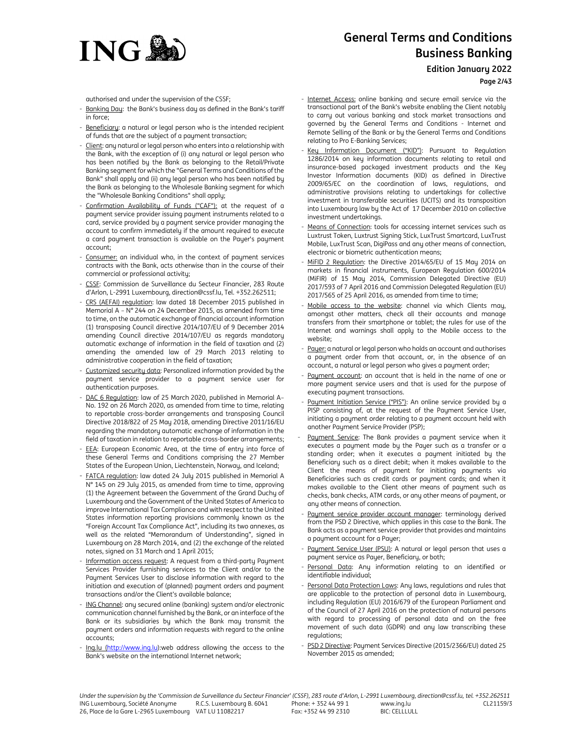authorised and under the supervision of the CSSF;

- Banking Day: the Bank's business day as defined in the Bank's tariff in force;
- Beneficiary: a natural or legal person who is the intended recipient of funds that are the subject of a payment transaction;
- Client: any natural or legal person who enters into a relationship with the Bank, with the exception of (i) any natural or legal person who has been notified by the Bank as belonging to the Retail/Private Banking segment for which the "General Terms and Conditions of the Bank" shall apply and (ii) any legal person who has been notified by the Bank as belonging to the Wholesale Banking segment for which the "Wholesale Banking Conditions" shall apply;
- Confirmation Availability of Funds ("CAF"): at the request of a payment service provider issuing payment instruments related to a card, service provided by a payment service provider managing the account to confirm immediately if the amount required to execute a card payment transaction is available on the Payer's payment account;
- Consumer: an individual who, in the context of payment services contracts with the Bank, acts otherwise than in the course of their commercial or professional activity;
- CSSF: Commission de Surveillance du Secteur Financier, 283 Route d'Arlon, L-2991 Luxembourg, direction@cssf.lu, Tel. +352.262511;
- CRS (AEFAI) regulation: law dated 18 December 2015 published in Memorial A - N° 244 on 24 December 2015, as amended from time to time, on the automatic exchange of financial account information (1) transposing Council directive 2014/107/EU of 9 December 2014 amending Council directive 2014/107/EU as regards mandatory automatic exchange of information in the field of taxation and (2) amending the amended law of 29 March 2013 relating to administrative cooperation in the field of taxation;
- Customized security data: Personalized information provided by the payment service provider to a payment service user for authentication purposes.
- DAC 6 Regulation: law of 25 March 2020, published in Memorial A– No. 192 on 26 March 2020, as amended from time to time, relating to reportable cross-border arrangements and transposing Council Directive 2018/822 of 25 May 2018, amending Directive 2011/16/EU regarding the mandatory automatic exchange of information in the field of taxation in relation to reportable cross-border arrangements;
- EEA: European Economic Area, at the time of entry into force of these General Terms and Conditions comprising the 27 Member States of the European Union, Liechtenstein, Norway, and Iceland;
- FATCA regulation: law dated 24 July 2015 published in Memorial A N° 145 on 29 July 2015, as amended from time to time, approving (1) the Agreement between the Government of the Grand Duchy of Luxembourg and the Government of the United States of America to improve International Tax Compliance and with respect to the United States information reporting provisions commonly known as the "Foreign Account Tax Compliance Act", including its two annexes, as well as the related "Memorandum of Understanding", signed in Luxembourg on 28 March 2014, and (2) the exchange of the related notes, signed on 31 March and 1 April 2015;
- Information access request: A request from a third-party Payment Services Provider furnishing services to the Client and/or to the Payment Services User to disclose information with regard to the initiation and execution of (planned) payment orders and payment transactions and/or the Client's available balance;
- ING Channel: any secured online (banking) system and/or electronic communication channel furnished by the Bank, or an interface of the Bank or its subsidiaries by which the Bank may transmit the payment orders and information requests with regard to the online accounts;
- Ing.lu (http://www.ing.lu):web address allowing the access to the Bank's website on the international Internet network;
- Internet Access: online banking and secure email service via the transactional part of the Bank's website enabling the Client notably to carry out various banking and stock market transactions and governed by the General Terms and Conditions - Internet and Remote Selling of the Bank or by the General Terms and Conditions relating to Pro E-Banking Services;
- Key Information Document ("KID"): Pursuant to Regulation 1286/2014 on key information documents relating to retail and insurance-based packaged investment products and the Key Investor Information documents (KID) as defined in Directive 2009/65/EC on the coordination of laws, regulations, and administrative provisions relating to undertakings for collective investment in transferable securities (UCITS) and its transposition into Luxembourg law by the Act of 17 December 2010 on collective investment undertakings.
- Means of Connection: tools for accessing internet services such as Luxtrust Token, Luxtrust Signing Stick, LuxTrust Smartcard, LuxTrust Mobile, LuxTrust Scan, DigiPass and any other means of connection, electronic or biometric authentication means;
- MiFID 2 Regulation: the Directive 2014/65/EU of 15 May 2014 on markets in financial instruments, European Regulation 600/2014 (MiFIR) of 15 May 2014, Commission Delegated Directive (EU) 2017/593 of 7 April 2016 and Commission Delegated Regulation (EU) 2017/565 of 25 April 2016, as amended from time to time;
- Mobile access to the website: channel via which Clients may, amongst other matters, check all their accounts and manage transfers from their smartphone or tablet; the rules for use of the Internet and warnings shall apply to the Mobile access to the website;
- Payer: a natural or legal person who holds an account and authorises a payment order from that account, or, in the absence of an account, a natural or legal person who gives a payment order;
- Payment account: an account that is held in the name of one or more payment service users and that is used for the purpose of executing payment transactions.
- Payment Initiation Service ("PIS"): An online service provided by a PISP consisting of, at the request of the Payment Service User, initiating a payment order relating to a payment account held with another Payment Service Provider (PSP);
- Payment Service: The Bank provides a payment service when it executes a payment made by the Payer such as a transfer or a standing order; when it executes a payment initiated by the Beneficiary such as a direct debit; when it makes available to the Client the means of payment for initiating payments via Beneficiaries such as credit cards or payment cards; and when it makes available to the Client other means of payment such as checks, bank checks, ATM cards, or any other means of payment, or any other means of connection.
- Payment service provider account manager: terminology derived from the PSD 2 Directive, which applies in this case to the Bank. The Bank acts as a payment service provider that provides and maintains a payment account for a Payer;
- Payment Service User (PSU): A natural or legal person that uses a payment service as Payer, Beneficiary, or both;
- Personal Data: Any information relating to an identified or identifiable individual;
- Personal Data Protection Laws: Any laws, regulations and rules that are applicable to the protection of personal data in Luxembourg, including Regulation (EU) 2016/679 of the European Parliament and of the Council of 27 April 2016 on the protection of natural persons with regard to processing of personal data and on the free movement of such data (GDPR) and any law transcribing these regulations;
- PSD 2 Directive: Payment Services Directive (2015/2366/EU) dated 25 November 2015 as amended;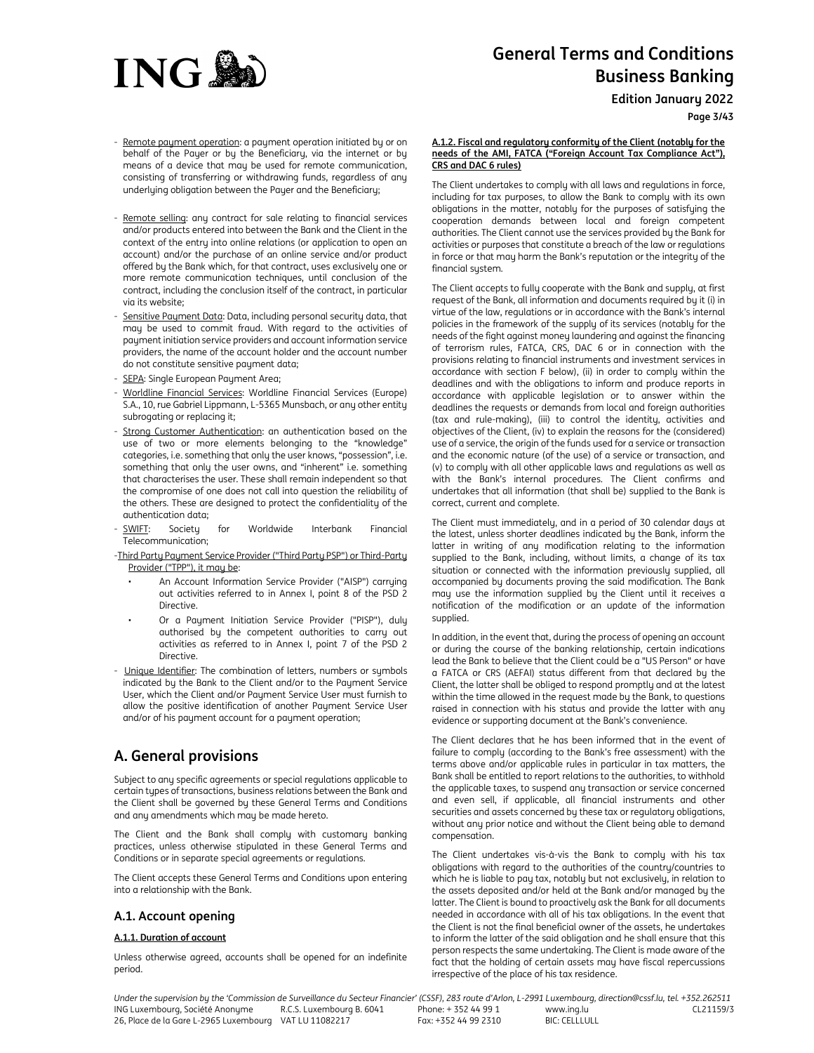- Remote payment operation: a payment operation initiated by or on behalf of the Payer or by the Beneficiary, via the internet or by means of a device that may be used for remote communication, consisting of transferring or withdrawing funds, regardless of any underlying obligation between the Payer and the Beneficiary;
- Remote selling: any contract for sale relating to financial services and/or products entered into between the Bank and the Client in the context of the entry into online relations (or application to open an account) and/or the purchase of an online service and/or product offered by the Bank which, for that contract, uses exclusively one or more remote communication techniques, until conclusion of the contract, including the conclusion itself of the contract, in particular via its website;
- Sensitive Payment Data: Data, including personal security data, that may be used to commit fraud. With regard to the activities of payment initiation service providers and account information service providers, the name of the account holder and the account number do not constitute sensitive payment data;
- SEPA: Single European Payment Area;
- Worldline Financial Services: Worldline Financial Services (Europe) S.A., 10, rue Gabriel Lippmann, L-5365 Munsbach, or any other entity subrogating or replacing it;
- Strong Customer Authentication: an authentication based on the use of two or more elements belonging to the "knowledge" categories, i.e. something that only the user knows, "possession", i.e. something that only the user owns, and "inherent" i.e. something that characterises the user. These shall remain independent so that the compromise of one does not call into question the reliability of the others. These are designed to protect the confidentiality of the authentication data;
- SWIFT: Society for Worldwide Interbank Financial Telecommunication;
- Third Party Payment Service Provider ("Third Party PSP") or Third-Party Provider ("TPP"), it may be:
  - An Account Information Service Provider ("AISP") carrying out activities referred to in Annex I, point 8 of the PSD 2 Directive.
  - Or a Payment Initiation Service Provider ("PISP"), duly authorised by the competent authorities to carry out activities as referred to in Annex I, point 7 of the PSD 2 Directive.
- Unique Identifier: The combination of letters, numbers or symbols indicated by the Bank to the Client and/or to the Payment Service User, which the Client and/or Payment Service User must furnish to allow the positive identification of another Payment Service User and/or of his payment account for a payment operation;

# A. General provisions

Subject to any specific agreements or special regulations applicable to certain types of transactions, business relations between the Bank and the Client shall be governed by these General Terms and Conditions and any amendments which may be made hereto.

The Client and the Bank shall comply with customary banking practices, unless otherwise stipulated in these General Terms and Conditions or in separate special agreements or regulations.

The Client accepts these General Terms and Conditions upon entering into a relationship with the Bank.

## A.1. Account opening

### A.1.1. Duration of account

Unless otherwise agreed, accounts shall be opened for an indefinite period.

### A.1.2. Fiscal and regulatory conformity of the Client (notably for the needs of the AMI, FATCA ("Foreign Account Tax Compliance Act"), CRS and DAC 6 rules)

The Client undertakes to comply with all laws and regulations in force, including for tax purposes, to allow the Bank to comply with its own obligations in the matter, notably for the purposes of satisfying the cooperation demands between local and foreign competent authorities. The Client cannot use the services provided by the Bank for activities or purposes that constitute a breach of the law or regulations in force or that may harm the Bank's reputation or the integrity of the financial system.

The Client accepts to fully cooperate with the Bank and supply, at first request of the Bank, all information and documents required by it (i) in virtue of the law, regulations or in accordance with the Bank's internal policies in the framework of the supply of its services (notably for the needs of the fight against money laundering and against the financing of terrorism rules, FATCA, CRS, DAC 6 or in connection with the provisions relating to financial instruments and investment services in accordance with section F below), (ii) in order to comply within the deadlines and with the obligations to inform and produce reports in accordance with applicable legislation or to answer within the deadlines the requests or demands from local and foreign authorities (tax and rule-making), (iii) to control the identity, activities and objectives of the Client, (iv) to explain the reasons for the (considered) use of a service, the origin of the funds used for a service or transaction and the economic nature (of the use) of a service or transaction, and (v) to comply with all other applicable laws and regulations as well as with the Bank's internal procedures. The Client confirms and undertakes that all information (that shall be) supplied to the Bank is correct, current and complete.

The Client must immediately, and in a period of 30 calendar days at the latest, unless shorter deadlines indicated by the Bank, inform the latter in writing of any modification relating to the information supplied to the Bank, including, without limits, a change of its tax situation or connected with the information previously supplied, all accompanied by documents proving the said modification. The Bank may use the information supplied by the Client until it receives a notification of the modification or an update of the information supplied.

In addition, in the event that, during the process of opening an account or during the course of the banking relationship, certain indications lead the Bank to believe that the Client could be a "US Person" or have a FATCA or CRS (AEFAI) status different from that declared by the Client, the latter shall be obliged to respond promptly and at the latest within the time allowed in the request made by the Bank, to questions raised in connection with his status and provide the latter with any evidence or supporting document at the Bank's convenience.

The Client declares that he has been informed that in the event of failure to comply (according to the Bank's free assessment) with the terms above and/or applicable rules in particular in tax matters, the Bank shall be entitled to report relations to the authorities, to withhold the applicable taxes, to suspend any transaction or service concerned and even sell, if applicable, all financial instruments and other securities and assets concerned by these tax or regulatory obligations, without any prior notice and without the Client being able to demand compensation.

The Client undertakes vis-à-vis the Bank to comply with his tax obligations with regard to the authorities of the country/countries to which he is liable to pay tax, notably but not exclusively, in relation to the assets deposited and/or held at the Bank and/or managed by the latter. The Client is bound to proactively ask the Bank for all documents needed in accordance with all of his tax obligations. In the event that the Client is not the final beneficial owner of the assets, he undertakes to inform the latter of the said obligation and he shall ensure that this person respects the same undertaking. The Client is made aware of the fact that the holding of certain assets may have fiscal repercussions irrespective of the place of his tax residence.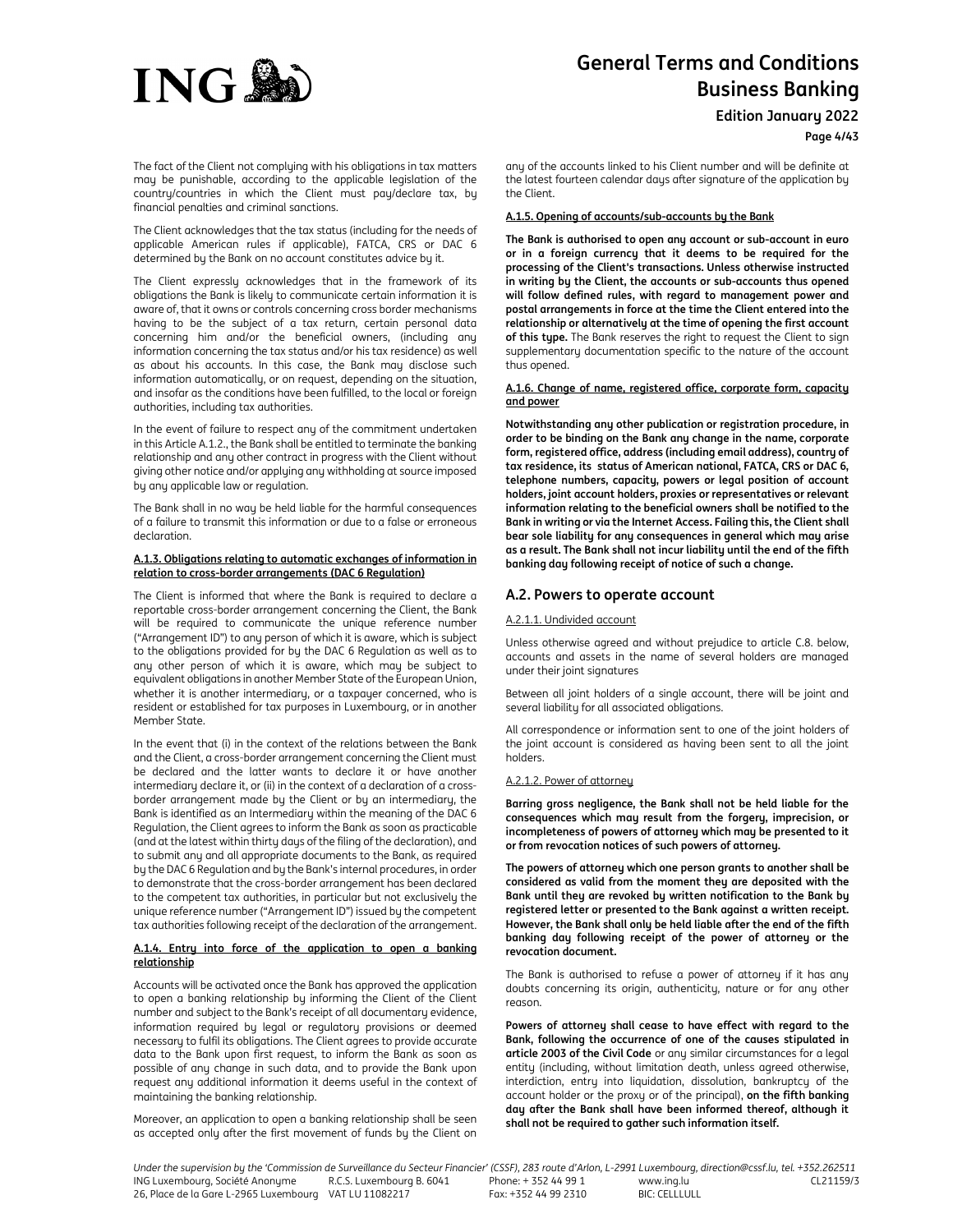The fact of the Client not complying with his obligations in tax matters may be punishable, according to the applicable legislation of the country/countries in which the Client must pay/declare tax, by financial penalties and criminal sanctions.

The Client acknowledges that the tax status (including for the needs of applicable American rules if applicable), FATCA, CRS or DAC 6 determined by the Bank on no account constitutes advice by it.

The Client expressly acknowledges that in the framework of its obligations the Bank is likely to communicate certain information it is aware of, that it owns or controls concerning cross border mechanisms having to be the subject of a tax return, certain personal data concerning him and/or the beneficial owners, (including any information concerning the tax status and/or his tax residence) as well as about his accounts. In this case, the Bank may disclose such information automatically, or on request, depending on the situation, and insofar as the conditions have been fulfilled, to the local or foreign authorities, including tax authorities.

In the event of failure to respect any of the commitment undertaken in this Article A.1.2., the Bank shall be entitled to terminate the banking relationship and any other contract in progress with the Client without giving other notice and/or applying any withholding at source imposed by any applicable law or regulation.

The Bank shall in no way be held liable for the harmful consequences of a failure to transmit this information or due to a false or erroneous declaration.

#### A.1.3. Obligations relating to automatic exchanges of information in relation to cross-border arrangements (DAC 6 Regulation)

The Client is informed that where the Bank is required to declare a reportable cross-border arrangement concerning the Client, the Bank will be required to communicate the unique reference number ("Arrangement ID") to any person of which it is aware, which is subject to the obligations provided for by the DAC 6 Regulation as well as to any other person of which it is aware, which may be subject to equivalent obligations in another Member State of the European Union, whether it is another intermediary, or a taxpayer concerned, who is resident or established for tax purposes in Luxembourg, or in another Member State.

In the event that (i) in the context of the relations between the Bank and the Client, a cross-border arrangement concerning the Client must be declared and the latter wants to declare it or have another intermediary declare it, or (ii) in the context of a declaration of a cross-border arrangement made by the Client or by an intermediary, the Bank is identified as an Intermediary within the meaning of the DAC 6 Regulation, the Client agrees to inform the Bank as soon as practicable (and at the latest within thirty days of the filing of the declaration), and to submit any and all appropriate documents to the Bank, as required by the DAC 6 Regulation and by the Bank's internal procedures, in order to demonstrate that the cross-border arrangement has been declared to the competent tax authorities, in particular but not exclusively the unique reference number ("Arrangement ID") issued by the competent tax authorities following receipt of the declaration of the arrangement.

#### A.1.4. Entry into force of the application to open a banking relationship

Accounts will be activated once the Bank has approved the application to open a banking relationship by informing the Client of the Client number and subject to the Bank's receipt of all documentary evidence, information required by legal or regulatory provisions or deemed necessary to fulfil its obligations. The Client agrees to provide accurate data to the Bank upon first request, to inform the Bank as soon as possible of any change in such data, and to provide the Bank upon request any additional information it deems useful in the context of maintaining the banking relationship.

Moreover, an application to open a banking relationship shall be seen as accepted only after the first movement of funds by the Client on any of the accounts linked to his Client number and will be definite at the latest fourteen calendar days after signature of the application by the Client.

#### A.1.5. Opening of accounts/sub-accounts by the Bank

**The Bank is authorised to open any account or sub-account in euro or in a foreign currency that it deems to be required for the processing of the Client's transactions. Unless otherwise instructed in writing by the Client, the accounts or sub-accounts thus opened will follow defined rules, with regard to management power and postal arrangements in force at the time the Client entered into the relationship or alternatively at the time of opening the first account of this type.** The Bank reserves the right to request the Client to sign supplementary documentation specific to the nature of the account thus opened.

#### A.1.6. Change of name, registered office, corporate form, capacity and power

**Notwithstanding any other publication or registration procedure, in order to be binding on the Bank any change in the name, corporate form, registered office, address (including email address), country of tax residence, its status of American national, FATCA, CRS or DAC 6, telephone numbers, capacity, powers or legal position of account holders, joint account holders, proxies or representatives or relevant information relating to the beneficial owners shall be notified to the Bank in writing or via the Internet Access. Failing this, the Client shall bear sole liability for any consequences in general which may arise as a result. The Bank shall not incur liability until the end of the fifth banking day following receipt of notice of such a change.**

## A.2. Powers to operate account

#### A.2.1.1. Undivided account

Unless otherwise agreed and without prejudice to article C.8. below, accounts and assets in the name of several holders are managed under their joint signatures

Between all joint holders of a single account, there will be joint and several liability for all associated obligations.

All correspondence or information sent to one of the joint holders of the joint account is considered as having been sent to all the joint holders.

#### A.2.1.2. Power of attorney

**Barring gross negligence, the Bank shall not be held liable for the consequences which may result from the forgery, imprecision, or incompleteness of powers of attorney which may be presented to it or from revocation notices of such powers of attorney.**

**The powers of attorney which one person grants to another shall be considered as valid from the moment they are deposited with the Bank until they are revoked by written notification to the Bank by registered letter or presented to the Bank against a written receipt. However, the Bank shall only be held liable after the end of the fifth banking day following receipt of the power of attorney or the revocation document.**

The Bank is authorised to refuse a power of attorney if it has any doubts concerning its origin, authenticity, nature or for any other reason.

**Powers of attorney shall cease to have effect with regard to the Bank, following the occurrence of one of the causes stipulated in article 2003 of the Civil Code** or any similar circumstances for a legal entity (including, without limitation death, unless agreed otherwise, interdiction, entry into liquidation, dissolution, bankruptcy of the account holder or the proxy or of the principal), **on the fifth banking day after the Bank shall have been informed thereof, although it shall not be required to gather such information itself.**

*Under the supervision by the 'Commission de Surveillance du Secteur Financier' (CSSF), 283 route d'Arlon, L-2991 Luxembourg, direction@cssf.lu, tel. +352.262511*
ING Luxembourg, Société Anonyme R.C.S. Luxembourg B. 6041 Phone: + 352 44 99 1 www.ing.lu CL21159/3
26, Place de la Gare L-2965 Luxembourg VAT LU 11082217 Fax: +352 44 99 2310 BIC: CELLLULL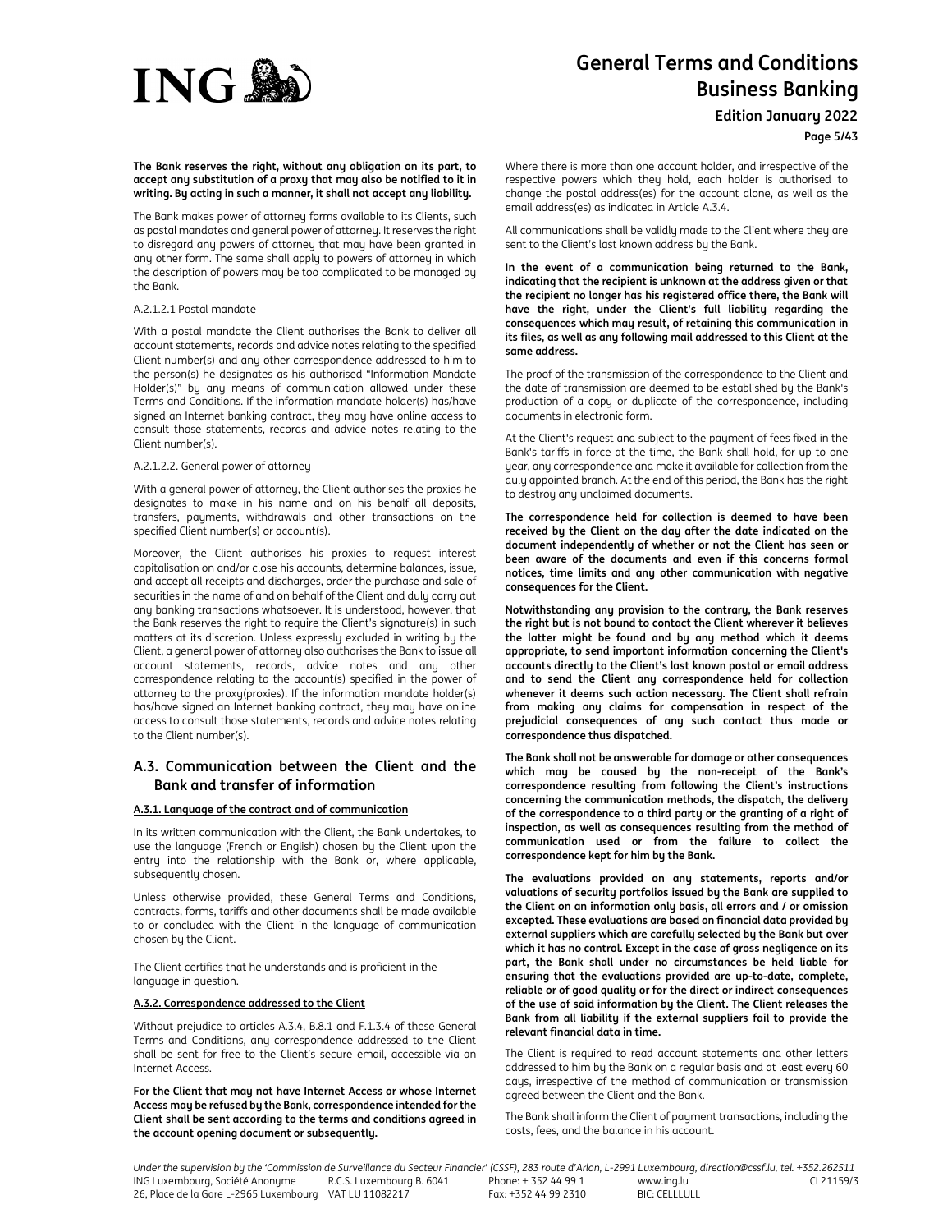**The Bank reserves the right, without any obligation on its part, to accept any substitution of a proxy that may also be notified to it in writing. By acting in such a manner, it shall not accept any liability.**

The Bank makes power of attorney forms available to its Clients, such as postal mandates and general power of attorney. It reserves the right to disregard any powers of attorney that may have been granted in any other form. The same shall apply to powers of attorney in which the description of powers may be too complicated to be managed by the Bank.

A.2.1.2.1 Postal mandate

With a postal mandate the Client authorises the Bank to deliver all account statements, records and advice notes relating to the specified Client number(s) and any other correspondence addressed to him to the person(s) he designates as his authorised "Information Mandate Holder(s)" by any means of communication allowed under these Terms and Conditions. If the information mandate holder(s) has/have signed an Internet banking contract, they may have online access to consult those statements, records and advice notes relating to the Client number(s).

A.2.1.2.2. General power of attorney

With a general power of attorney, the Client authorises the proxies he designates to make in his name and on his behalf all deposits, transfers, payments, withdrawals and other transactions on the specified Client number(s) or account(s).

Moreover, the Client authorises his proxies to request interest capitalisation on and/or close his accounts, determine balances, issue, and accept all receipts and discharges, order the purchase and sale of securities in the name of and on behalf of the Client and duly carry out any banking transactions whatsoever. It is understood, however, that the Bank reserves the right to require the Client's signature(s) in such matters at its discretion. Unless expressly excluded in writing by the Client, a general power of attorney also authorises the Bank to issue all account statements, records, advice notes and any other correspondence relating to the account(s) specified in the power of attorney to the proxy(proxies). If the information mandate holder(s) has/have signed an Internet banking contract, they may have online access to consult those statements, records and advice notes relating to the Client number(s).

## A.3. Communication between the Client and the Bank and transfer of information

### A.3.1. Language of the contract and of communication

In its written communication with the Client, the Bank undertakes, to use the language (French or English) chosen by the Client upon the entry into the relationship with the Bank or, where applicable, subsequently chosen.

Unless otherwise provided, these General Terms and Conditions, contracts, forms, tariffs and other documents shall be made available to or concluded with the Client in the language of communication chosen by the Client.

The Client certifies that he understands and is proficient in the language in question.

### A.3.2. Correspondence addressed to the Client

Without prejudice to articles A.3.4, B.8.1 and F.1.3.4 of these General Terms and Conditions, any correspondence addressed to the Client shall be sent for free to the Client's secure email, accessible via an Internet Access.

**For the Client that may not have Internet Access or whose Internet Access may be refused by the Bank, correspondence intended for the Client shall be sent according to the terms and conditions agreed in the account opening document or subsequently.**

Where there is more than one account holder, and irrespective of the respective powers which they hold, each holder is authorised to change the postal address(es) for the account alone, as well as the email address(es) as indicated in Article A.3.4.

All communications shall be validly made to the Client where they are sent to the Client's last known address by the Bank.

**In the event of a communication being returned to the Bank, indicating that the recipient is unknown at the address given or that the recipient no longer has his registered office there, the Bank will have the right, under the Client's full liability regarding the consequences which may result, of retaining this communication in its files, as well as any following mail addressed to this Client at the same address.**

The proof of the transmission of the correspondence to the Client and the date of transmission are deemed to be established by the Bank's production of a copy or duplicate of the correspondence, including documents in electronic form.

At the Client's request and subject to the payment of fees fixed in the Bank's tariffs in force at the time, the Bank shall hold, for up to one year, any correspondence and make it available for collection from the duly appointed branch. At the end of this period, the Bank has the right to destroy any unclaimed documents.

**The correspondence held for collection is deemed to have been received by the Client on the day after the date indicated on the document independently of whether or not the Client has seen or been aware of the documents and even if this concerns formal notices, time limits and any other communication with negative consequences for the Client.**

**Notwithstanding any provision to the contrary, the Bank reserves the right but is not bound to contact the Client wherever it believes the latter might be found and by any method which it deems appropriate, to send important information concerning the Client's accounts directly to the Client's last known postal or email address and to send the Client any correspondence held for collection whenever it deems such action necessary. The Client shall refrain from making any claims for compensation in respect of the prejudicial consequences of any such contact thus made or correspondence thus dispatched.**

**The Bank shall not be answerable for damage or other consequences which may be caused by the non-receipt of the Bank's correspondence resulting from following the Client's instructions concerning the communication methods, the dispatch, the delivery of the correspondence to a third party or the granting of a right of inspection, as well as consequences resulting from the method of communication used or from the failure to collect the correspondence kept for him by the Bank.**

**The evaluations provided on any statements, reports and/or valuations of security portfolios issued by the Bank are supplied to the Client on an information only basis, all errors and / or omission excepted. These evaluations are based on financial data provided by external suppliers which are carefully selected by the Bank but over which it has no control. Except in the case of gross negligence on its part, the Bank shall under no circumstances be held liable for ensuring that the evaluations provided are up-to-date, complete, reliable or of good quality or for the direct or indirect consequences of the use of said information by the Client. The Client releases the Bank from all liability if the external suppliers fail to provide the relevant financial data in time.**

The Client is required to read account statements and other letters addressed to him by the Bank on a regular basis and at least every 60 days, irrespective of the method of communication or transmission agreed between the Client and the Bank.

The Bank shall inform the Client of payment transactions, including the costs, fees, and the balance in his account.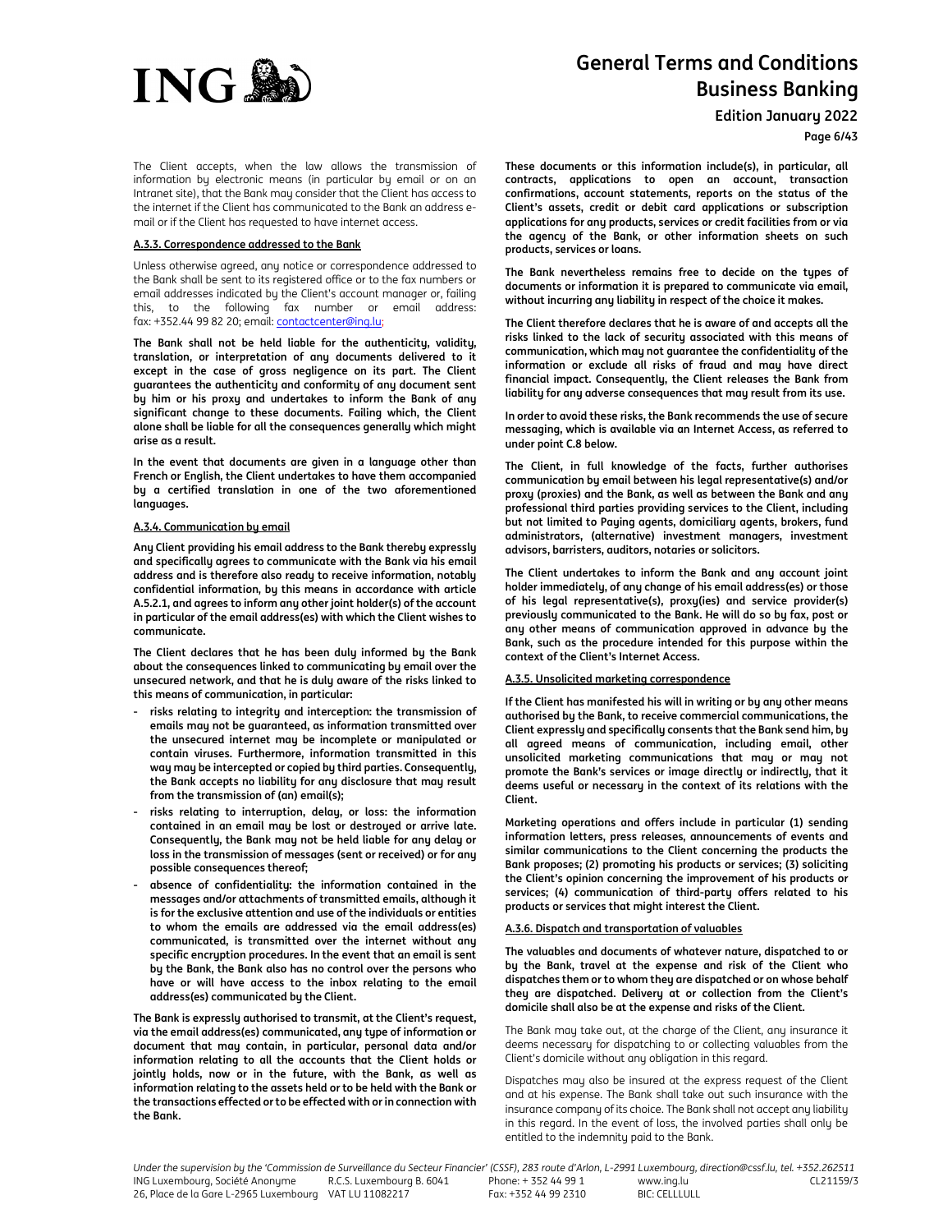The Client accepts, when the law allows the transmission of information by electronic means (in particular by email or on an Intranet site), that the Bank may consider that the Client has access to the internet if the Client has communicated to the Bank an address e-mail or if the Client has requested to have internet access.

#### A.3.3. Correspondence addressed to the Bank

Unless otherwise agreed, any notice or correspondence addressed to the Bank shall be sent to its registered office or to the fax numbers or email addresses indicated by the Client's account manager or, failing this, to the following fax number or email address: fax: +352.44 99 82 20; email: contactcenter@ing.lu;

**The Bank shall not be held liable for the authenticity, validity, translation, or interpretation of any documents delivered to it except in the case of gross negligence on its part. The Client guarantees the authenticity and conformity of any document sent by him or his proxy and undertakes to inform the Bank of any significant change to these documents. Failing which, the Client alone shall be liable for all the consequences generally which might arise as a result.**

**In the event that documents are given in a language other than French or English, the Client undertakes to have them accompanied by a certified translation in one of the two aforementioned languages.**

#### A.3.4. Communication by email

**Any Client providing his email address to the Bank thereby expressly and specifically agrees to communicate with the Bank via his email address and is therefore also ready to receive information, notably confidential information, by this means in accordance with article A.5.2.1, and agrees to inform any other joint holder(s) of the account in particular of the email address(es) with which the Client wishes to communicate.**

**The Client declares that he has been duly informed by the Bank about the consequences linked to communicating by email over the unsecured network, and that he is duly aware of the risks linked to this means of communication, in particular:**

- **risks relating to integrity and interception: the transmission of emails may not be guaranteed, as information transmitted over the unsecured internet may be incomplete or manipulated or contain viruses. Furthermore, information transmitted in this way may be intercepted or copied by third parties. Consequently, the Bank accepts no liability for any disclosure that may result from the transmission of (an) email(s);**
- **risks relating to interruption, delay, or loss: the information contained in an email may be lost or destroyed or arrive late. Consequently, the Bank may not be held liable for any delay or loss in the transmission of messages (sent or received) or for any possible consequences thereof;**
- **absence of confidentiality: the information contained in the messages and/or attachments of transmitted emails, although it is for the exclusive attention and use of the individuals or entities to whom the emails are addressed via the email address(es) communicated, is transmitted over the internet without any specific encryption procedures. In the event that an email is sent by the Bank, the Bank also has no control over the persons who have or will have access to the inbox relating to the email address(es) communicated by the Client.**

**The Bank is expressly authorised to transmit, at the Client's request, via the email address(es) communicated, any type of information or document that may contain, in particular, personal data and/or information relating to all the accounts that the Client holds or jointly holds, now or in the future, with the Bank, as well as information relating to the assets held or to be held with the Bank or the transactions effected or to be effected with or in connection with the Bank.**

**These documents or this information include(s), in particular, all contracts, applications to open an account, transaction confirmations, account statements, reports on the status of the Client's assets, credit or debit card applications or subscription applications for any products, services or credit facilities from or via the agency of the Bank, or other information sheets on such products, services or loans.**

**The Bank nevertheless remains free to decide on the types of documents or information it is prepared to communicate via email, without incurring any liability in respect of the choice it makes.**

**The Client therefore declares that he is aware of and accepts all the risks linked to the lack of security associated with this means of communication, which may not guarantee the confidentiality of the information or exclude all risks of fraud and may have direct financial impact. Consequently, the Client releases the Bank from liability for any adverse consequences that may result from its use.**

**In order to avoid these risks, the Bank recommends the use of secure messaging, which is available via an Internet Access, as referred to under point C.8 below.**

**The Client, in full knowledge of the facts, further authorises communication by email between his legal representative(s) and/or proxy (proxies) and the Bank, as well as between the Bank and any professional third parties providing services to the Client, including but not limited to Paying agents, domiciliary agents, brokers, fund administrators, (alternative) investment managers, investment advisors, barristers, auditors, notaries or solicitors.**

**The Client undertakes to inform the Bank and any account joint holder immediately, of any change of his email address(es) or those of his legal representative(s), proxy(ies) and service provider(s) previously communicated to the Bank. He will do so by fax, post or any other means of communication approved in advance by the Bank, such as the procedure intended for this purpose within the context of the Client's Internet Access.**

#### A.3.5. Unsolicited marketing correspondence

**If the Client has manifested his will in writing or by any other means authorised by the Bank, to receive commercial communications, the Client expressly and specifically consents that the Bank send him, by all agreed means of communication, including email, other unsolicited marketing communications that may or may not promote the Bank's services or image directly or indirectly, that it deems useful or necessary in the context of its relations with the Client.**

**Marketing operations and offers include in particular (1) sending information letters, press releases, announcements of events and similar communications to the Client concerning the products the Bank proposes; (2) promoting his products or services; (3) soliciting the Client's opinion concerning the improvement of his products or services; (4) communication of third-party offers related to his products or services that might interest the Client.**

#### A.3.6. Dispatch and transportation of valuables

**The valuables and documents of whatever nature, dispatched to or by the Bank, travel at the expense and risk of the Client who dispatches them or to whom they are dispatched or on whose behalf they are dispatched. Delivery at or collection from the Client's domicile shall also be at the expense and risks of the Client.**

The Bank may take out, at the charge of the Client, any insurance it deems necessary for dispatching to or collecting valuables from the Client's domicile without any obligation in this regard.

Dispatches may also be insured at the express request of the Client and at his expense. The Bank shall take out such insurance with the insurance company of its choice. The Bank shall not accept any liability in this regard. In the event of loss, the involved parties shall only be entitled to the indemnity paid to the Bank.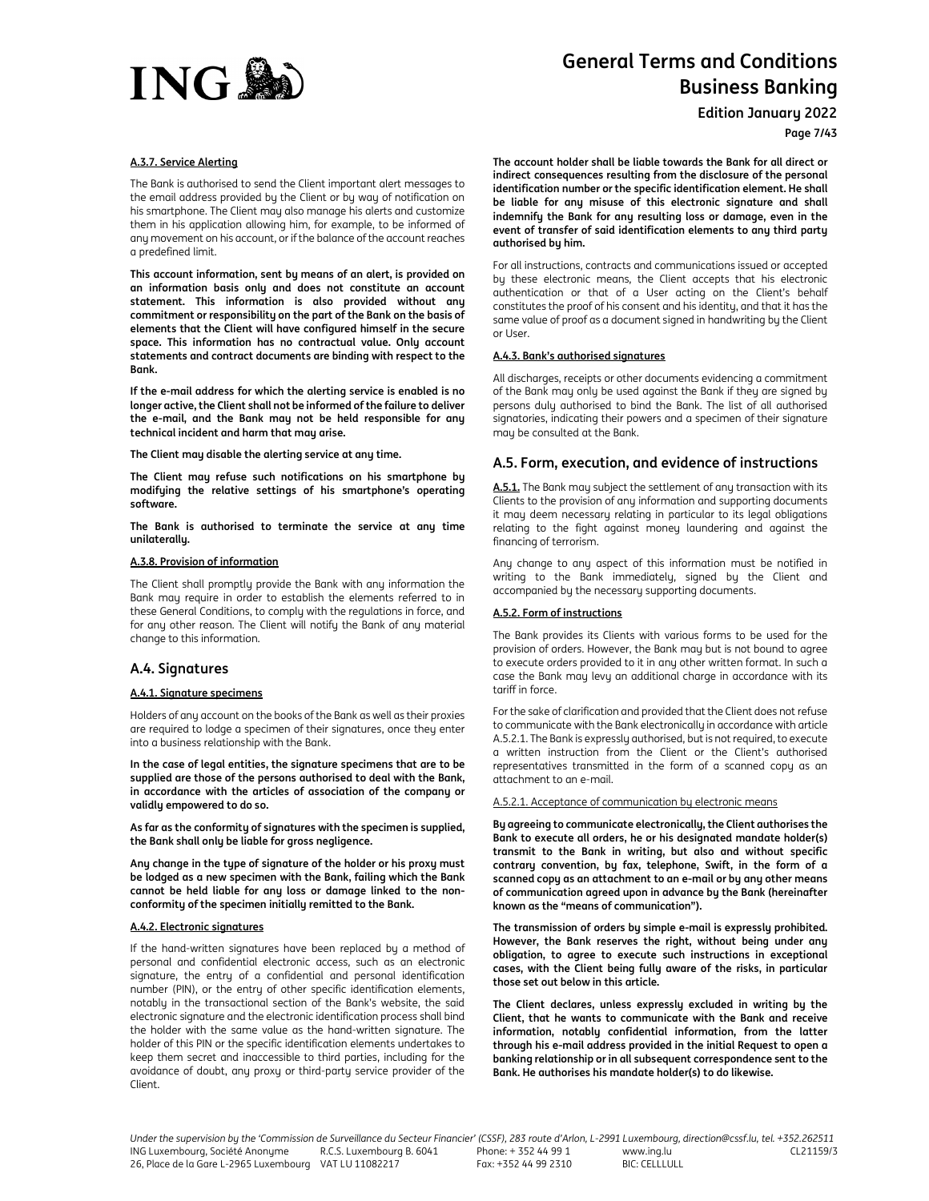#### A.3.7. Service Alerting

The Bank is authorised to send the Client important alert messages to the email address provided by the Client or by way of notification on his smartphone. The Client may also manage his alerts and customize them in his application allowing him, for example, to be informed of any movement on his account, or if the balance of the account reaches a predefined limit.

**This account information, sent by means of an alert, is provided on an information basis only and does not constitute an account statement. This information is also provided without any commitment or responsibility on the part of the Bank on the basis of elements that the Client will have configured himself in the secure space. This information has no contractual value. Only account statements and contract documents are binding with respect to the Bank.**

**If the e-mail address for which the alerting service is enabled is no longer active, the Client shall not be informed of the failure to deliver the e-mail, and the Bank may not be held responsible for any technical incident and harm that may arise.**

**The Client may disable the alerting service at any time.**

**The Client may refuse such notifications on his smartphone by modifying the relative settings of his smartphone's operating software.**

**The Bank is authorised to terminate the service at any time unilaterally.**

#### A.3.8. Provision of information

The Client shall promptly provide the Bank with any information the Bank may require in order to establish the elements referred to in these General Conditions, to comply with the regulations in force, and for any other reason. The Client will notify the Bank of any material change to this information.

## A.4. Signatures

#### A.4.1. Signature specimens

Holders of any account on the books of the Bank as well as their proxies are required to lodge a specimen of their signatures, once they enter into a business relationship with the Bank.

**In the case of legal entities, the signature specimens that are to be supplied are those of the persons authorised to deal with the Bank, in accordance with the articles of association of the company or validly empowered to do so.**

**As far as the conformity of signatures with the specimen is supplied, the Bank shall only be liable for gross negligence.**

**Any change in the type of signature of the holder or his proxy must be lodged as a new specimen with the Bank, failing which the Bank cannot be held liable for any loss or damage linked to the non-conformity of the specimen initially remitted to the Bank.**

#### A.4.2. Electronic signatures

If the hand-written signatures have been replaced by a method of personal and confidential electronic access, such as an electronic signature, the entry of a confidential and personal identification number (PIN), or the entry of other specific identification elements, notably in the transactional section of the Bank's website, the said electronic signature and the electronic identification process shall bind the holder with the same value as the hand-written signature. The holder of this PIN or the specific identification elements undertakes to keep them secret and inaccessible to third parties, including for the avoidance of doubt, any proxy or third-party service provider of the Client.

**The account holder shall be liable towards the Bank for all direct or indirect consequences resulting from the disclosure of the personal identification number or the specific identification element. He shall be liable for any misuse of this electronic signature and shall indemnify the Bank for any resulting loss or damage, even in the event of transfer of said identification elements to any third party authorised by him.**

For all instructions, contracts and communications issued or accepted by these electronic means, the Client accepts that his electronic authentication or that of a User acting on the Client's behalf constitutes the proof of his consent and his identity, and that it has the same value of proof as a document signed in handwriting by the Client or User.

#### A.4.3. Bank's authorised signatures

All discharges, receipts or other documents evidencing a commitment of the Bank may only be used against the Bank if they are signed by persons duly authorised to bind the Bank. The list of all authorised signatories, indicating their powers and a specimen of their signature may be consulted at the Bank.

## A.5. Form, execution, and evidence of instructions

**A.5.1.** The Bank may subject the settlement of any transaction with its Clients to the provision of any information and supporting documents it may deem necessary relating in particular to its legal obligations relating to the fight against money laundering and against the financing of terrorism.

Any change to any aspect of this information must be notified in writing to the Bank immediately, signed by the Client and accompanied by the necessary supporting documents.

#### A.5.2. Form of instructions

The Bank provides its Clients with various forms to be used for the provision of orders. However, the Bank may but is not bound to agree to execute orders provided to it in any other written format. In such a case the Bank may levy an additional charge in accordance with its tariff in force.

For the sake of clarification and provided that the Client does not refuse to communicate with the Bank electronically in accordance with article A.5.2.1. The Bank is expressly authorised, but is not required, to execute a written instruction from the Client or the Client's authorised representatives transmitted in the form of a scanned copy as an attachment to an e-mail.

A.5.2.1. Acceptance of communication by electronic means

**By agreeing to communicate electronically, the Client authorises the Bank to execute all orders, he or his designated mandate holder(s) transmit to the Bank in writing, but also and without specific contrary convention, by fax, telephone, Swift, in the form of a scanned copy as an attachment to an e-mail or by any other means of communication agreed upon in advance by the Bank (hereinafter known as the "means of communication").**

**The transmission of orders by simple e-mail is expressly prohibited. However, the Bank reserves the right, without being under any obligation, to agree to execute such instructions in exceptional cases, with the Client being fully aware of the risks, in particular those set out below in this article.**

**The Client declares, unless expressly excluded in writing by the Client, that he wants to communicate with the Bank and receive information, notably confidential information, from the latter through his e-mail address provided in the initial Request to open a banking relationship or in all subsequent correspondence sent to the Bank. He authorises his mandate holder(s) to do likewise.**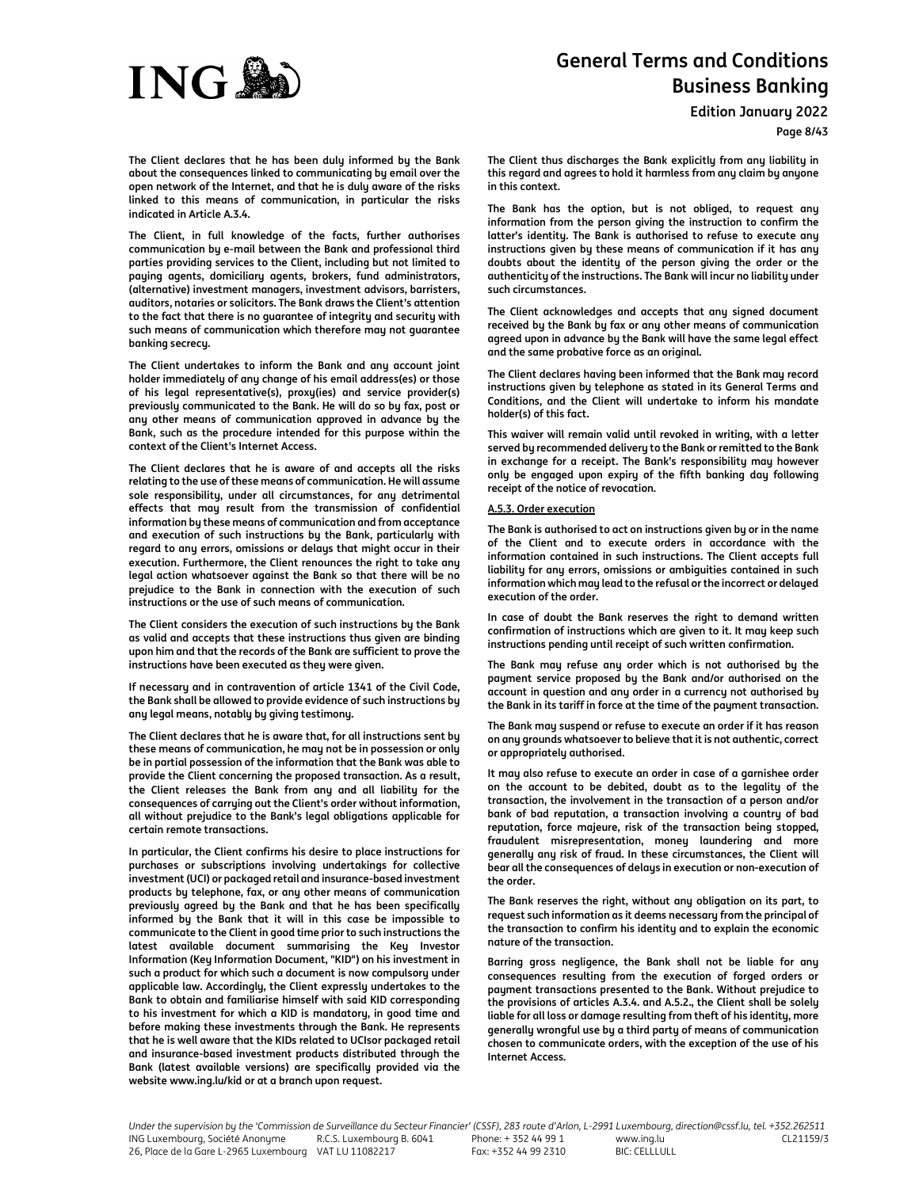The Client declares that he has been duly informed by the Bank about the consequences linked to communicating by email over the open network of the Internet, and that he is duly aware of the risks linked to this means of communication, in particular the risks indicated in Article A.3.4.

The Client, in full knowledge of the facts, further authorises communication by e-mail between the Bank and professional third parties providing services to the Client, including but not limited to paying agents, domiciliary agents, brokers, fund administrators, (alternative) investment managers, investment advisors, barristers, auditors, notaries or solicitors. The Bank draws the Client's attention to the fact that there is no guarantee of integrity and security with such means of communication which therefore may not guarantee banking secrecy.

The Client undertakes to inform the Bank and any account joint holder immediately of any change of his email address(es) or those of his legal representative(s), proxy(ies) and service provider(s) previously communicated to the Bank. He will do so by fax, post or any other means of communication approved in advance by the Bank, such as the procedure intended for this purpose within the context of the Client's Internet Access.

The Client declares that he is aware of and accepts all the risks relating to the use of these means of communication. He will assume sole responsibility, under all circumstances, for any detrimental effects that may result from the transmission of confidential information by these means of communication and from acceptance and execution of such instructions by the Bank, particularly with regard to any errors, omissions or delays that might occur in their execution. Furthermore, the Client renounces the right to take any legal action whatsoever against the Bank so that there will be no prejudice to the Bank in connection with the execution of such instructions or the use of such means of communication.

The Client considers the execution of such instructions by the Bank as valid and accepts that these instructions thus given are binding upon him and that the records of the Bank are sufficient to prove the instructions have been executed as they were given.

If necessary and in contravention of article 1341 of the Civil Code, the Bank shall be allowed to provide evidence of such instructions by any legal means, notably by giving testimony.

The Client declares that he is aware that, for all instructions sent by these means of communication, he may not be in possession or only be in partial possession of the information that the Bank was able to provide the Client concerning the proposed transaction. As a result, the Client releases the Bank from any and all liability for the consequences of carrying out the Client's order without information, all without prejudice to the Bank's legal obligations applicable for certain remote transactions.

In particular, the Client confirms his desire to place instructions for purchases or subscriptions involving undertakings for collective investment (UCI) or packaged retail and insurance-based investment products by telephone, fax, or any other means of communication previously agreed by the Bank and that he has been specifically informed by the Bank that it will in this case be impossible to communicate to the Client in good time prior to such instructions the latest available document summarising the Key Investor Information (Key Information Document, "KID") on his investment in such a product for which such a document is now compulsory under applicable law. Accordingly, the Client expressly undertakes to the Bank to obtain and familiarise himself with said KID corresponding to his investment for which a KID is mandatory, in good time and before making these investments through the Bank. He represents that he is well aware that the KIDs related to UCIsor packaged retail and insurance-based investment products distributed through the Bank (latest available versions) are specifically provided via the website www.ing.lu/kid or at a branch upon request.

The Client thus discharges the Bank explicitly from any liability in this regard and agrees to hold it harmless from any claim by anyone in this context.

The Bank has the option, but is not obliged, to request any information from the person giving the instruction to confirm the latter's identity. The Bank is authorised to refuse to execute any instructions given by these means of communication if it has any doubts about the identity of the person giving the order or the authenticity of the instructions. The Bank will incur no liability under such circumstances.

The Client acknowledges and accepts that any signed document received by the Bank by fax or any other means of communication agreed upon in advance by the Bank will have the same legal effect and the same probative force as an original.

The Client declares having been informed that the Bank may record instructions given by telephone as stated in its General Terms and Conditions, and the Client will undertake to inform his mandate holder(s) of this fact.

This waiver will remain valid until revoked in writing, with a letter served by recommended delivery to the Bank or remitted to the Bank in exchange for a receipt. The Bank's responsibility may however only be engaged upon expiry of the fifth banking day following receipt of the notice of revocation.

#### A.5.3. Order execution

The Bank is authorised to act on instructions given by or in the name of the Client and to execute orders in accordance with the information contained in such instructions. The Client accepts full liability for any errors, omissions or ambiguities contained in such information which may lead to the refusal or the incorrect or delayed execution of the order.

In case of doubt the Bank reserves the right to demand written confirmation of instructions which are given to it. It may keep such instructions pending until receipt of such written confirmation.

The Bank may refuse any order which is not authorised by the payment service proposed by the Bank and/or authorised on the account in question and any order in a currency not authorised by the Bank in its tariff in force at the time of the payment transaction.

The Bank may suspend or refuse to execute an order if it has reason on any grounds whatsoever to believe that it is not authentic, correct or appropriately authorised.

It may also refuse to execute an order in case of a garnishee order on the account to be debited, doubt as to the legality of the transaction, the involvement in the transaction of a person and/or bank of bad reputation, a transaction involving a country of bad reputation, force majeure, risk of the transaction being stopped, fraudulent misrepresentation, money laundering and more generally any risk of fraud. In these circumstances, the Client will bear all the consequences of delays in execution or non-execution of the order.

The Bank reserves the right, without any obligation on its part, to request such information as it deems necessary from the principal of the transaction to confirm his identity and to explain the economic nature of the transaction.

Barring gross negligence, the Bank shall not be liable for any consequences resulting from the execution of forged orders or payment transactions presented to the Bank. Without prejudice to the provisions of articles A.3.4. and A.5.2., the Client shall be solely liable for all loss or damage resulting from theft of his identity, more generally wrongful use by a third party of means of communication chosen to communicate orders, with the exception of the use of his Internet Access.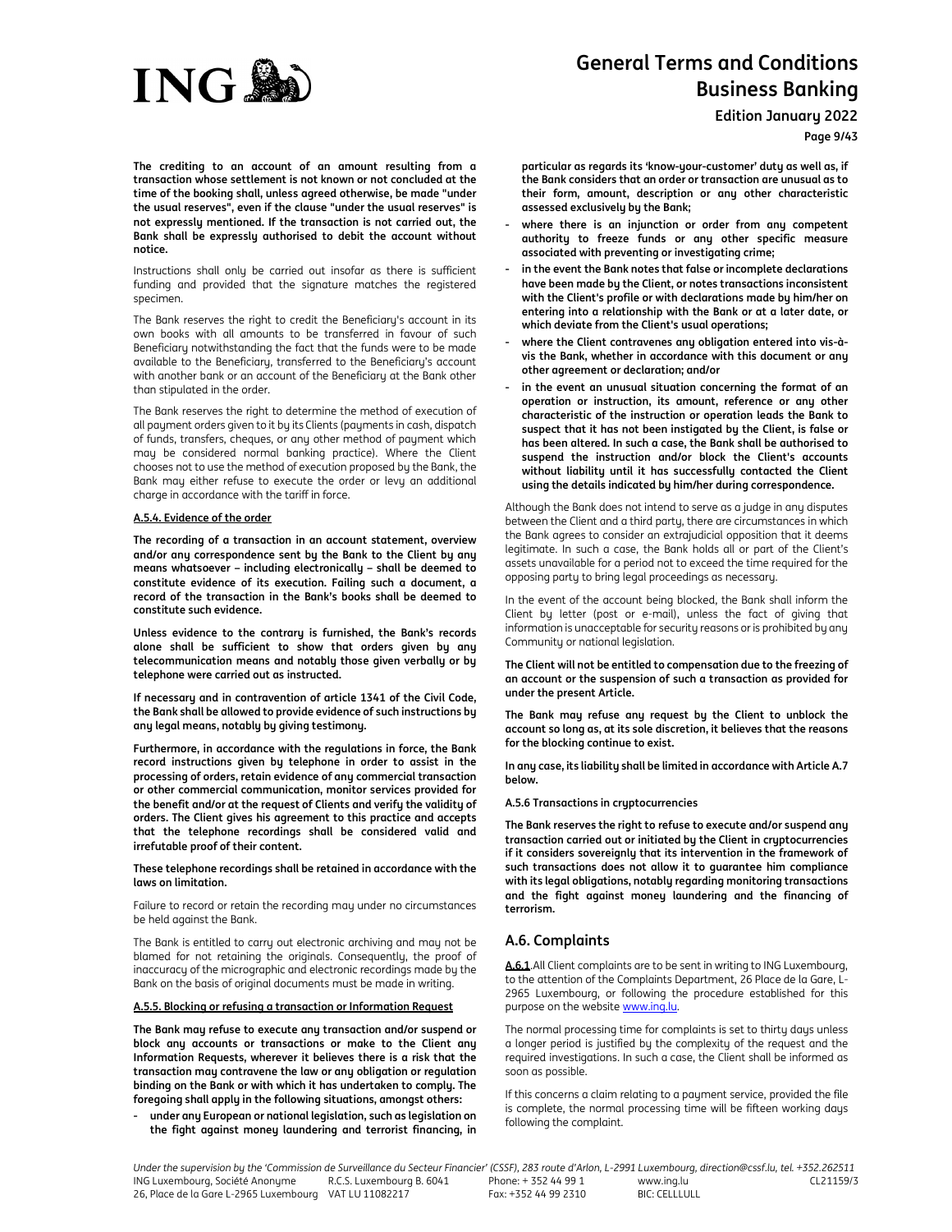**The crediting to an account of an amount resulting from a transaction whose settlement is not known or not concluded at the time of the booking shall, unless agreed otherwise, be made "under the usual reserves", even if the clause "under the usual reserves" is not expressly mentioned. If the transaction is not carried out, the Bank shall be expressly authorised to debit the account without notice.**

Instructions shall only be carried out insofar as there is sufficient funding and provided that the signature matches the registered specimen.

The Bank reserves the right to credit the Beneficiary's account in its own books with all amounts to be transferred in favour of such Beneficiary notwithstanding the fact that the funds were to be made available to the Beneficiary, transferred to the Beneficiary's account with another bank or an account of the Beneficiary at the Bank other than stipulated in the order.

The Bank reserves the right to determine the method of execution of all payment orders given to it by its Clients (payments in cash, dispatch of funds, transfers, cheques, or any other method of payment which may be considered normal banking practice). Where the Client chooses not to use the method of execution proposed by the Bank, the Bank may either refuse to execute the order or levy an additional charge in accordance with the tariff in force.

#### A.5.4. Evidence of the order

**The recording of a transaction in an account statement, overview and/or any correspondence sent by the Bank to the Client by any means whatsoever – including electronically – shall be deemed to constitute evidence of its execution. Failing such a document, a record of the transaction in the Bank's books shall be deemed to constitute such evidence.**

**Unless evidence to the contrary is furnished, the Bank's records alone shall be sufficient to show that orders given by any telecommunication means and notably those given verbally or by telephone were carried out as instructed.**

**If necessary and in contravention of article 1341 of the Civil Code, the Bank shall be allowed to provide evidence of such instructions by any legal means, notably by giving testimony.**

**Furthermore, in accordance with the regulations in force, the Bank record instructions given by telephone in order to assist in the processing of orders, retain evidence of any commercial transaction or other commercial communication, monitor services provided for the benefit and/or at the request of Clients and verify the validity of orders. The Client gives his agreement to this practice and accepts that the telephone recordings shall be considered valid and irrefutable proof of their content.**

**These telephone recordings shall be retained in accordance with the laws on limitation.**

Failure to record or retain the recording may under no circumstances be held against the Bank.

The Bank is entitled to carry out electronic archiving and may not be blamed for not retaining the originals. Consequently, the proof of inaccuracy of the micrographic and electronic recordings made by the Bank on the basis of original documents must be made in writing.

#### A.5.5. Blocking or refusing a transaction or Information Request

**The Bank may refuse to execute any transaction and/or suspend or block any accounts or transactions or make to the Client any Information Requests, wherever it believes there is a risk that the transaction may contravene the law or any obligation or regulation binding on the Bank or with which it has undertaken to comply. The foregoing shall apply in the following situations, amongst others:**

- **under any European or national legislation, such as legislation on the fight against money laundering and terrorist financing, in particular as regards its 'know-your-customer' duty as well as, if the Bank considers that an order or transaction are unusual as to their form, amount, description or any other characteristic assessed exclusively by the Bank;**
- **where there is an injunction or order from any competent authority to freeze funds or any other specific measure associated with preventing or investigating crime;**
- **in the event the Bank notes that false or incomplete declarations have been made by the Client, or notes transactions inconsistent with the Client's profile or with declarations made by him/her on entering into a relationship with the Bank or at a later date, or which deviate from the Client's usual operations;**
- **where the Client contravenes any obligation entered into vis-à-vis the Bank, whether in accordance with this document or any other agreement or declaration; and/or**
- **in the event an unusual situation concerning the format of an operation or instruction, its amount, reference or any other characteristic of the instruction or operation leads the Bank to suspect that it has not been instigated by the Client, is false or has been altered. In such a case, the Bank shall be authorised to suspend the instruction and/or block the Client's accounts without liability until it has successfully contacted the Client using the details indicated by him/her during correspondence.**

Although the Bank does not intend to serve as a judge in any disputes between the Client and a third party, there are circumstances in which the Bank agrees to consider an extrajudicial opposition that it deems legitimate. In such a case, the Bank holds all or part of the Client's assets unavailable for a period not to exceed the time required for the opposing party to bring legal proceedings as necessary.

In the event of the account being blocked, the Bank shall inform the Client by letter (post or e-mail), unless the fact of giving that information is unacceptable for security reasons or is prohibited by any Community or national legislation.

**The Client will not be entitled to compensation due to the freezing of an account or the suspension of such a transaction as provided for under the present Article.**

**The Bank may refuse any request by the Client to unblock the account so long as, at its sole discretion, it believes that the reasons for the blocking continue to exist.**

**In any case, its liability shall be limited in accordance with Article A.7 below.**

#### A.5.6 Transactions in cryptocurrencies

**The Bank reserves the right to refuse to execute and/or suspend any transaction carried out or initiated by the Client in cryptocurrencies if it considers sovereignly that its intervention in the framework of such transactions does not allow it to guarantee him compliance with its legal obligations, notably regarding monitoring transactions and the fight against money laundering and the financing of terrorism.**

## A.6. Complaints

**A.6.1**.All Client complaints are to be sent in writing to ING Luxembourg, to the attention of the Complaints Department, 26 Place de la Gare, L-2965 Luxembourg, or following the procedure established for this purpose on the website www.ing.lu.

The normal processing time for complaints is set to thirty days unless a longer period is justified by the complexity of the request and the required investigations. In such a case, the Client shall be informed as soon as possible.

If this concerns a claim relating to a payment service, provided the file is complete, the normal processing time will be fifteen working days following the complaint.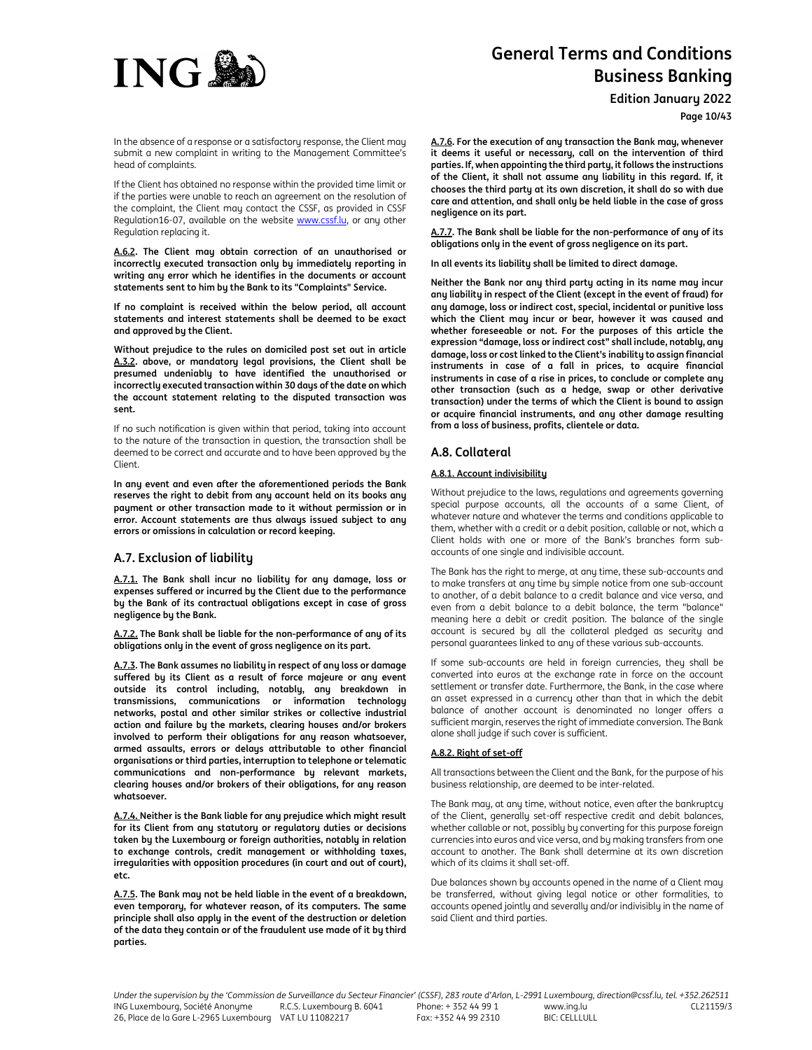In the absence of a response or a satisfactory response, the Client may submit a new complaint in writing to the Management Committee's head of complaints.

If the Client has obtained no response within the provided time limit or if the parties were unable to reach an agreement on the resolution of the complaint, the Client may contact the CSSF, as provided in CSSF Regulation16-07, available on the website www.cssf.lu, or any other Regulation replacing it.

**A.6.2. The Client may obtain correction of an unauthorised or incorrectly executed transaction only by immediately reporting in writing any error which he identifies in the documents or account statements sent to him by the Bank to its "Complaints" Service.**

**If no complaint is received within the below period, all account statements and interest statements shall be deemed to be exact and approved by the Client.**

**Without prejudice to the rules on domiciled post set out in article A.3.2. above, or mandatory legal provisions, the Client shall be presumed undeniably to have identified the unauthorised or incorrectly executed transaction within 30 days of the date on which the account statement relating to the disputed transaction was sent.**

If no such notification is given within that period, taking into account to the nature of the transaction in question, the transaction shall be deemed to be correct and accurate and to have been approved by the Client.

**In any event and even after the aforementioned periods the Bank reserves the right to debit from any account held on its books any payment or other transaction made to it without permission or in error. Account statements are thus always issued subject to any errors or omissions in calculation or record keeping.**

## A.7. Exclusion of liability

**A.7.1. The Bank shall incur no liability for any damage, loss or expenses suffered or incurred by the Client due to the performance by the Bank of its contractual obligations except in case of gross negligence by the Bank.**

**A.7.2. The Bank shall be liable for the non-performance of any of its obligations only in the event of gross negligence on its part.**

**A.7.3. The Bank assumes no liability in respect of any loss or damage suffered by its Client as a result of force majeure or any event outside its control including, notably, any breakdown in transmissions, communications or information technology networks, postal and other similar strikes or collective industrial action and failure by the markets, clearing houses and/or brokers involved to perform their obligations for any reason whatsoever, armed assaults, errors or delays attributable to other financial organisations or third parties, interruption to telephone or telematic communications and non-performance by relevant markets, clearing houses and/or brokers of their obligations, for any reason whatsoever.**

**A.7.4. Neither is the Bank liable for any prejudice which might result for its Client from any statutory or regulatory duties or decisions taken by the Luxembourg or foreign authorities, notably in relation to exchange controls, credit management or withholding taxes, irregularities with opposition procedures (in court and out of court), etc.**

**A.7.5. The Bank may not be held liable in the event of a breakdown, even temporary, for whatever reason, of its computers. The same principle shall also apply in the event of the destruction or deletion of the data they contain or of the fraudulent use made of it by third parties.**

**A.7.6. For the execution of any transaction the Bank may, whenever it deems it useful or necessary, call on the intervention of third parties. If, when appointing the third party, it follows the instructions of the Client, it shall not assume any liability in this regard. If, it chooses the third party at its own discretion, it shall do so with due care and attention, and shall only be held liable in the case of gross negligence on its part.**

**A.7.7. The Bank shall be liable for the non-performance of any of its obligations only in the event of gross negligence on its part.**

**In all events its liability shall be limited to direct damage.**

**Neither the Bank nor any third party acting in its name may incur any liability in respect of the Client (except in the event of fraud) for any damage, loss or indirect cost, special, incidental or punitive loss which the Client may incur or bear, however it was caused and whether foreseeable or not. For the purposes of this article the expression "damage, loss or indirect cost" shall include, notably, any damage, loss or cost linked to the Client's inability to assign financial instruments in case of a fall in prices, to acquire financial instruments in case of a rise in prices, to conclude or complete any other transaction (such as a hedge, swap or other derivative transaction) under the terms of which the Client is bound to assign or acquire financial instruments, and any other damage resulting from a loss of business, profits, clientele or data.**

## A.8. Collateral

### A.8.1. Account indivisibility

Without prejudice to the laws, regulations and agreements governing special purpose accounts, all the accounts of a same Client, of whatever nature and whatever the terms and conditions applicable to them, whether with a credit or a debit position, callable or not, which a Client holds with one or more of the Bank's branches form sub-accounts of one single and indivisible account.

The Bank has the right to merge, at any time, these sub-accounts and to make transfers at any time by simple notice from one sub-account to another, of a debit balance to a credit balance and vice versa, and even from a debit balance to a debit balance, the term "balance" meaning here a debit or credit position. The balance of the single account is secured by all the collateral pledged as security and personal guarantees linked to any of these various sub-accounts.

If some sub-accounts are held in foreign currencies, they shall be converted into euros at the exchange rate in force on the account settlement or transfer date. Furthermore, the Bank, in the case where an asset expressed in a currency other than that in which the debit balance of another account is denominated no longer offers a sufficient margin, reserves the right of immediate conversion. The Bank alone shall judge if such cover is sufficient.

### A.8.2. Right of set-off

All transactions between the Client and the Bank, for the purpose of his business relationship, are deemed to be inter-related.

The Bank may, at any time, without notice, even after the bankruptcy of the Client, generally set-off respective credit and debit balances, whether callable or not, possibly by converting for this purpose foreign currencies into euros and vice versa, and by making transfers from one account to another. The Bank shall determine at its own discretion which of its claims it shall set-off.

Due balances shown by accounts opened in the name of a Client may be transferred, without giving legal notice or other formalities, to accounts opened jointly and severally and/or indivisibly in the name of said Client and third parties.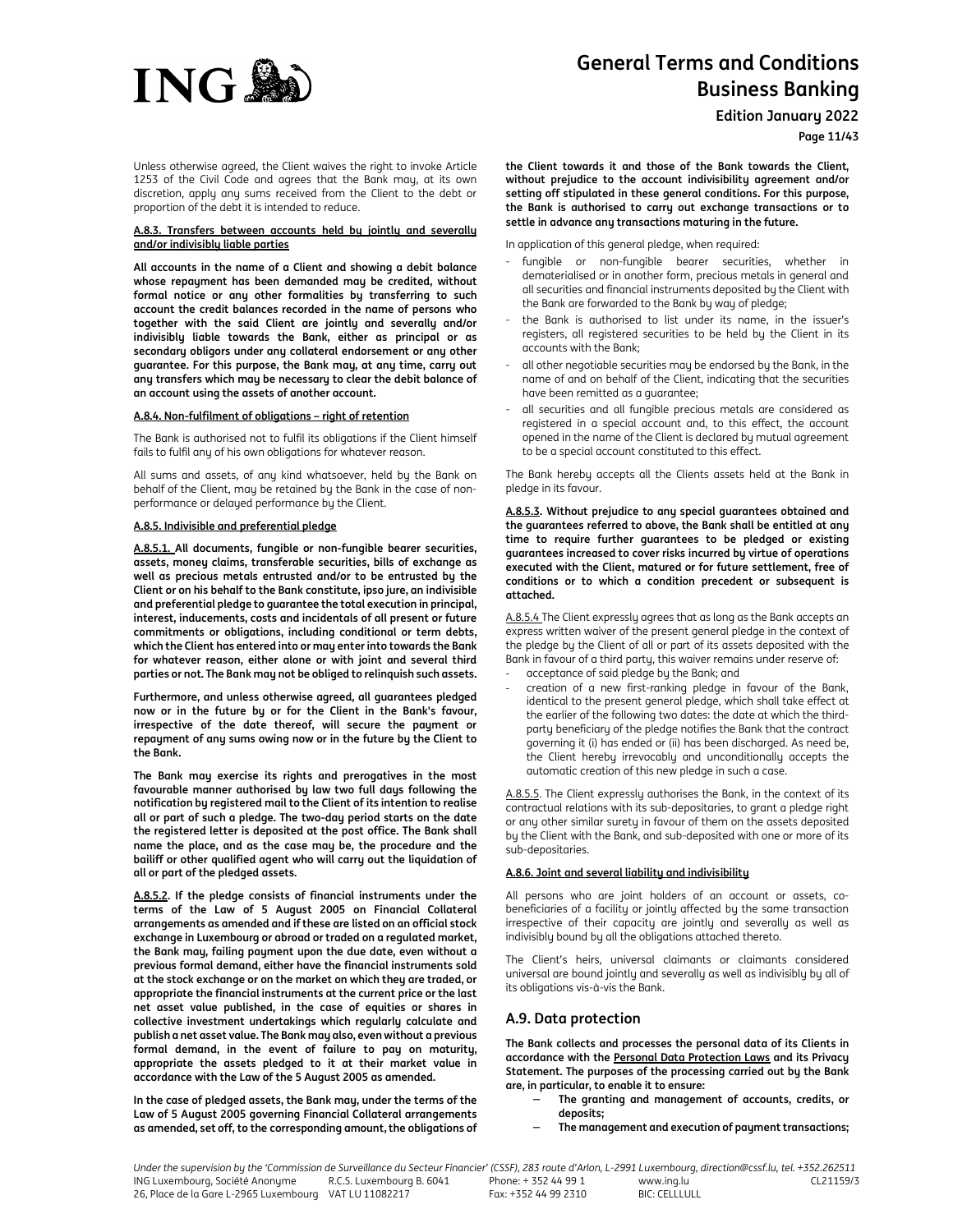Unless otherwise agreed, the Client waives the right to invoke Article 1253 of the Civil Code and agrees that the Bank may, at its own discretion, apply any sums received from the Client to the debt or proportion of the debt it is intended to reduce.

#### A.8.3. Transfers between accounts held by jointly and severally and/or indivisibly liable parties

**All accounts in the name of a Client and showing a debit balance whose repayment has been demanded may be credited, without formal notice or any other formalities by transferring to such account the credit balances recorded in the name of persons who together with the said Client are jointly and severally and/or indivisibly liable towards the Bank, either as principal or as secondary obligors under any collateral endorsement or any other guarantee. For this purpose, the Bank may, at any time, carry out any transfers which may be necessary to clear the debit balance of an account using the assets of another account.**

#### A.8.4. Non-fulfilment of obligations – right of retention

The Bank is authorised not to fulfil its obligations if the Client himself fails to fulfil any of his own obligations for whatever reason.

All sums and assets, of any kind whatsoever, held by the Bank on behalf of the Client, may be retained by the Bank in the case of non-performance or delayed performance by the Client.

#### A.8.5. Indivisible and preferential pledge

<u>A.8.5.1.</u> **All documents, fungible or non-fungible bearer securities, assets, money claims, transferable securities, bills of exchange as well as precious metals entrusted and/or to be entrusted by the Client or on his behalf to the Bank constitute, ipso jure, an indivisible and preferential pledge to guarantee the total execution in principal, interest, inducements, costs and incidentals of all present or future commitments or obligations, including conditional or term debts, which the Client has entered into or may enter into towards the Bank for whatever reason, either alone or with joint and several third parties or not. The Bank may not be obliged to relinquish such assets.**

**Furthermore, and unless otherwise agreed, all guarantees pledged now or in the future by or for the Client in the Bank's favour, irrespective of the date thereof, will secure the payment or repayment of any sums owing now or in the future by the Client to the Bank.**

**The Bank may exercise its rights and prerogatives in the most favourable manner authorised by law two full days following the notification by registered mail to the Client of its intention to realise all or part of such a pledge. The two-day period starts on the date the registered letter is deposited at the post office. The Bank shall name the place, and as the case may be, the procedure and the bailiff or other qualified agent who will carry out the liquidation of all or part of the pledged assets.**

<u>A.8.5.2</u>. **If the pledge consists of financial instruments under the terms of the Law of 5 August 2005 on Financial Collateral arrangements as amended and if these are listed on an official stock exchange in Luxembourg or abroad or traded on a regulated market, the Bank may, failing payment upon the due date, even without a previous formal demand, either have the financial instruments sold at the stock exchange or on the market on which they are traded, or appropriate the financial instruments at the current price or the last net asset value published, in the case of equities or shares in collective investment undertakings which regularly calculate and publish a net asset value. The Bank may also, even without a previous formal demand, in the event of failure to pay on maturity, appropriate the assets pledged to it at their market value in accordance with the Law of the 5 August 2005 as amended.**

**In the case of pledged assets, the Bank may, under the terms of the Law of 5 August 2005 governing Financial Collateral arrangements as amended, set off, to the corresponding amount, the obligations of the Client towards it and those of the Bank towards the Client, without prejudice to the account indivisibility agreement and/or setting off stipulated in these general conditions. For this purpose, the Bank is authorised to carry out exchange transactions or to settle in advance any transactions maturing in the future.**

In application of this general pledge, when required:

- fungible or non-fungible bearer securities, whether in dematerialised or in another form, precious metals in general and all securities and financial instruments deposited by the Client with the Bank are forwarded to the Bank by way of pledge;
- the Bank is authorised to list under its name, in the issuer's registers, all registered securities to be held by the Client in its accounts with the Bank;
- all other negotiable securities may be endorsed by the Bank, in the name of and on behalf of the Client, indicating that the securities have been remitted as a guarantee;
- all securities and all fungible precious metals are considered as registered in a special account and, to this effect, the account opened in the name of the Client is declared by mutual agreement to be a special account constituted to this effect.

The Bank hereby accepts all the Clients assets held at the Bank in pledge in its favour.

<u>A.8.5.3</u>. **Without prejudice to any special guarantees obtained and the guarantees referred to above, the Bank shall be entitled at any time to require further guarantees to be pledged or existing guarantees increased to cover risks incurred by virtue of operations executed with the Client, matured or for future settlement, free of conditions or to which a condition precedent or subsequent is attached.**

<u>A.8.5.4</u> The Client expressly agrees that as long as the Bank accepts an express written waiver of the present general pledge in the context of the pledge by the Client of all or part of its assets deposited with the Bank in favour of a third party, this waiver remains under reserve of:

- acceptance of said pledge by the Bank; and
- creation of a new first-ranking pledge in favour of the Bank, identical to the present general pledge, which shall take effect at the earlier of the following two dates: the date at which the third-party beneficiary of the pledge notifies the Bank that the contract governing it (i) has ended or (ii) has been discharged. As need be, the Client hereby irrevocably and unconditionally accepts the automatic creation of this new pledge in such a case.

<u>A.8.5.5</u>. The Client expressly authorises the Bank, in the context of its contractual relations with its sub-depositaries, to grant a pledge right or any other similar surety in favour of them on the assets deposited by the Client with the Bank, and sub-deposited with one or more of its sub-depositaries.

#### A.8.6. Joint and several liability and indivisibility

All persons who are joint holders of an account or assets, co-beneficiaries of a facility or jointly affected by the same transaction irrespective of their capacity are jointly and severally as well as indivisibly bound by all the obligations attached thereto.

The Client's heirs, universal claimants or claimants considered universal are bound jointly and severally as well as indivisibly by all of its obligations vis-à-vis the Bank.

## A.9. Data protection

**The Bank collects and processes the personal data of its Clients in accordance with the <u>Personal Data Protection Laws</u> and its Privacy Statement. The purposes of the processing carried out by the Bank are, in particular, to enable it to ensure:**

- **The granting and management of accounts, credits, or deposits;**
- **The management and execution of payment transactions;**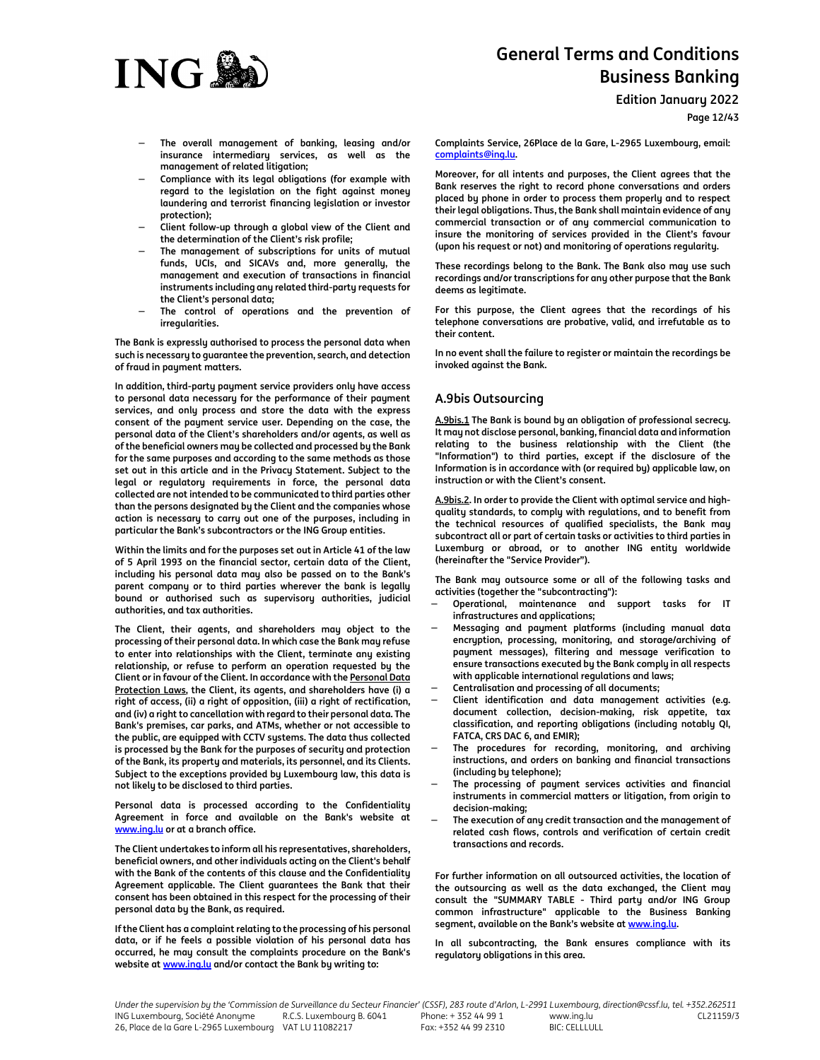- The overall management of banking, leasing and/or insurance intermediary services, as well as the management of related litigation;
- Compliance with its legal obligations (for example with regard to the legislation on the fight against money laundering and terrorist financing legislation or investor protection);
- Client follow-up through a global view of the Client and the determination of the Client's risk profile;
- The management of subscriptions for units of mutual funds, UCIs, and SICAVs and, more generally, the management and execution of transactions in financial instruments including any related third-party requests for the Client's personal data;
- The control of operations and the prevention of irregularities.

The Bank is expressly authorised to process the personal data when such is necessary to guarantee the prevention, search, and detection of fraud in payment matters.

In addition, third-party payment service providers only have access to personal data necessary for the performance of their payment services, and only process and store the data with the express consent of the payment service user. Depending on the case, the personal data of the Client's shareholders and/or agents, as well as of the beneficial owners may be collected and processed by the Bank for the same purposes and according to the same methods as those set out in this article and in the Privacy Statement. Subject to the legal or regulatory requirements in force, the personal data collected are not intended to be communicated to third parties other than the persons designated by the Client and the companies whose action is necessary to carry out one of the purposes, including in particular the Bank's subcontractors or the ING Group entities.

Within the limits and for the purposes set out in Article 41 of the law of 5 April 1993 on the financial sector, certain data of the Client, including his personal data may also be passed on to the Bank's parent company or to third parties wherever the bank is legally bound or authorised such as supervisory authorities, judicial authorities, and tax authorities.

The Client, their agents, and shareholders may object to the processing of their personal data. In which case the Bank may refuse to enter into relationships with the Client, terminate any existing relationship, or refuse to perform an operation requested by the Client or in favour of the Client. In accordance with the Personal Data Protection Laws, the Client, its agents, and shareholders have (i) a right of access, (ii) a right of opposition, (iii) a right of rectification, and (iv) a right to cancellation with regard to their personal data. The Bank's premises, car parks, and ATMs, whether or not accessible to the public, are equipped with CCTV systems. The data thus collected is processed by the Bank for the purposes of security and protection of the Bank, its property and materials, its personnel, and its Clients. Subject to the exceptions provided by Luxembourg law, this data is not likely to be disclosed to third parties.

Personal data is processed according to the Confidentiality Agreement in force and available on the Bank's website at www.ing.lu or at a branch office.

The Client undertakes to inform all his representatives, shareholders, beneficial owners, and other individuals acting on the Client's behalf with the Bank of the contents of this clause and the Confidentiality Agreement applicable. The Client guarantees the Bank that their consent has been obtained in this respect for the processing of their personal data by the Bank, as required.

If the Client has a complaint relating to the processing of his personal data, or if he feels a possible violation of his personal data has occurred, he may consult the complaints procedure on the Bank's website at www.ing.lu and/or contact the Bank by writing to: Complaints Service, 26Place de la Gare, L-2965 Luxembourg, email: complaints@ing.lu.

Moreover, for all intents and purposes, the Client agrees that the Bank reserves the right to record phone conversations and orders placed by phone in order to process them properly and to respect their legal obligations. Thus, the Bank shall maintain evidence of any commercial transaction or of any commercial communication to insure the monitoring of services provided in the Client's favour (upon his request or not) and monitoring of operations regularity.

These recordings belong to the Bank. The Bank also may use such recordings and/or transcriptions for any other purpose that the Bank deems as legitimate.

For this purpose, the Client agrees that the recordings of his telephone conversations are probative, valid, and irrefutable as to their content.

In no event shall the failure to register or maintain the recordings be invoked against the Bank.

## A.9bis Outsourcing

A.9bis.1 The Bank is bound by an obligation of professional secrecy. It may not disclose personal, banking, financial data and information relating to the business relationship with the Client (the "Information") to third parties, except if the disclosure of the Information is in accordance with (or required by) applicable law, on instruction or with the Client's consent.

A.9bis.2. In order to provide the Client with optimal service and high-quality standards, to comply with regulations, and to benefit from the technical resources of qualified specialists, the Bank may subcontract all or part of certain tasks or activities to third parties in Luxembourg or abroad, or to another ING entity worldwide (hereinafter the "Service Provider").

The Bank may outsource some or all of the following tasks and activities (together the "subcontracting"):

- Operational, maintenance and support tasks for IT infrastructures and applications;
- Messaging and payment platforms (including manual data encryption, processing, monitoring, and storage/archiving of payment messages), filtering and message verification to ensure transactions executed by the Bank comply in all respects with applicable international regulations and laws;
- Centralisation and processing of all documents;
- Client identification and data management activities (e.g. document collection, decision-making, risk appetite, tax classification, and reporting obligations (including notably QI, FATCA, CRS DAC 6, and EMIR);
- The procedures for recording, monitoring, and archiving instructions, and orders on banking and financial transactions (including by telephone);
- The processing of payment services activities and financial instruments in commercial matters or litigation, from origin to decision-making;
- The execution of any credit transaction and the management of related cash flows, controls and verification of certain credit transactions and records.

For further information on all outsourced activities, the location of the outsourcing as well as the data exchanged, the Client may consult the "SUMMARY TABLE - Third party and/or ING Group common infrastructure" applicable to the Business Banking segment, available on the Bank's website at www.ing.lu.

In all subcontracting, the Bank ensures compliance with its regulatory obligations in this area.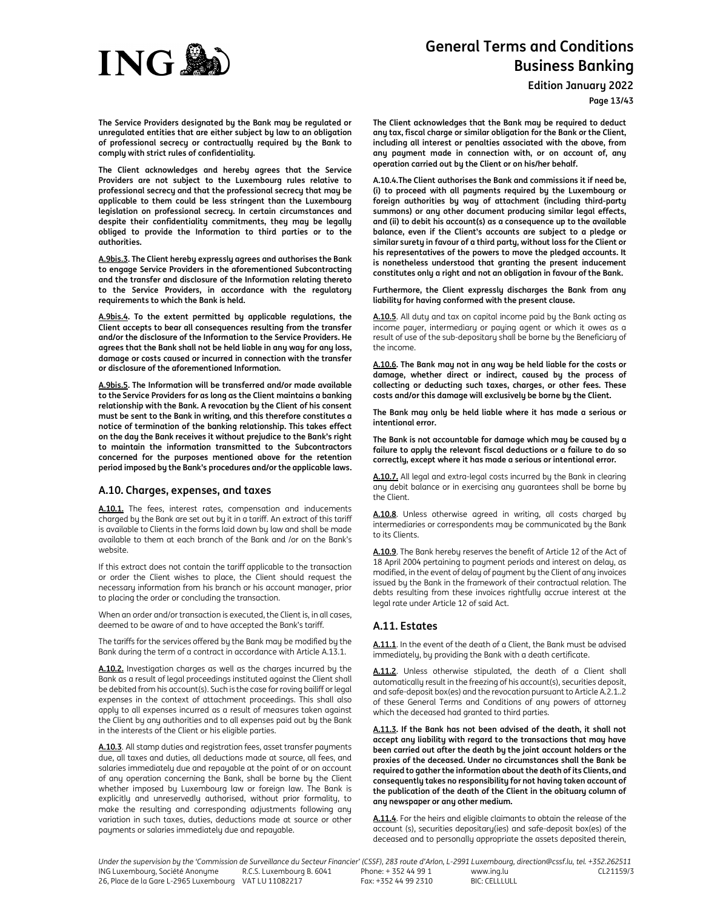**The Service Providers designated by the Bank may be regulated or unregulated entities that are either subject by law to an obligation of professional secrecy or contractually required by the Bank to comply with strict rules of confidentiality.**

**The Client acknowledges and hereby agrees that the Service Providers are not subject to the Luxembourg rules relative to professional secrecy and that the professional secrecy that may be applicable to them could be less stringent than the Luxembourg legislation on professional secrecy. In certain circumstances and despite their confidentiality commitments, they may be legally obliged to provide the Information to third parties or to the authorities.**

**A.9bis.3. The Client hereby expressly agrees and authorises the Bank to engage Service Providers in the aforementioned Subcontracting and the transfer and disclosure of the Information relating thereto to the Service Providers, in accordance with the regulatory requirements to which the Bank is held.**

**A.9bis.4. To the extent permitted by applicable regulations, the Client accepts to bear all consequences resulting from the transfer and/or the disclosure of the Information to the Service Providers. He agrees that the Bank shall not be held liable in any way for any loss, damage or costs caused or incurred in connection with the transfer or disclosure of the aforementioned Information.**

**A.9bis.5. The Information will be transferred and/or made available to the Service Providers for as long as the Client maintains a banking relationship with the Bank. A revocation by the Client of his consent must be sent to the Bank in writing, and this therefore constitutes a notice of termination of the banking relationship. This takes effect on the day the Bank receives it without prejudice to the Bank's right to maintain the information transmitted to the Subcontractors concerned for the purposes mentioned above for the retention period imposed by the Bank's procedures and/or the applicable laws.**

## A.10. Charges, expenses, and taxes

**A.10.1.** The fees, interest rates, compensation and inducements charged by the Bank are set out by it in a tariff. An extract of this tariff is available to Clients in the forms laid down by law and shall be made available to them at each branch of the Bank and /or on the Bank's website.

If this extract does not contain the tariff applicable to the transaction or order the Client wishes to place, the Client should request the necessary information from his branch or his account manager, prior to placing the order or concluding the transaction.

When an order and/or transaction is executed, the Client is, in all cases, deemed to be aware of and to have accepted the Bank's tariff.

The tariffs for the services offered by the Bank may be modified by the Bank during the term of a contract in accordance with Article A.13.1.

**A.10.2.** Investigation charges as well as the charges incurred by the Bank as a result of legal proceedings instituted against the Client shall be debited from his account(s). Such is the case for roving bailiff or legal expenses in the context of attachment proceedings. This shall also apply to all expenses incurred as a result of measures taken against the Client by any authorities and to all expenses paid out by the Bank in the interests of the Client or his eligible parties.

**A.10.3**. All stamp duties and registration fees, asset transfer payments due, all taxes and duties, all deductions made at source, all fees, and salaries immediately due and repayable at the point of or on account of any operation concerning the Bank, shall be borne by the Client whether imposed by Luxembourg law or foreign law. The Bank is explicitly and unreservedly authorised, without prior formality, to make the resulting and corresponding adjustments following any variation in such taxes, duties, deductions made at source or other payments or salaries immediately due and repayable.

**The Client acknowledges that the Bank may be required to deduct any tax, fiscal charge or similar obligation for the Bank or the Client, including all interest or penalties associated with the above, from any payment made in connection with, or on account of, any operation carried out by the Client or on his/her behalf.**

**A.10.4.The Client authorises the Bank and commissions it if need be, (i) to proceed with all payments required by the Luxembourg or foreign authorities by way of attachment (including third-party summons) or any other document producing similar legal effects, and (ii) to debit his account(s) as a consequence up to the available balance, even if the Client's accounts are subject to a pledge or similar surety in favour of a third party, without loss for the Client or his representatives of the powers to move the pledged accounts. It is nonetheless understood that granting the present inducement constitutes only a right and not an obligation in favour of the Bank.**

**Furthermore, the Client expressly discharges the Bank from any liability for having conformed with the present clause.**

**A.10.5**. All duty and tax on capital income paid by the Bank acting as income payer, intermediary or paying agent or which it owes as a result of use of the sub-depositary shall be borne by the Beneficiary of the income.

**A.10.6. The Bank may not in any way be held liable for the costs or damage, whether direct or indirect, caused by the process of collecting or deducting such taxes, charges, or other fees. These costs and/or this damage will exclusively be borne by the Client.**

**The Bank may only be held liable where it has made a serious or intentional error.**

**The Bank is not accountable for damage which may be caused by a failure to apply the relevant fiscal deductions or a failure to do so correctly, except where it has made a serious or intentional error.**

**A.10.7.** All legal and extra-legal costs incurred by the Bank in clearing any debit balance or in exercising any guarantees shall be borne by the Client.

**A.10.8**. Unless otherwise agreed in writing, all costs charged by intermediaries or correspondents may be communicated by the Bank to its Clients.

**A.10.9**. The Bank hereby reserves the benefit of Article 12 of the Act of 18 April 2004 pertaining to payment periods and interest on delay, as modified, in the event of delay of payment by the Client of any invoices issued by the Bank in the framework of their contractual relation. The debts resulting from these invoices rightfully accrue interest at the legal rate under Article 12 of said Act.

## A.11. Estates

**A.11.1**. In the event of the death of a Client, the Bank must be advised immediately, by providing the Bank with a death certificate.

**A.11.2**. Unless otherwise stipulated, the death of a Client shall automatically result in the freezing of his account(s), securities deposit, and safe-deposit box(es) and the revocation pursuant to Article A.2.1..2 of these General Terms and Conditions of any powers of attorney which the deceased had granted to third parties.

**A.11.3. If the Bank has not been advised of the death, it shall not accept any liability with regard to the transactions that may have been carried out after the death by the joint account holders or the proxies of the deceased. Under no circumstances shall the Bank be required to gather the information about the death of its Clients, and consequently takes no responsibility for not having taken account of the publication of the death of the Client in the obituary column of any newspaper or any other medium.**

**A.11.4**. For the heirs and eligible claimants to obtain the release of the account (s), securities depositary(ies) and safe-deposit box(es) of the deceased and to personally appropriate the assets deposited therein,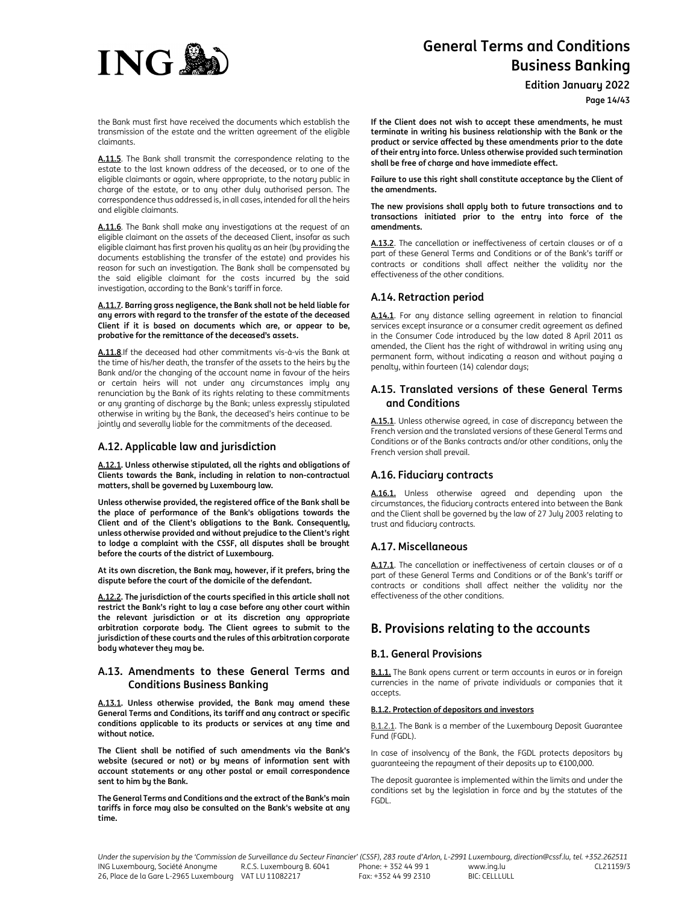the Bank must first have received the documents which establish the transmission of the estate and the written agreement of the eligible claimants.

**A.11.5**. The Bank shall transmit the correspondence relating to the estate to the last known address of the deceased, or to one of the eligible claimants or again, where appropriate, to the notary public in charge of the estate, or to any other duly authorised person. The correspondence thus addressed is, in all cases, intended for all the heirs and eligible claimants.

**A.11.6**. The Bank shall make any investigations at the request of an eligible claimant on the assets of the deceased Client, insofar as such eligible claimant has first proven his quality as an heir (by providing the documents establishing the transfer of the estate) and provides his reason for such an investigation. The Bank shall be compensated by the said eligible claimant for the costs incurred by the said investigation, according to the Bank's tariff in force.

**A.11.7. Barring gross negligence, the Bank shall not be held liable for any errors with regard to the transfer of the estate of the deceased Client if it is based on documents which are, or appear to be, probative for the remittance of the deceased's assets.**

**A.11.8**.If the deceased had other commitments vis-à-vis the Bank at the time of his/her death, the transfer of the assets to the heirs by the Bank and/or the changing of the account name in favour of the heirs or certain heirs will not under any circumstances imply any renunciation by the Bank of its rights relating to these commitments or any granting of discharge by the Bank; unless expressly stipulated otherwise in writing by the Bank, the deceased's heirs continue to be jointly and severally liable for the commitments of the deceased.

### A.12. Applicable law and jurisdiction

**A.12.1. Unless otherwise stipulated, all the rights and obligations of Clients towards the Bank, including in relation to non-contractual matters, shall be governed by Luxembourg law.**

**Unless otherwise provided, the registered office of the Bank shall be the place of performance of the Bank's obligations towards the Client and of the Client's obligations to the Bank. Consequently, unless otherwise provided and without prejudice to the Client's right to lodge a complaint with the CSSF, all disputes shall be brought before the courts of the district of Luxembourg.**

**At its own discretion, the Bank may, however, if it prefers, bring the dispute before the court of the domicile of the defendant.**

**A.12.2. The jurisdiction of the courts specified in this article shall not restrict the Bank's right to lay a case before any other court within the relevant jurisdiction or at its discretion any appropriate arbitration corporate body. The Client agrees to submit to the jurisdiction of these courts and the rules of this arbitration corporate body whatever they may be.**

### A.13. Amendments to these General Terms and Conditions Business Banking

**A.13.1. Unless otherwise provided, the Bank may amend these General Terms and Conditions, its tariff and any contract or specific conditions applicable to its products or services at any time and without notice.**

**The Client shall be notified of such amendments via the Bank's website (secured or not) or by means of information sent with account statements or any other postal or email correspondence sent to him by the Bank.**

**The General Terms and Conditions and the extract of the Bank's main tariffs in force may also be consulted on the Bank's website at any time.**

**If the Client does not wish to accept these amendments, he must terminate in writing his business relationship with the Bank or the product or service affected by these amendments prior to the date of their entry into force. Unless otherwise provided such termination shall be free of charge and have immediate effect.**

**Failure to use this right shall constitute acceptance by the Client of the amendments.**

**The new provisions shall apply both to future transactions and to transactions initiated prior to the entry into force of the amendments.**

**A.13.2**. The cancellation or ineffectiveness of certain clauses or of a part of these General Terms and Conditions or of the Bank's tariff or contracts or conditions shall affect neither the validity nor the effectiveness of the other conditions.

### A.14. Retraction period

**A.14.1**. For any distance selling agreement in relation to financial services except insurance or a consumer credit agreement as defined in the Consumer Code introduced by the law dated 8 April 2011 as amended, the Client has the right of withdrawal in writing using any permanent form, without indicating a reason and without paying a penalty, within fourteen (14) calendar days;

### A.15. Translated versions of these General Terms and Conditions

**A.15.1**. Unless otherwise agreed, in case of discrepancy between the French version and the translated versions of these General Terms and Conditions or of the Banks contracts and/or other conditions, only the French version shall prevail.

### A.16. Fiduciary contracts

**A.16.1.** Unless otherwise agreed and depending upon the circumstances, the fiduciary contracts entered into between the Bank and the Client shall be governed by the law of 27 July 2003 relating to trust and fiduciary contracts.

### A.17. Miscellaneous

**A.17.1**. The cancellation or ineffectiveness of certain clauses or of a part of these General Terms and Conditions or of the Bank's tariff or contracts or conditions shall affect neither the validity nor the effectiveness of the other conditions.

## B. Provisions relating to the accounts

### B.1. General Provisions

**B.1.1.** The Bank opens current or term accounts in euros or in foreign currencies in the name of private individuals or companies that it accepts.

**B.1.2. Protection of depositors and investors**

B.1.2.1. The Bank is a member of the Luxembourg Deposit Guarantee Fund (FGDL).

In case of insolvency of the Bank, the FGDL protects depositors by guaranteeing the repayment of their deposits up to €100,000.

The deposit guarantee is implemented within the limits and under the conditions set by the legislation in force and by the statutes of the FGDL.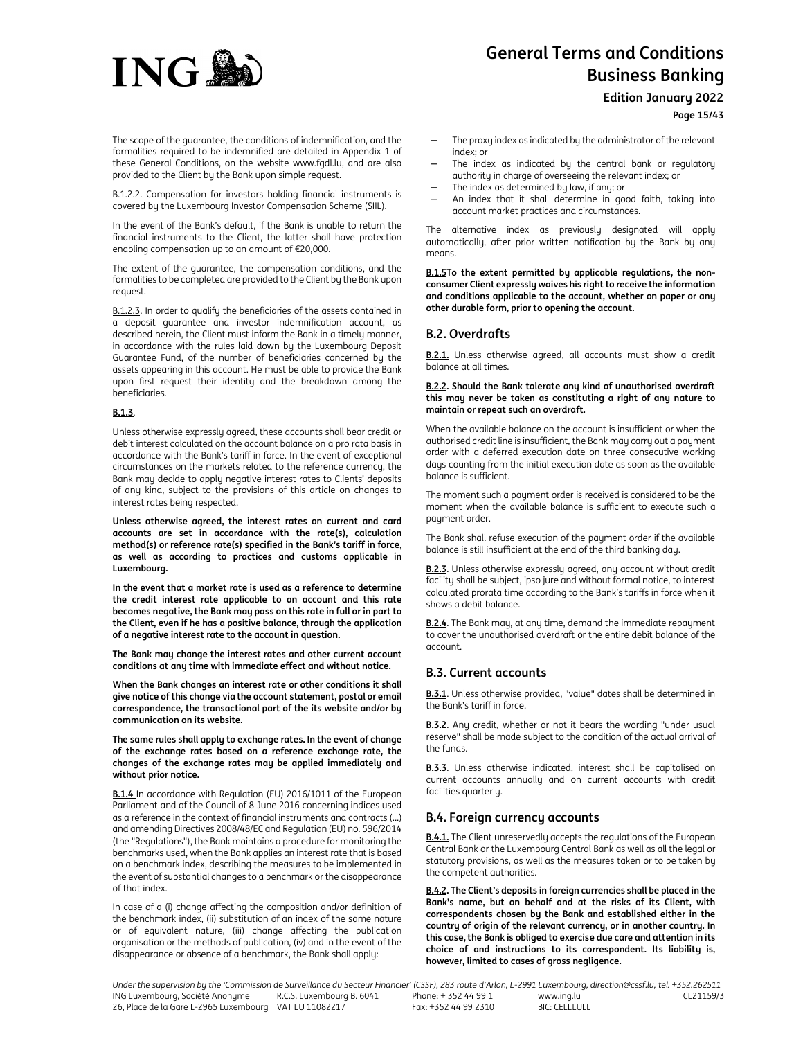The scope of the guarantee, the conditions of indemnification, and the formalities required to be indemnified are detailed in Appendix 1 of these General Conditions, on the website www.fgdl.lu, and are also provided to the Client by the Bank upon simple request.

B.1.2.2. Compensation for investors holding financial instruments is covered by the Luxembourg Investor Compensation Scheme (SIIL).

In the event of the Bank's default, if the Bank is unable to return the financial instruments to the Client, the latter shall have protection enabling compensation up to an amount of €20,000.

The extent of the guarantee, the compensation conditions, and the formalities to be completed are provided to the Client by the Bank upon request.

B.1.2.3. In order to qualify the beneficiaries of the assets contained in a deposit guarantee and investor indemnification account, as described herein, the Client must inform the Bank in a timely manner, in accordance with the rules laid down by the Luxembourg Deposit Guarantee Fund, of the number of beneficiaries concerned by the assets appearing in this account. He must be able to provide the Bank upon first request their identity and the breakdown among the beneficiaries.

**B.1.3**.

Unless otherwise expressly agreed, these accounts shall bear credit or debit interest calculated on the account balance on a pro rata basis in accordance with the Bank's tariff in force. In the event of exceptional circumstances on the markets related to the reference currency, the Bank may decide to apply negative interest rates to Clients' deposits of any kind, subject to the provisions of this article on changes to interest rates being respected.

**Unless otherwise agreed, the interest rates on current and card accounts are set in accordance with the rate(s), calculation method(s) or reference rate(s) specified in the Bank's tariff in force, as well as according to practices and customs applicable in Luxembourg.**

**In the event that a market rate is used as a reference to determine the credit interest rate applicable to an account and this rate becomes negative, the Bank may pass on this rate in full or in part to the Client, even if he has a positive balance, through the application of a negative interest rate to the account in question.**

**The Bank may change the interest rates and other current account conditions at any time with immediate effect and without notice.**

**When the Bank changes an interest rate or other conditions it shall give notice of this change via the account statement, postal or email correspondence, the transactional part of the its website and/or by communication on its website.**

**The same rules shall apply to exchange rates. In the event of change of the exchange rates based on a reference exchange rate, the changes of the exchange rates may be applied immediately and without prior notice.**

**B.1.4** In accordance with Regulation (EU) 2016/1011 of the European Parliament and of the Council of 8 June 2016 concerning indices used as a reference in the context of financial instruments and contracts (...) and amending Directives 2008/48/EC and Regulation (EU) no. 596/2014 (the "Regulations"), the Bank maintains a procedure for monitoring the benchmarks used, when the Bank applies an interest rate that is based on a benchmark index, describing the measures to be implemented in the event of substantial changes to a benchmark or the disappearance of that index.

In case of a (i) change affecting the composition and/or definition of the benchmark index, (ii) substitution of an index of the same nature or of equivalent nature, (iii) change affecting the publication organisation or the methods of publication, (iv) and in the event of the disappearance or absence of a benchmark, the Bank shall apply:

- The proxy index as indicated by the administrator of the relevant index; or
- The index as indicated by the central bank or regulatory authority in charge of overseeing the relevant index; or
- The index as determined by law, if any; or
- An index that it shall determine in good faith, taking into account market practices and circumstances.

The alternative index as previously designated will apply automatically, after prior written notification by the Bank by any means.

**B.1.5To the extent permitted by applicable regulations, the non-consumer Client expressly waives his right to receive the information and conditions applicable to the account, whether on paper or any other durable form, prior to opening the account.**

## B.2. Overdrafts

**B.2.1.** Unless otherwise agreed, all accounts must show a credit balance at all times.

**B.2.2. Should the Bank tolerate any kind of unauthorised overdraft this may never be taken as constituting a right of any nature to maintain or repeat such an overdraft.**

When the available balance on the account is insufficient or when the authorised credit line is insufficient, the Bank may carry out a payment order with a deferred execution date on three consecutive working days counting from the initial execution date as soon as the available balance is sufficient.

The moment such a payment order is received is considered to be the moment when the available balance is sufficient to execute such a payment order.

The Bank shall refuse execution of the payment order if the available balance is still insufficient at the end of the third banking day.

**B.2.3**. Unless otherwise expressly agreed, any account without credit facility shall be subject, ipso jure and without formal notice, to interest calculated prorata time according to the Bank's tariffs in force when it shows a debit balance.

**B.2.4**. The Bank may, at any time, demand the immediate repayment to cover the unauthorised overdraft or the entire debit balance of the account.

## B.3. Current accounts

**B.3.1**. Unless otherwise provided, "value" dates shall be determined in the Bank's tariff in force.

**B.3.2**. Any credit, whether or not it bears the wording "under usual reserve" shall be made subject to the condition of the actual arrival of the funds.

**B.3.3**. Unless otherwise indicated, interest shall be capitalised on current accounts annually and on current accounts with credit facilities quarterly.

## B.4. Foreign currency accounts

**B.4.1.** The Client unreservedly accepts the regulations of the European Central Bank or the Luxembourg Central Bank as well as all the legal or statutory provisions, as well as the measures taken or to be taken by the competent authorities.

**B.4.2. The Client's deposits in foreign currencies shall be placed in the Bank's name, but on behalf and at the risks of its Client, with correspondents chosen by the Bank and established either in the country of origin of the relevant currency, or in another country. In this case, the Bank is obliged to exercise due care and attention in its choice of and instructions to its correspondent. Its liability is, however, limited to cases of gross negligence.**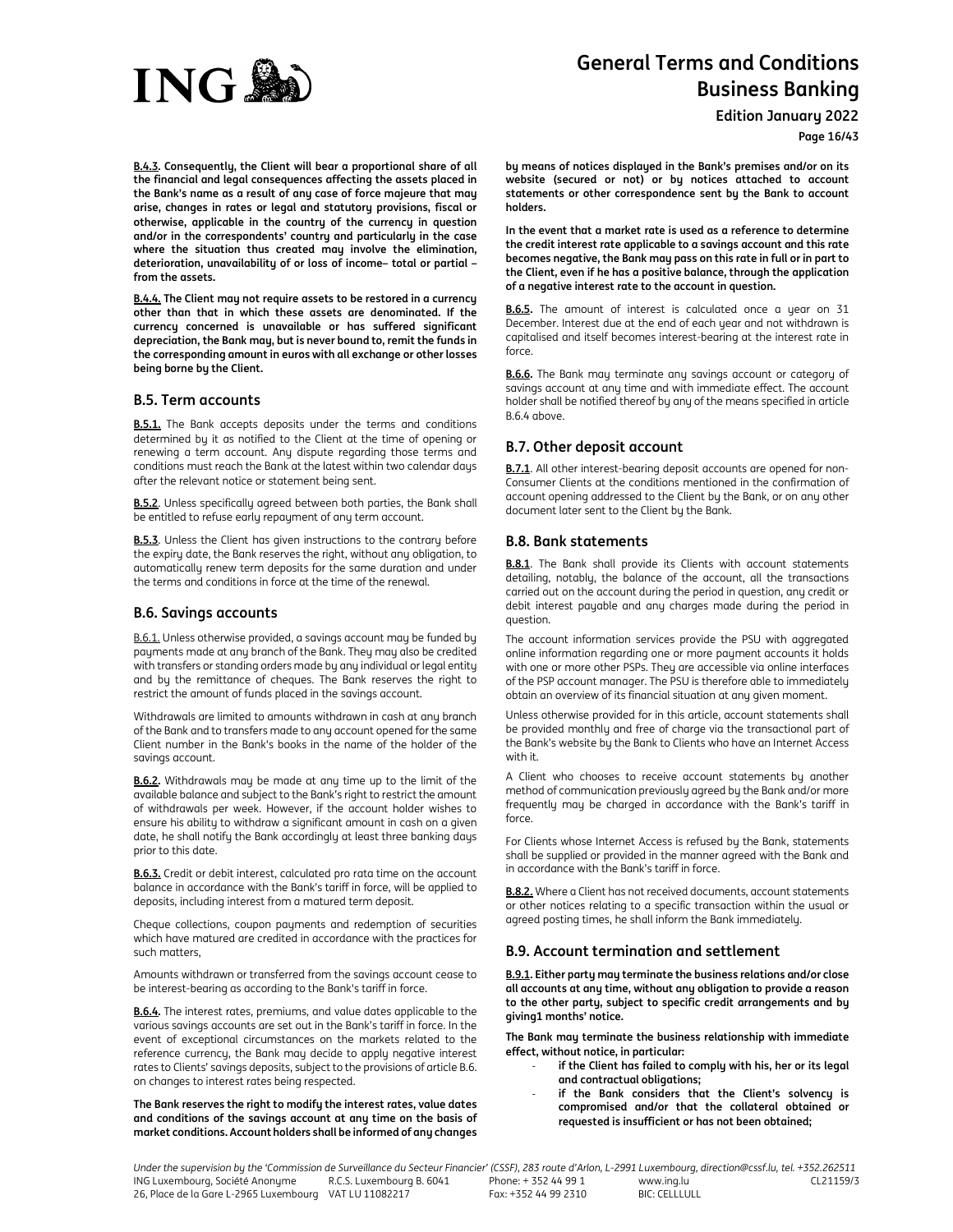**B.4.3. Consequently, the Client will bear a proportional share of all the financial and legal consequences affecting the assets placed in the Bank's name as a result of any case of force majeure that may arise, changes in rates or legal and statutory provisions, fiscal or otherwise, applicable in the country of the currency in question and/or in the correspondents' country and particularly in the case where the situation thus created may involve the elimination, deterioration, unavailability of or loss of income– total or partial – from the assets.**

**B.4.4. The Client may not require assets to be restored in a currency other than that in which these assets are denominated. If the currency concerned is unavailable or has suffered significant depreciation, the Bank may, but is never bound to, remit the funds in the corresponding amount in euros with all exchange or other losses being borne by the Client.**

## B.5. Term accounts

**B.5.1.** The Bank accepts deposits under the terms and conditions determined by it as notified to the Client at the time of opening or renewing a term account. Any dispute regarding those terms and conditions must reach the Bank at the latest within two calendar days after the relevant notice or statement being sent.

**B.5.2**. Unless specifically agreed between both parties, the Bank shall be entitled to refuse early repayment of any term account.

**B.5.3**. Unless the Client has given instructions to the contrary before the expiry date, the Bank reserves the right, without any obligation, to automatically renew term deposits for the same duration and under the terms and conditions in force at the time of the renewal.

## B.6. Savings accounts

B.6.1. Unless otherwise provided, a savings account may be funded by payments made at any branch of the Bank. They may also be credited with transfers or standing orders made by any individual or legal entity and by the remittance of cheques. The Bank reserves the right to restrict the amount of funds placed in the savings account.

Withdrawals are limited to amounts withdrawn in cash at any branch of the Bank and to transfers made to any account opened for the same Client number in the Bank's books in the name of the holder of the savings account.

**B.6.2.** Withdrawals may be made at any time up to the limit of the available balance and subject to the Bank's right to restrict the amount of withdrawals per week. However, if the account holder wishes to ensure his ability to withdraw a significant amount in cash on a given date, he shall notify the Bank accordingly at least three banking days prior to this date.

**B.6.3.** Credit or debit interest, calculated pro rata time on the account balance in accordance with the Bank's tariff in force, will be applied to deposits, including interest from a matured term deposit.

Cheque collections, coupon payments and redemption of securities which have matured are credited in accordance with the practices for such matters,

Amounts withdrawn or transferred from the savings account cease to be interest-bearing as according to the Bank's tariff in force.

**B.6.4.** The interest rates, premiums, and value dates applicable to the various savings accounts are set out in the Bank's tariff in force. In the event of exceptional circumstances on the markets related to the reference currency, the Bank may decide to apply negative interest rates to Clients' savings deposits, subject to the provisions of article B.6. on changes to interest rates being respected.

**The Bank reserves the right to modify the interest rates, value dates and conditions of the savings account at any time on the basis of market conditions. Account holders shall be informed of any changes by means of notices displayed in the Bank's premises and/or on its website (secured or not) or by notices attached to account statements or other correspondence sent by the Bank to account holders.**

**In the event that a market rate is used as a reference to determine the credit interest rate applicable to a savings account and this rate becomes negative, the Bank may pass on this rate in full or in part to the Client, even if he has a positive balance, through the application of a negative interest rate to the account in question.**

**B.6.5.** The amount of interest is calculated once a year on 31 December. Interest due at the end of each year and not withdrawn is capitalised and itself becomes interest-bearing at the interest rate in force.

**B.6.6.** The Bank may terminate any savings account or category of savings account at any time and with immediate effect. The account holder shall be notified thereof by any of the means specified in article B.6.4 above.

## B.7. Other deposit account

**B.7.1**. All other interest-bearing deposit accounts are opened for non-Consumer Clients at the conditions mentioned in the confirmation of account opening addressed to the Client by the Bank, or on any other document later sent to the Client by the Bank.

## B.8. Bank statements

**B.8.1**. The Bank shall provide its Clients with account statements detailing, notably, the balance of the account, all the transactions carried out on the account during the period in question, any credit or debit interest payable and any charges made during the period in question.

The account information services provide the PSU with aggregated online information regarding one or more payment accounts it holds with one or more other PSPs. They are accessible via online interfaces of the PSP account manager. The PSU is therefore able to immediately obtain an overview of its financial situation at any given moment.

Unless otherwise provided for in this article, account statements shall be provided monthly and free of charge via the transactional part of the Bank's website by the Bank to Clients who have an Internet Access with it.

A Client who chooses to receive account statements by another method of communication previously agreed by the Bank and/or more frequently may be charged in accordance with the Bank's tariff in force.

For Clients whose Internet Access is refused by the Bank, statements shall be supplied or provided in the manner agreed with the Bank and in accordance with the Bank's tariff in force.

**B.8.2.** Where a Client has not received documents, account statements or other notices relating to a specific transaction within the usual or agreed posting times, he shall inform the Bank immediately.

## B.9. Account termination and settlement

**B.9.1. Either party may terminate the business relations and/or close all accounts at any time, without any obligation to provide a reason to the other party, subject to specific credit arrangements and by giving1 months' notice.**

**The Bank may terminate the business relationship with immediate effect, without notice, in particular:**

- **if the Client has failed to comply with his, her or its legal and contractual obligations;**
- **if the Bank considers that the Client's solvency is compromised and/or that the collateral obtained or requested is insufficient or has not been obtained;**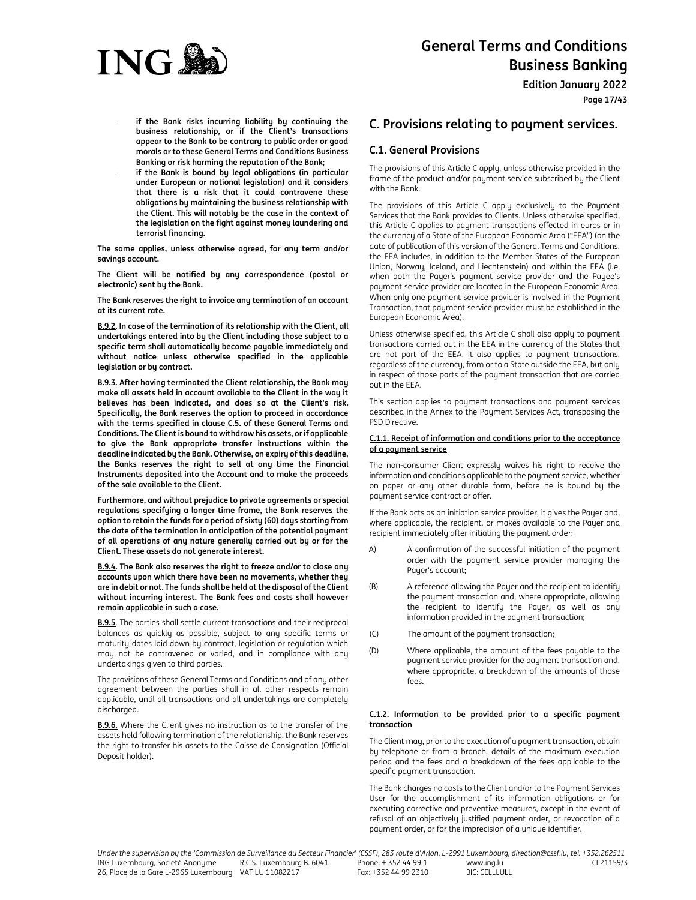- **if the Bank risks incurring liability by continuing the business relationship, or if the Client's transactions appear to the Bank to be contrary to public order or good morals or to these General Terms and Conditions Business Banking or risk harming the reputation of the Bank;**
- **if the Bank is bound by legal obligations (in particular under European or national legislation) and it considers that there is a risk that it could contravene these obligations by maintaining the business relationship with the Client. This will notably be the case in the context of the legislation on the fight against money laundering and terrorist financing.**

**The same applies, unless otherwise agreed, for any term and/or savings account.**

**The Client will be notified by any correspondence (postal or electronic) sent by the Bank.**

**The Bank reserves the right to invoice any termination of an account at its current rate.**

**B.9.2. In case of the termination of its relationship with the Client, all undertakings entered into by the Client including those subject to a specific term shall automatically become payable immediately and without notice unless otherwise specified in the applicable legislation or by contract.**

**B.9.3. After having terminated the Client relationship, the Bank may make all assets held in account available to the Client in the way it believes has been indicated, and does so at the Client's risk. Specifically, the Bank reserves the option to proceed in accordance with the terms specified in clause C.5. of these General Terms and Conditions. The Client is bound to withdraw his assets, or if applicable to give the Bank appropriate transfer instructions within the deadline indicated by the Bank. Otherwise, on expiry of this deadline, the Banks reserves the right to sell at any time the Financial Instruments deposited into the Account and to make the proceeds of the sale available to the Client.**

**Furthermore, and without prejudice to private agreements or special regulations specifying a longer time frame, the Bank reserves the option to retain the funds for a period of sixty (60) days starting from the date of the termination in anticipation of the potential payment of all operations of any nature generally carried out by or for the Client. These assets do not generate interest.**

**B.9.4. The Bank also reserves the right to freeze and/or to close any accounts upon which there have been no movements, whether they are in debit or not. The funds shall be held at the disposal of the Client without incurring interest. The Bank fees and costs shall however remain applicable in such a case.**

**B.9.5**. The parties shall settle current transactions and their reciprocal balances as quickly as possible, subject to any specific terms or maturity dates laid down by contract, legislation or regulation which may not be contravened or varied, and in compliance with any undertakings given to third parties.

The provisions of these General Terms and Conditions and of any other agreement between the parties shall in all other respects remain applicable, until all transactions and all undertakings are completely discharged.

**B.9.6.** Where the Client gives no instruction as to the transfer of the assets held following termination of the relationship, the Bank reserves the right to transfer his assets to the Caisse de Consignation (Official Deposit holder).

## C. Provisions relating to payment services.

### C.1. General Provisions

The provisions of this Article C apply, unless otherwise provided in the frame of the product and/or payment service subscribed by the Client with the Bank.

The provisions of this Article C apply exclusively to the Payment Services that the Bank provides to Clients. Unless otherwise specified, this Article C applies to payment transactions effected in euros or in the currency of a State of the European Economic Area ("EEA") (on the date of publication of this version of the General Terms and Conditions, the EEA includes, in addition to the Member States of the European Union, Norway, Iceland, and Liechtenstein) and within the EEA (i.e. when both the Payer's payment service provider and the Payee's payment service provider are located in the European Economic Area. When only one payment service provider is involved in the Payment Transaction, that payment service provider must be established in the European Economic Area).

Unless otherwise specified, this Article C shall also apply to payment transactions carried out in the EEA in the currency of the States that are not part of the EEA. It also applies to payment transactions, regardless of the currency, from or to a State outside the EEA, but only in respect of those parts of the payment transaction that are carried out in the EEA.

This section applies to payment transactions and payment services described in the Annex to the Payment Services Act, transposing the PSD Directive.

**C.1.1. Receipt of information and conditions prior to the acceptance of a payment service**

The non-consumer Client expressly waives his right to receive the information and conditions applicable to the payment service, whether on paper or any other durable form, before he is bound by the payment service contract or offer.

If the Bank acts as an initiation service provider, it gives the Payer and, where applicable, the recipient, or makes available to the Payer and recipient immediately after initiating the payment order:

A) A confirmation of the successful initiation of the payment order with the payment service provider managing the Payer's account;

(B) A reference allowing the Payer and the recipient to identify the payment transaction and, where appropriate, allowing the recipient to identify the Payer, as well as any information provided in the payment transaction;

(C) The amount of the payment transaction;

(D) Where applicable, the amount of the fees payable to the payment service provider for the payment transaction and, where appropriate, a breakdown of the amounts of those fees.

**C.1.2. Information to be provided prior to a specific payment transaction**

The Client may, prior to the execution of a payment transaction, obtain by telephone or from a branch, details of the maximum execution period and the fees and a breakdown of the fees applicable to the specific payment transaction.

The Bank charges no costs to the Client and/or to the Payment Services User for the accomplishment of its information obligations or for executing corrective and preventive measures, except in the event of refusal of an objectively justified payment order, or revocation of a payment order, or for the imprecision of a unique identifier.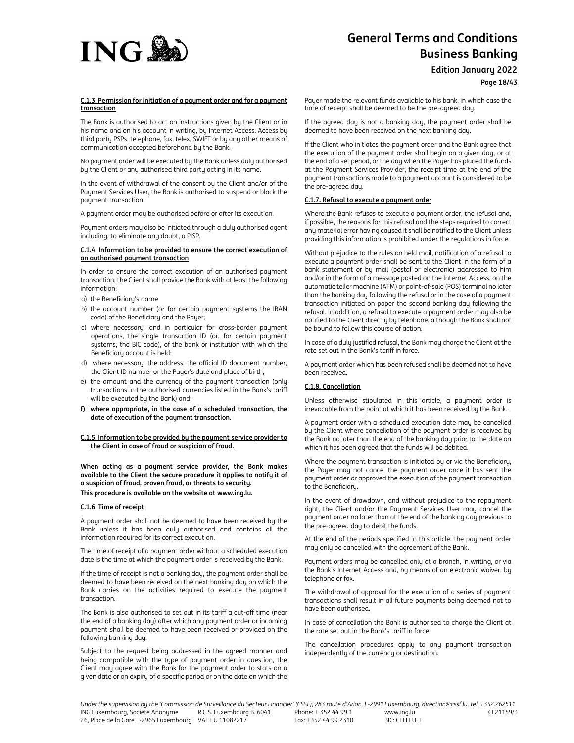#### C.1.3. Permission for initiation of a payment order and for a payment transaction

The Bank is authorised to act on instructions given by the Client or in his name and on his account in writing, by Internet Access, Access by third party PSPs, telephone, fax, telex, SWIFT or by any other means of communication accepted beforehand by the Bank.

No payment order will be executed by the Bank unless duly authorised by the Client or any authorised third party acting in its name.

In the event of withdrawal of the consent by the Client and/or of the Payment Services User, the Bank is authorised to suspend or block the payment transaction.

A payment order may be authorised before or after its execution.

Payment orders may also be initiated through a duly authorised agent including, to eliminate any doubt, a PISP.

#### C.1.4. Information to be provided to ensure the correct execution of an authorised payment transaction

In order to ensure the correct execution of an authorised payment transaction, the Client shall provide the Bank with at least the following information:

a) the Beneficiary's name
b) the account number (or for certain payment systems the IBAN code) of the Beneficiary and the Payer;
c) where necessary, and in particular for cross-border payment operations, the single transaction ID (or, for certain payment systems, the BIC code), of the bank or institution with which the Beneficiary account is held;
d) where necessary, the address, the official ID document number, the Client ID number or the Payer's date and place of birth;
e) the amount and the currency of the payment transaction (only transactions in the authorised currencies listed in the Bank's tariff will be executed by the Bank) and;
**f) where appropriate, in the case of a scheduled transaction, the date of execution of the payment transaction.**

#### C.1.5. Information to be provided by the payment service provider to the Client in case of fraud or suspicion of fraud.

**When acting as a payment service provider, the Bank makes available to the Client the secure procedure it applies to notify it of a suspicion of fraud, proven fraud, or threats to security.**
**This procedure is available on the website at www.ing.lu.**

#### C.1.6. Time of receipt

A payment order shall not be deemed to have been received by the Bank unless it has been duly authorised and contains all the information required for its correct execution.

The time of receipt of a payment order without a scheduled execution date is the time at which the payment order is received by the Bank.

If the time of receipt is not a banking day, the payment order shall be deemed to have been received on the next banking day on which the Bank carries on the activities required to execute the payment transaction.

The Bank is also authorised to set out in its tariff a cut-off time (near the end of a banking day) after which any payment order or incoming payment shall be deemed to have been received or provided on the following banking day.

Subject to the request being addressed in the agreed manner and being compatible with the type of payment order in question, the Client may agree with the Bank for the payment order to stats on a given date or on expiry of a specific period or on the date on which the Payer made the relevant funds available to his bank, in which case the time of receipt shall be deemed to be the pre-agreed day.

If the agreed day is not a banking day, the payment order shall be deemed to have been received on the next banking day.

If the Client who initiates the payment order and the Bank agree that the execution of the payment order shall begin on a given day, or at the end of a set period, or the day when the Payer has placed the funds at the Payment Services Provider, the receipt time at the end of the payment transactions made to a payment account is considered to be the pre-agreed day.

#### C.1.7. Refusal to execute a payment order

Where the Bank refuses to execute a payment order, the refusal and, if possible, the reasons for this refusal and the steps required to correct any material error having caused it shall be notified to the Client unless providing this information is prohibited under the regulations in force.

Without prejudice to the rules on held mail, notification of a refusal to execute a payment order shall be sent to the Client in the form of a bank statement or by mail (postal or electronic) addressed to him and/or in the form of a message posted on the Internet Access, on the automatic teller machine (ATM) or point-of-sale (POS) terminal no later than the banking day following the refusal or in the case of a payment transaction initiated on paper the second banking day following the refusal. In addition, a refusal to execute a payment order may also be notified to the Client directly by telephone, although the Bank shall not be bound to follow this course of action.

In case of a duly justified refusal, the Bank may charge the Client at the rate set out in the Bank's tariff in force.

A payment order which has been refused shall be deemed not to have been received.

#### C.1.8. Cancellation

Unless otherwise stipulated in this article, a payment order is irrevocable from the point at which it has been received by the Bank.

A payment order with a scheduled execution date may be cancelled by the Client where cancellation of the payment order is received by the Bank no later than the end of the banking day prior to the date on which it has been agreed that the funds will be debited.

Where the payment transaction is initiated by or via the Beneficiary, the Payer may not cancel the payment order once it has sent the payment order or approved the execution of the payment transaction to the Beneficiary.

In the event of drawdown, and without prejudice to the repayment right, the Client and/or the Payment Services User may cancel the payment order no later than at the end of the banking day previous to the pre-agreed day to debit the funds.

At the end of the periods specified in this article, the payment order may only be cancelled with the agreement of the Bank.

Payment orders may be cancelled only at a branch, in writing, or via the Bank's Internet Access and, by means of an electronic waiver, by telephone or fax.

The withdrawal of approval for the execution of a series of payment transactions shall result in all future payments being deemed not to have been authorised.

In case of cancellation the Bank is authorised to charge the Client at the rate set out in the Bank's tariff in force.

The cancellation procedures apply to any payment transaction independently of the currency or destination.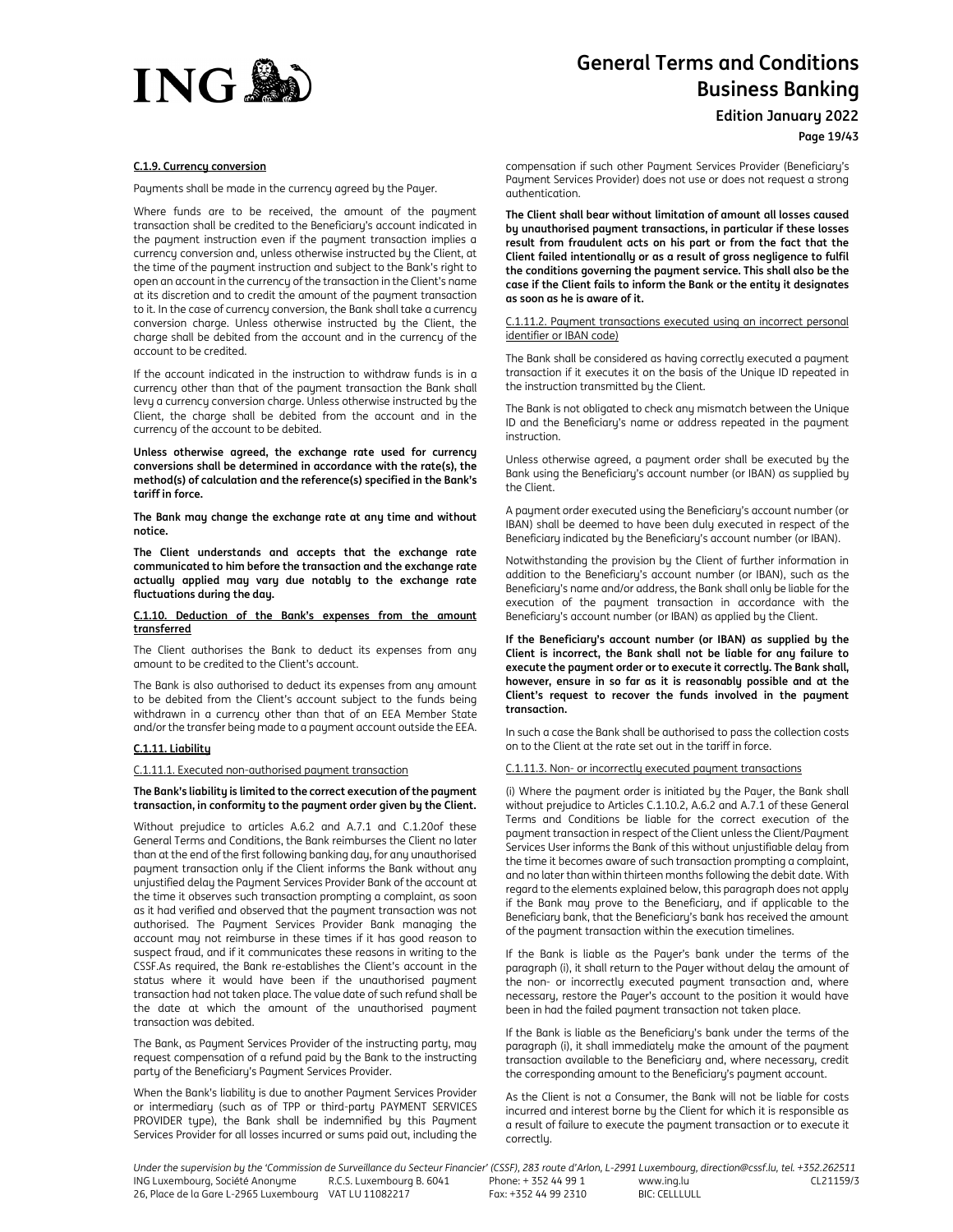**C.1.9. Currency conversion**

Payments shall be made in the currency agreed by the Payer.

Where funds are to be received, the amount of the payment transaction shall be credited to the Beneficiary's account indicated in the payment instruction even if the payment transaction implies a currency conversion and, unless otherwise instructed by the Client, at the time of the payment instruction and subject to the Bank's right to open an account in the currency of the transaction in the Client's name at its discretion and to credit the amount of the payment transaction to it. In the case of currency conversion, the Bank shall take a currency conversion charge. Unless otherwise instructed by the Client, the charge shall be debited from the account and in the currency of the account to be credited.

If the account indicated in the instruction to withdraw funds is in a currency other than that of the payment transaction the Bank shall levy a currency conversion charge. Unless otherwise instructed by the Client, the charge shall be debited from the account and in the currency of the account to be debited.

**Unless otherwise agreed, the exchange rate used for currency conversions shall be determined in accordance with the rate(s), the method(s) of calculation and the reference(s) specified in the Bank's tariff in force.**

**The Bank may change the exchange rate at any time and without notice.**

**The Client understands and accepts that the exchange rate communicated to him before the transaction and the exchange rate actually applied may vary due notably to the exchange rate fluctuations during the day.**

**C.1.10. Deduction of the Bank's expenses from the amount transferred**

The Client authorises the Bank to deduct its expenses from any amount to be credited to the Client's account.

The Bank is also authorised to deduct its expenses from any amount to be debited from the Client's account subject to the funds being withdrawn in a currency other than that of an EEA Member State and/or the transfer being made to a payment account outside the EEA.

**C.1.11. Liability**

C.1.11.1. Executed non-authorised payment transaction

**The Bank's liability is limited to the correct execution of the payment transaction, in conformity to the payment order given by the Client.**

Without prejudice to articles A.6.2 and A.7.1 and C.1.20of these General Terms and Conditions, the Bank reimburses the Client no later than at the end of the first following banking day, for any unauthorised payment transaction only if the Client informs the Bank without any unjustified delay the Payment Services Provider Bank of the account at the time it observes such transaction prompting a complaint, as soon as it had verified and observed that the payment transaction was not authorised. The Payment Services Provider Bank managing the account may not reimburse in these times if it has good reason to suspect fraud, and if it communicates these reasons in writing to the CSSF.As required, the Bank re-establishes the Client's account in the status where it would have been if the unauthorised payment transaction had not taken place. The value date of such refund shall be the date at which the amount of the unauthorised payment transaction was debited.

The Bank, as Payment Services Provider of the instructing party, may request compensation of a refund paid by the Bank to the instructing party of the Beneficiary's Payment Services Provider.

When the Bank's liability is due to another Payment Services Provider or intermediary (such as of TPP or third-party PAYMENT SERVICES PROVIDER type), the Bank shall be indemnified by this Payment Services Provider for all losses incurred or sums paid out, including the compensation if such other Payment Services Provider (Beneficiary's Payment Services Provider) does not use or does not request a strong authentication.

**The Client shall bear without limitation of amount all losses caused by unauthorised payment transactions, in particular if these losses result from fraudulent acts on his part or from the fact that the Client failed intentionally or as a result of gross negligence to fulfil the conditions governing the payment service. This shall also be the case if the Client fails to inform the Bank or the entity it designates as soon as he is aware of it.**

C.1.11.2. Payment transactions executed using an incorrect personal identifier or IBAN code)

The Bank shall be considered as having correctly executed a payment transaction if it executes it on the basis of the Unique ID repeated in the instruction transmitted by the Client.

The Bank is not obligated to check any mismatch between the Unique ID and the Beneficiary's name or address repeated in the payment instruction.

Unless otherwise agreed, a payment order shall be executed by the Bank using the Beneficiary's account number (or IBAN) as supplied by the Client.

A payment order executed using the Beneficiary's account number (or IBAN) shall be deemed to have been duly executed in respect of the Beneficiary indicated by the Beneficiary's account number (or IBAN).

Notwithstanding the provision by the Client of further information in addition to the Beneficiary's account number (or IBAN), such as the Beneficiary's name and/or address, the Bank shall only be liable for the execution of the payment transaction in accordance with the Beneficiary's account number (or IBAN) as applied by the Client.

**If the Beneficiary's account number (or IBAN) as supplied by the Client is incorrect, the Bank shall not be liable for any failure to execute the payment order or to execute it correctly. The Bank shall, however, ensure in so far as it is reasonably possible and at the Client's request to recover the funds involved in the payment transaction.**

In such a case the Bank shall be authorised to pass the collection costs on to the Client at the rate set out in the tariff in force.

C.1.11.3. Non- or incorrectly executed payment transactions

(i) Where the payment order is initiated by the Payer, the Bank shall without prejudice to Articles C.1.10.2, A.6.2 and A.7.1 of these General Terms and Conditions be liable for the correct execution of the payment transaction in respect of the Client unless the Client/Payment Services User informs the Bank of this without unjustifiable delay from the time it becomes aware of such transaction prompting a complaint, and no later than within thirteen months following the debit date. With regard to the elements explained below, this paragraph does not apply if the Bank may prove to the Beneficiary, and if applicable to the Beneficiary bank, that the Beneficiary's bank has received the amount of the payment transaction within the execution timelines.

If the Bank is liable as the Payer's bank under the terms of the paragraph (i), it shall return to the Payer without delay the amount of the non- or incorrectly executed payment transaction and, where necessary, restore the Payer's account to the position it would have been in had the failed payment transaction not taken place.

If the Bank is liable as the Beneficiary's bank under the terms of the paragraph (i), it shall immediately make the amount of the payment transaction available to the Beneficiary and, where necessary, credit the corresponding amount to the Beneficiary's payment account.

As the Client is not a Consumer, the Bank will not be liable for costs incurred and interest borne by the Client for which it is responsible as a result of failure to execute the payment transaction or to execute it correctly.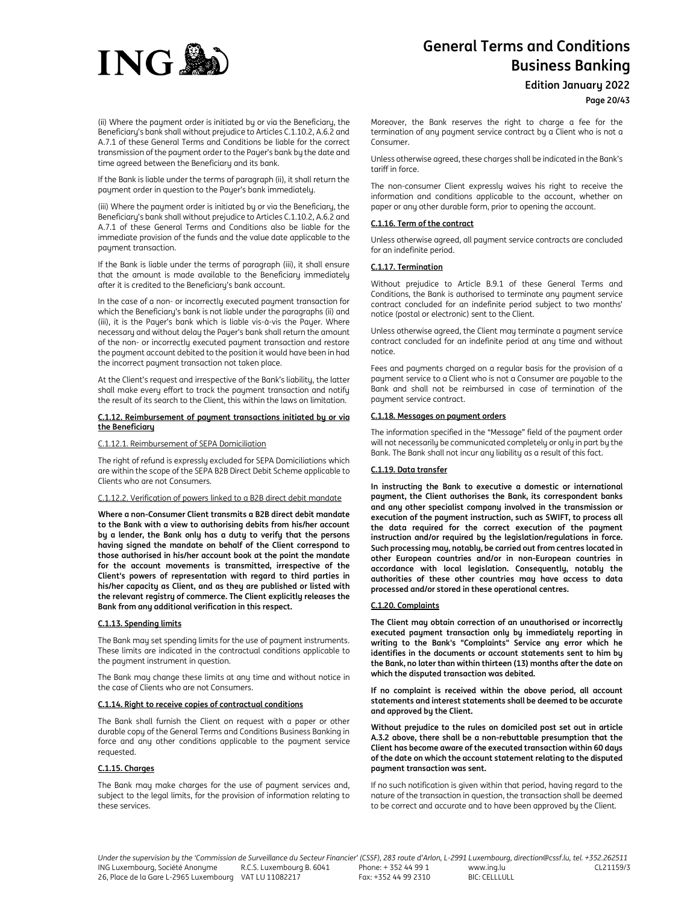(ii) Where the payment order is initiated by or via the Beneficiary, the Beneficiary's bank shall without prejudice to Articles C.1.10.2, A.6.2 and A.7.1 of these General Terms and Conditions be liable for the correct transmission of the payment order to the Payer's bank by the date and time agreed between the Beneficiary and its bank.

If the Bank is liable under the terms of paragraph (ii), it shall return the payment order in question to the Payer's bank immediately.

(iii) Where the payment order is initiated by or via the Beneficiary, the Beneficiary's bank shall without prejudice to Articles C.1.10.2, A.6.2 and A.7.1 of these General Terms and Conditions also be liable for the immediate provision of the funds and the value date applicable to the payment transaction.

If the Bank is liable under the terms of paragraph (iii), it shall ensure that the amount is made available to the Beneficiary immediately after it is credited to the Beneficiary's bank account.

In the case of a non- or incorrectly executed payment transaction for which the Beneficiary's bank is not liable under the paragraphs (ii) and (iii), it is the Payer's bank which is liable vis-à-vis the Payer. Where necessary and without delay the Payer's bank shall return the amount of the non- or incorrectly executed payment transaction and restore the payment account debited to the position it would have been in had the incorrect payment transaction not taken place.

At the Client's request and irrespective of the Bank's liability, the latter shall make every effort to track the payment transaction and notify the result of its search to the Client, this within the laws on limitation.

### C.1.12. Reimbursement of payment transactions initiated by or via the Beneficiary

#### C.1.12.1. Reimbursement of SEPA Domiciliation

The right of refund is expressly excluded for SEPA Domiciliations which are within the scope of the SEPA B2B Direct Debit Scheme applicable to Clients who are not Consumers.

#### C.1.12.2. Verification of powers linked to a B2B direct debit mandate

**Where a non-Consumer Client transmits a B2B direct debit mandate to the Bank with a view to authorising debits from his/her account by a lender, the Bank only has a duty to verify that the persons having signed the mandate on behalf of the Client correspond to those authorised in his/her account book at the point the mandate for the account movements is transmitted, irrespective of the Client's powers of representation with regard to third parties in his/her capacity as Client, and as they are published or listed with the relevant registry of commerce. The Client explicitly releases the Bank from any additional verification in this respect.**

### C.1.13. Spending limits

The Bank may set spending limits for the use of payment instruments. These limits are indicated in the contractual conditions applicable to the payment instrument in question.

The Bank may change these limits at any time and without notice in the case of Clients who are not Consumers.

### C.1.14. Right to receive copies of contractual conditions

The Bank shall furnish the Client on request with a paper or other durable copy of the General Terms and Conditions Business Banking in force and any other conditions applicable to the payment service requested.

### C.1.15. Charges

The Bank may make charges for the use of payment services and, subject to the legal limits, for the provision of information relating to these services.

Moreover, the Bank reserves the right to charge a fee for the termination of any payment service contract by a Client who is not a Consumer.

Unless otherwise agreed, these charges shall be indicated in the Bank's tariff in force.

The non-consumer Client expressly waives his right to receive the information and conditions applicable to the account, whether on paper or any other durable form, prior to opening the account.

### C.1.16. Term of the contract

Unless otherwise agreed, all payment service contracts are concluded for an indefinite period.

### C.1.17. Termination

Without prejudice to Article B.9.1 of these General Terms and Conditions, the Bank is authorised to terminate any payment service contract concluded for an indefinite period subject to two months' notice (postal or electronic) sent to the Client.

Unless otherwise agreed, the Client may terminate a payment service contract concluded for an indefinite period at any time and without notice.

Fees and payments charged on a regular basis for the provision of a payment service to a Client who is not a Consumer are payable to the Bank and shall not be reimbursed in case of termination of the payment service contract.

### C.1.18. Messages on payment orders

The information specified in the "Message" field of the payment order will not necessarily be communicated completely or only in part by the Bank. The Bank shall not incur any liability as a result of this fact.

### C.1.19. Data transfer

**In instructing the Bank to executive a domestic or international payment, the Client authorises the Bank, its correspondent banks and any other specialist company involved in the transmission or execution of the payment instruction, such as SWIFT, to process all the data required for the correct execution of the payment instruction and/or required by the legislation/regulations in force. Such processing may, notably, be carried out from centres located in other European countries and/or in non-European countries in accordance with local legislation. Consequently, notably the authorities of these other countries may have access to data processed and/or stored in these operational centres.**

### C.1.20. Complaints

**The Client may obtain correction of an unauthorised or incorrectly executed payment transaction only by immediately reporting in writing to the Bank's "Complaints" Service any error which he identifies in the documents or account statements sent to him by the Bank, no later than within thirteen (13) months after the date on which the disputed transaction was debited.**

**If no complaint is received within the above period, all account statements and interest statements shall be deemed to be accurate and approved by the Client.**

**Without prejudice to the rules on domiciled post set out in article A.3.2 above, there shall be a non-rebuttable presumption that the Client has become aware of the executed transaction within 60 days of the date on which the account statement relating to the disputed payment transaction was sent.**

If no such notification is given within that period, having regard to the nature of the transaction in question, the transaction shall be deemed to be correct and accurate and to have been approved by the Client.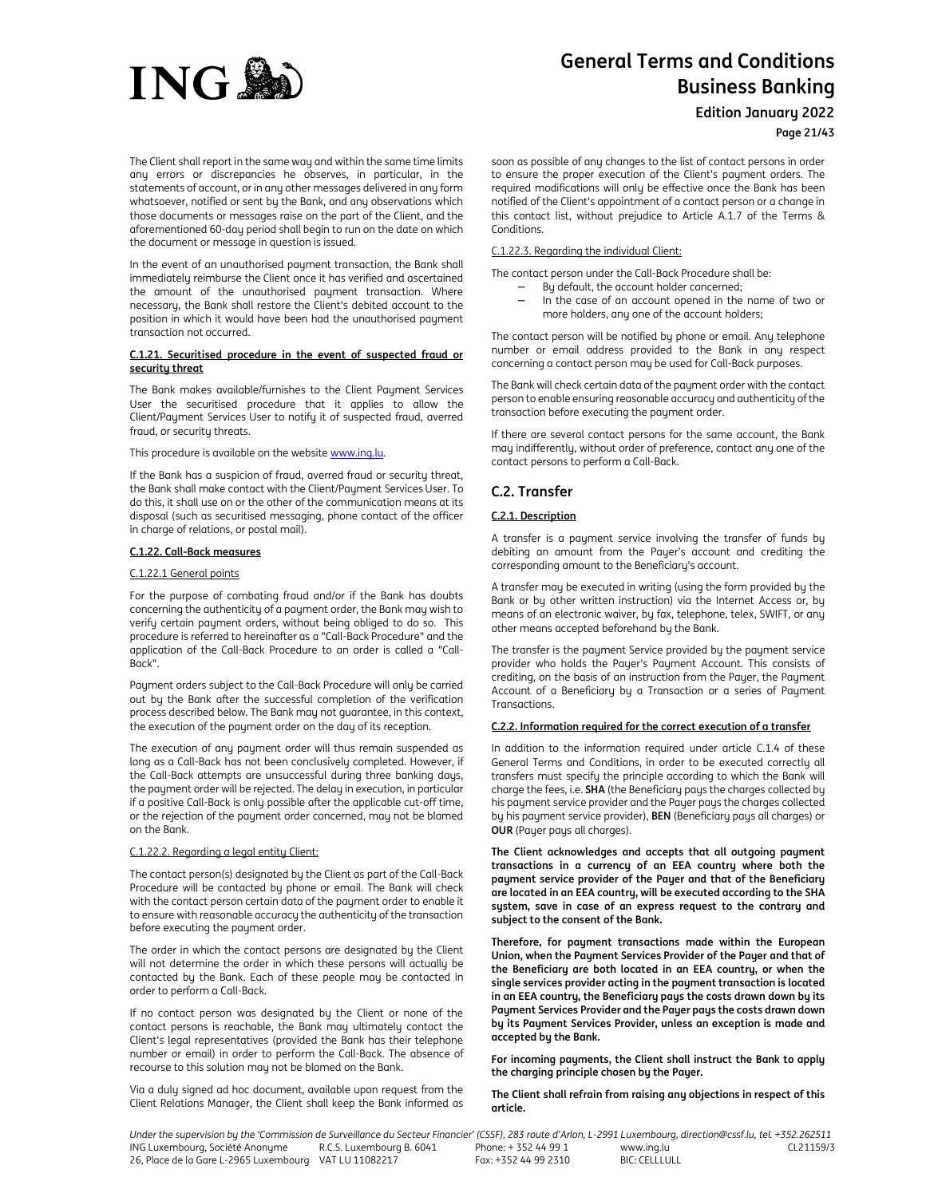The Client shall report in the same way and within the same time limits any errors or discrepancies he observes, in particular, in the statements of account, or in any other messages delivered in any form whatsoever, notified or sent by the Bank, and any observations which those documents or messages raise on the part of the Client, and the aforementioned 60-day period shall begin to run on the date on which the document or message in question is issued.

In the event of an unauthorised payment transaction, the Bank shall immediately reimburse the Client once it has verified and ascertained the amount of the unauthorised payment transaction. Where necessary, the Bank shall restore the Client's debited account to the position in which it would have been had the unauthorised payment transaction not occurred.

#### C.1.21. Securitised procedure in the event of suspected fraud or security threat

The Bank makes available/furnishes to the Client Payment Services User the securitised procedure that it applies to allow the Client/Payment Services User to notify it of suspected fraud, averred fraud, or security threats.

This procedure is available on the website www.ing.lu.

If the Bank has a suspicion of fraud, averred fraud or security threat, the Bank shall make contact with the Client/Payment Services User. To do this, it shall use on or the other of the communication means at its disposal (such as securitised messaging, phone contact of the officer in charge of relations, or postal mail).

#### C.1.22. Call-Back measures

##### C.1.22.1 General points

For the purpose of combating fraud and/or if the Bank has doubts concerning the authenticity of a payment order, the Bank may wish to verify certain payment orders, without being obliged to do so. This procedure is referred to hereinafter as a "Call-Back Procedure" and the application of the Call-Back Procedure to an order is called a "Call-Back".

Payment orders subject to the Call-Back Procedure will only be carried out by the Bank after the successful completion of the verification process described below. The Bank may not guarantee, in this context, the execution of the payment order on the day of its reception.

The execution of any payment order will thus remain suspended as long as a Call-Back has not been conclusively completed. However, if the Call-Back attempts are unsuccessful during three banking days, the payment order will be rejected. The delay in execution, in particular if a positive Call-Back is only possible after the applicable cut-off time, or the rejection of the payment order concerned, may not be blamed on the Bank.

##### C.1.22.2. Regarding a legal entity Client:

The contact person(s) designated by the Client as part of the Call-Back Procedure will be contacted by phone or email. The Bank will check with the contact person certain data of the payment order to enable it to ensure with reasonable accuracy the authenticity of the transaction before executing the payment order.

The order in which the contact persons are designated by the Client will not determine the order in which these persons will actually be contacted by the Bank. Each of these people may be contacted in order to perform a Call-Back.

If no contact person was designated by the Client or none of the contact persons is reachable, the Bank may ultimately contact the Client's legal representatives (provided the Bank has their telephone number or email) in order to perform the Call-Back. The absence of recourse to this solution may not be blamed on the Bank.

Via a duly signed ad hoc document, available upon request from the Client Relations Manager, the Client shall keep the Bank informed as soon as possible of any changes to the list of contact persons in order to ensure the proper execution of the Client's payment orders. The required modifications will only be effective once the Bank has been notified of the Client's appointment of a contact person or a change in this contact list, without prejudice to Article A.1.7 of the Terms & Conditions.

##### C.1.22.3. Regarding the individual Client:

The contact person under the Call-Back Procedure shall be:

- By default, the account holder concerned;
- In the case of an account opened in the name of two or more holders, any one of the account holders;

The contact person will be notified by phone or email. Any telephone number or email address provided to the Bank in any respect concerning a contact person may be used for Call-Back purposes.

The Bank will check certain data of the payment order with the contact person to enable ensuring reasonable accuracy and authenticity of the transaction before executing the payment order.

If there are several contact persons for the same account, the Bank may indifferently, without order of preference, contact any one of the contact persons to perform a Call-Back.

## C.2. Transfer

#### C.2.1. Description

A transfer is a payment service involving the transfer of funds by debiting an amount from the Payer's account and crediting the corresponding amount to the Beneficiary's account.

A transfer may be executed in writing (using the form provided by the Bank or by other written instruction) via the Internet Access or, by means of an electronic waiver, by fax, telephone, telex, SWIFT, or any other means accepted beforehand by the Bank.

The transfer is the payment Service provided by the payment service provider who holds the Payer's Payment Account. This consists of crediting, on the basis of an instruction from the Payer, the Payment Account of a Beneficiary by a Transaction or a series of Payment Transactions.

#### C.2.2. Information required for the correct execution of a transfer

In addition to the information required under article C.1.4 of these General Terms and Conditions, in order to be executed correctly all transfers must specify the principle according to which the Bank will charge the fees, i.e. **SHA** (the Beneficiary pays the charges collected by his payment service provider and the Payer pays the charges collected by his payment service provider), **BEN** (Beneficiary pays all charges) or **OUR** (Payer pays all charges).

**The Client acknowledges and accepts that all outgoing payment transactions in a currency of an EEA country where both the payment service provider of the Payer and that of the Beneficiary are located in an EEA country, will be executed according to the SHA system, save in case of an express request to the contrary and subject to the consent of the Bank.**

**Therefore, for payment transactions made within the European Union, when the Payment Services Provider of the Payer and that of the Beneficiary are both located in an EEA country, or when the single services provider acting in the payment transaction is located in an EEA country, the Beneficiary pays the costs drawn down by its Payment Services Provider and the Payer pays the costs drawn down by its Payment Services Provider, unless an exception is made and accepted by the Bank.**

**For incoming payments, the Client shall instruct the Bank to apply the charging principle chosen by the Payer.**

**The Client shall refrain from raising any objections in respect of this article.**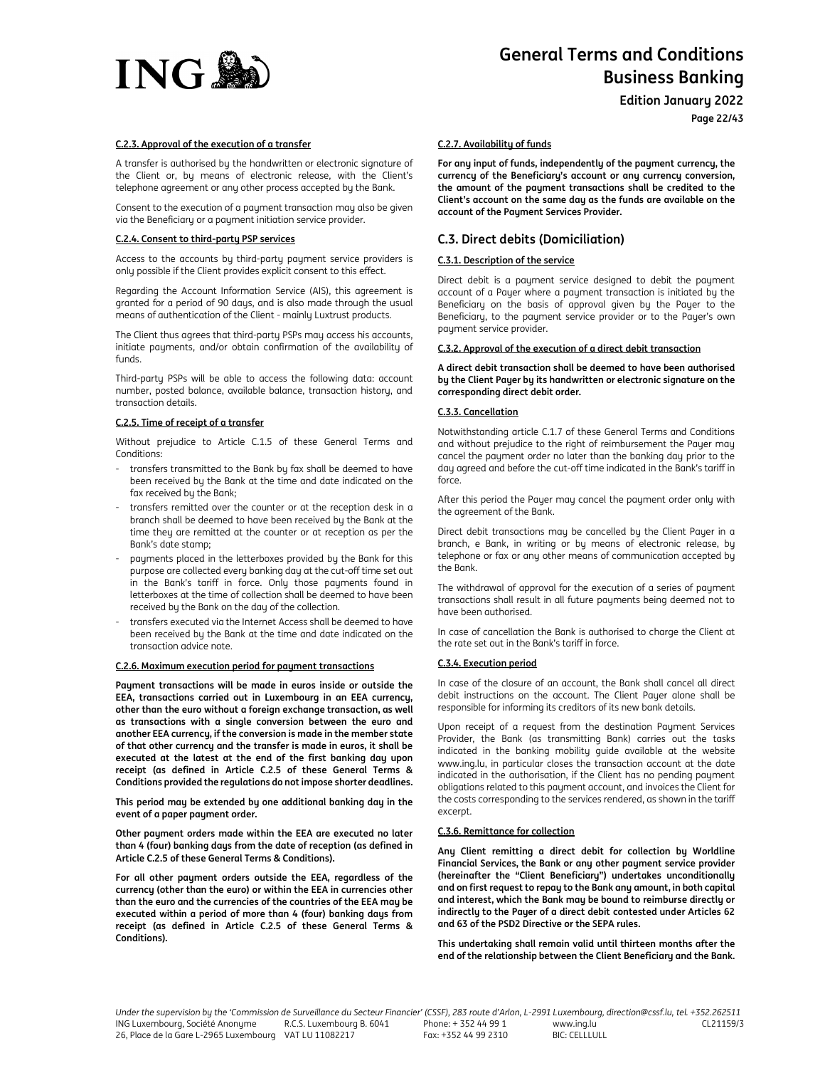#### C.2.3. Approval of the execution of a transfer

A transfer is authorised by the handwritten or electronic signature of the Client or, by means of electronic release, with the Client's telephone agreement or any other process accepted by the Bank.

Consent to the execution of a payment transaction may also be given via the Beneficiary or a payment initiation service provider.

#### C.2.4. Consent to third-party PSP services

Access to the accounts by third-party payment service providers is only possible if the Client provides explicit consent to this effect.

Regarding the Account Information Service (AIS), this agreement is granted for a period of 90 days, and is also made through the usual means of authentication of the Client - mainly Luxtrust products.

The Client thus agrees that third-party PSPs may access his accounts, initiate payments, and/or obtain confirmation of the availability of funds.

Third-party PSPs will be able to access the following data: account number, posted balance, available balance, transaction history, and transaction details.

#### C.2.5. Time of receipt of a transfer

Without prejudice to Article C.1.5 of these General Terms and Conditions:

- transfers transmitted to the Bank by fax shall be deemed to have been received by the Bank at the time and date indicated on the fax received by the Bank;
- transfers remitted over the counter or at the reception desk in a branch shall be deemed to have been received by the Bank at the time they are remitted at the counter or at reception as per the Bank's date stamp;
- payments placed in the letterboxes provided by the Bank for this purpose are collected every banking day at the cut-off time set out in the Bank's tariff in force. Only those payments found in letterboxes at the time of collection shall be deemed to have been received by the Bank on the day of the collection.
- transfers executed via the Internet Access shall be deemed to have been received by the Bank at the time and date indicated on the transaction advice note.

#### C.2.6. Maximum execution period for payment transactions

**Payment transactions will be made in euros inside or outside the EEA, transactions carried out in Luxembourg in an EEA currency, other than the euro without a foreign exchange transaction, as well as transactions with a single conversion between the euro and another EEA currency, if the conversion is made in the member state of that other currency and the transfer is made in euros, it shall be executed at the latest at the end of the first banking day upon receipt (as defined in Article C.2.5 of these General Terms & Conditions provided the regulations do not impose shorter deadlines.**

**This period may be extended by one additional banking day in the event of a paper payment order.**

**Other payment orders made within the EEA are executed no later than 4 (four) banking days from the date of reception (as defined in Article C.2.5 of these General Terms & Conditions).**

**For all other payment orders outside the EEA, regardless of the currency (other than the euro) or within the EEA in currencies other than the euro and the currencies of the countries of the EEA may be executed within a period of more than 4 (four) banking days from receipt (as defined in Article C.2.5 of these General Terms & Conditions).**

#### C.2.7. Availability of funds

**For any input of funds, independently of the payment currency, the currency of the Beneficiary's account or any currency conversion, the amount of the payment transactions shall be credited to the Client's account on the same day as the funds are available on the account of the Payment Services Provider.**

### C.3. Direct debits (Domiciliation)

#### C.3.1. Description of the service

Direct debit is a payment service designed to debit the payment account of a Payer where a payment transaction is initiated by the Beneficiary on the basis of approval given by the Payer to the Beneficiary, to the payment service provider or to the Payer's own payment service provider.

#### C.3.2. Approval of the execution of a direct debit transaction

**A direct debit transaction shall be deemed to have been authorised by the Client Payer by its handwritten or electronic signature on the corresponding direct debit order.**

#### C.3.3. Cancellation

Notwithstanding article C.1.7 of these General Terms and Conditions and without prejudice to the right of reimbursement the Payer may cancel the payment order no later than the banking day prior to the day agreed and before the cut-off time indicated in the Bank's tariff in force.

After this period the Payer may cancel the payment order only with the agreement of the Bank.

Direct debit transactions may be cancelled by the Client Payer in a branch, e Bank, in writing or by means of electronic release, by telephone or fax or any other means of communication accepted by the Bank.

The withdrawal of approval for the execution of a series of payment transactions shall result in all future payments being deemed not to have been authorised.

In case of cancellation the Bank is authorised to charge the Client at the rate set out in the Bank's tariff in force.

#### C.3.4. Execution period

In case of the closure of an account, the Bank shall cancel all direct debit instructions on the account. The Client Payer alone shall be responsible for informing its creditors of its new bank details.

Upon receipt of a request from the destination Payment Services Provider, the Bank (as transmitting Bank) carries out the tasks indicated in the banking mobility guide available at the website www.ing.lu, in particular closes the transaction account at the date indicated in the authorisation, if the Client has no pending payment obligations related to this payment account, and invoices the Client for the costs corresponding to the services rendered, as shown in the tariff excerpt.

#### C.3.6. Remittance for collection

**Any Client remitting a direct debit for collection by Worldline Financial Services, the Bank or any other payment service provider (hereinafter the "Client Beneficiary") undertakes unconditionally and on first request to repay to the Bank any amount, in both capital and interest, which the Bank may be bound to reimburse directly or indirectly to the Payer of a direct debit contested under Articles 62 and 63 of the PSD2 Directive or the SEPA rules.**

**This undertaking shall remain valid until thirteen months after the end of the relationship between the Client Beneficiary and the Bank.**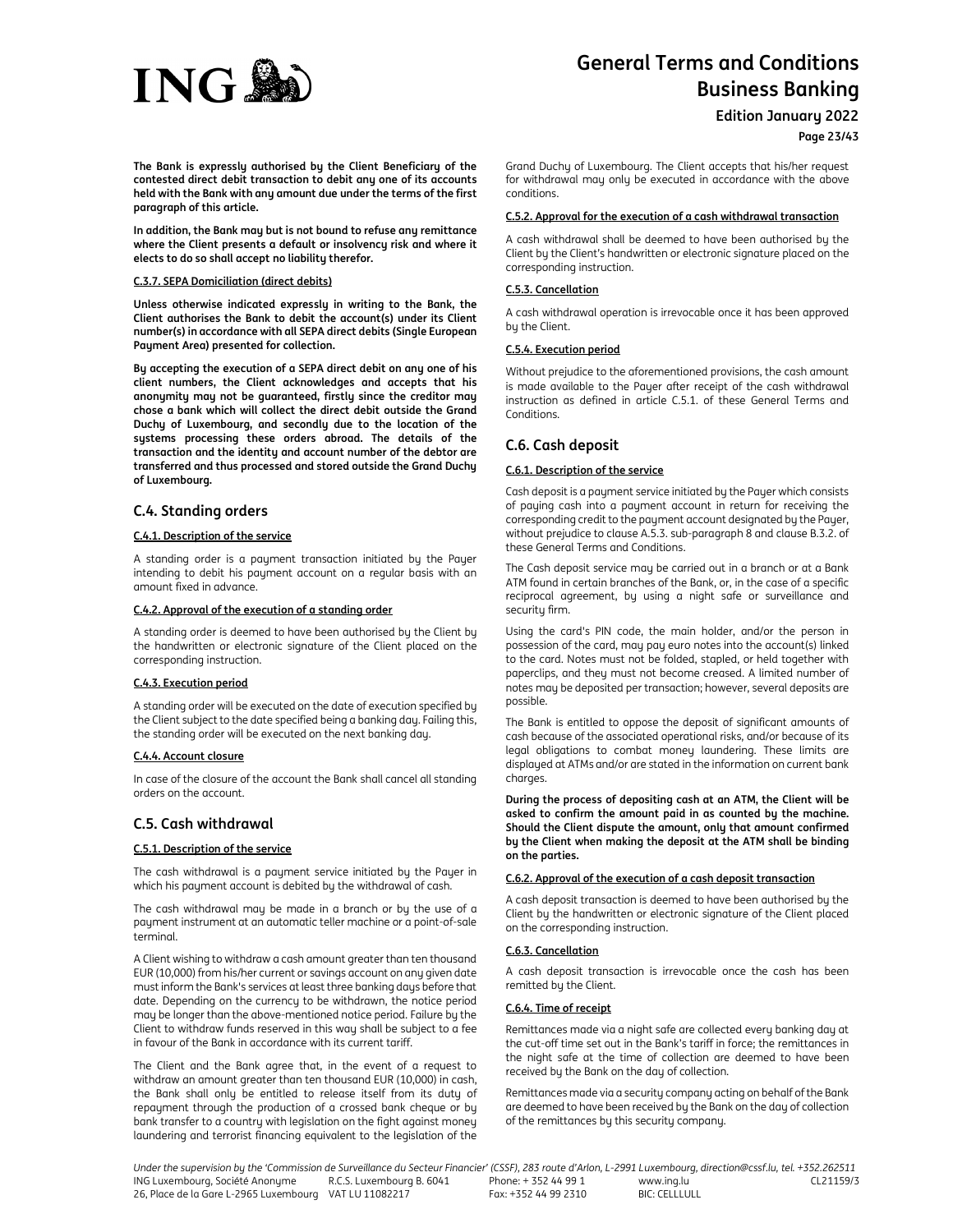**The Bank is expressly authorised by the Client Beneficiary of the contested direct debit transaction to debit any one of its accounts held with the Bank with any amount due under the terms of the first paragraph of this article.**

**In addition, the Bank may but is not bound to refuse any remittance where the Client presents a default or insolvency risk and where it elects to do so shall accept no liability therefor.**

#### C.3.7. SEPA Domiciliation (direct debits)

**Unless otherwise indicated expressly in writing to the Bank, the Client authorises the Bank to debit the account(s) under its Client number(s) in accordance with all SEPA direct debits (Single European Payment Area) presented for collection.**

**By accepting the execution of a SEPA direct debit on any one of his client numbers, the Client acknowledges and accepts that his anonymity may not be guaranteed, firstly since the creditor may chose a bank which will collect the direct debit outside the Grand Duchy of Luxembourg, and secondly due to the location of the systems processing these orders abroad. The details of the transaction and the identity and account number of the debtor are transferred and thus processed and stored outside the Grand Duchy of Luxembourg.**

## C.4. Standing orders

#### C.4.1. Description of the service

A standing order is a payment transaction initiated by the Payer intending to debit his payment account on a regular basis with an amount fixed in advance.

#### C.4.2. Approval of the execution of a standing order

A standing order is deemed to have been authorised by the Client by the handwritten or electronic signature of the Client placed on the corresponding instruction.

#### C.4.3. Execution period

A standing order will be executed on the date of execution specified by the Client subject to the date specified being a banking day. Failing this, the standing order will be executed on the next banking day.

#### C.4.4. Account closure

In case of the closure of the account the Bank shall cancel all standing orders on the account.

## C.5. Cash withdrawal

#### C.5.1. Description of the service

The cash withdrawal is a payment service initiated by the Payer in which his payment account is debited by the withdrawal of cash.

The cash withdrawal may be made in a branch or by the use of a payment instrument at an automatic teller machine or a point-of-sale terminal.

A Client wishing to withdraw a cash amount greater than ten thousand EUR (10,000) from his/her current or savings account on any given date must inform the Bank's services at least three banking days before that date. Depending on the currency to be withdrawn, the notice period may be longer than the above-mentioned notice period. Failure by the Client to withdraw funds reserved in this way shall be subject to a fee in favour of the Bank in accordance with its current tariff.

The Client and the Bank agree that, in the event of a request to withdraw an amount greater than ten thousand EUR (10,000) in cash, the Bank shall only be entitled to release itself from its duty of repayment through the production of a crossed bank cheque or by bank transfer to a country with legislation on the fight against money laundering and terrorist financing equivalent to the legislation of the Grand Duchy of Luxembourg. The Client accepts that his/her request for withdrawal may only be executed in accordance with the above conditions.

#### C.5.2. Approval for the execution of a cash withdrawal transaction

A cash withdrawal shall be deemed to have been authorised by the Client by the Client's handwritten or electronic signature placed on the corresponding instruction.

#### C.5.3. Cancellation

A cash withdrawal operation is irrevocable once it has been approved by the Client.

#### C.5.4. Execution period

Without prejudice to the aforementioned provisions, the cash amount is made available to the Payer after receipt of the cash withdrawal instruction as defined in article C.5.1. of these General Terms and Conditions.

## C.6. Cash deposit

#### C.6.1. Description of the service

Cash deposit is a payment service initiated by the Payer which consists of paying cash into a payment account in return for receiving the corresponding credit to the payment account designated by the Payer, without prejudice to clause A.5.3. sub-paragraph 8 and clause B.3.2. of these General Terms and Conditions.

The Cash deposit service may be carried out in a branch or at a Bank ATM found in certain branches of the Bank, or, in the case of a specific reciprocal agreement, by using a night safe or surveillance and security firm.

Using the card's PIN code, the main holder, and/or the person in possession of the card, may pay euro notes into the account(s) linked to the card. Notes must not be folded, stapled, or held together with paperclips, and they must not become creased. A limited number of notes may be deposited per transaction; however, several deposits are possible.

The Bank is entitled to oppose the deposit of significant amounts of cash because of the associated operational risks, and/or because of its legal obligations to combat money laundering. These limits are displayed at ATMs and/or are stated in the information on current bank charges.

**During the process of depositing cash at an ATM, the Client will be asked to confirm the amount paid in as counted by the machine. Should the Client dispute the amount, only that amount confirmed by the Client when making the deposit at the ATM shall be binding on the parties.**

#### C.6.2. Approval of the execution of a cash deposit transaction

A cash deposit transaction is deemed to have been authorised by the Client by the handwritten or electronic signature of the Client placed on the corresponding instruction.

#### C.6.3. Cancellation

A cash deposit transaction is irrevocable once the cash has been remitted by the Client.

#### C.6.4. Time of receipt

Remittances made via a night safe are collected every banking day at the cut-off time set out in the Bank's tariff in force; the remittances in the night safe at the time of collection are deemed to have been received by the Bank on the day of collection.

Remittances made via a security company acting on behalf of the Bank are deemed to have been received by the Bank on the day of collection of the remittances by this security company.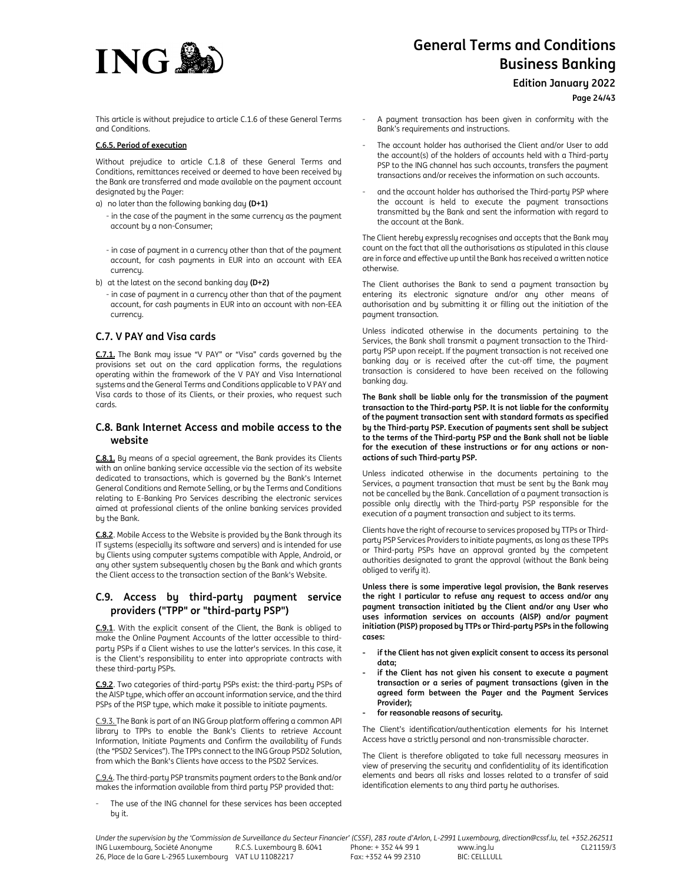This article is without prejudice to article C.1.6 of these General Terms and Conditions.

**C.6.5. Period of execution**

Without prejudice to article C.1.8 of these General Terms and Conditions, remittances received or deemed to have been received by the Bank are transferred and made available on the payment account designated by the Payer:

a) no later than the following banking day **(D+1)**
   - in the case of the payment in the same currency as the payment account by a non-Consumer;
   - in case of payment in a currency other than that of the payment account, for cash payments in EUR into an account with EEA currency.

b) at the latest on the second banking day **(D+2)**
   - in case of payment in a currency other than that of the payment account, for cash payments in EUR into an account with non-EEA currency.

## C.7. V PAY and Visa cards

**C.7.1.** The Bank may issue "V PAY" or "Visa" cards governed by the provisions set out on the card application forms, the regulations operating within the framework of the V PAY and Visa International systems and the General Terms and Conditions applicable to V PAY and Visa cards to those of its Clients, or their proxies, who request such cards.

## C.8. Bank Internet Access and mobile access to the website

**C.8.1.** By means of a special agreement, the Bank provides its Clients with an online banking service accessible via the section of its website dedicated to transactions, which is governed by the Bank's Internet General Conditions and Remote Selling, or by the Terms and Conditions relating to E-Banking Pro Services describing the electronic services aimed at professional clients of the online banking services provided by the Bank.

**C.8.2**. Mobile Access to the Website is provided by the Bank through its IT systems (especially its software and servers) and is intended for use by Clients using computer systems compatible with Apple, Android, or any other system subsequently chosen by the Bank and which grants the Client access to the transaction section of the Bank's Website.

## C.9. Access by third-party payment service providers ("TPP" or "third-party PSP")

**C.9.1**. With the explicit consent of the Client, the Bank is obliged to make the Online Payment Accounts of the latter accessible to third-party PSPs if a Client wishes to use the latter's services. In this case, it is the Client's responsibility to enter into appropriate contracts with these third-party PSPs.

**C.9.2**. Two categories of third-party PSPs exist: the third-party PSPs of the AISP type, which offer an account information service, and the third PSPs of the PISP type, which make it possible to initiate payments.

C.9.3. The Bank is part of an ING Group platform offering a common API library to TPPs to enable the Bank's Clients to retrieve Account Information, Initiate Payments and Confirm the availability of Funds (the "PSD2 Services"). The TPPs connect to the ING Group PSD2 Solution, from which the Bank's Clients have access to the PSD2 Services.

C.9.4. The third-party PSP transmits payment orders to the Bank and/or makes the information available from third party PSP provided that:

- The use of the ING channel for these services has been accepted by it.
- A payment transaction has been given in conformity with the Bank's requirements and instructions.
- The account holder has authorised the Client and/or User to add the account(s) of the holders of accounts held with a Third-party PSP to the ING channel has such accounts, transfers the payment transactions and/or receives the information on such accounts.
- and the account holder has authorised the Third-party PSP where the account is held to execute the payment transactions transmitted by the Bank and sent the information with regard to the account at the Bank.

The Client hereby expressly recognises and accepts that the Bank may count on the fact that all the authorisations as stipulated in this clause are in force and effective up until the Bank has received a written notice otherwise.

The Client authorises the Bank to send a payment transaction by entering its electronic signature and/or any other means of authorisation and by submitting it or filling out the initiation of the payment transaction.

Unless indicated otherwise in the documents pertaining to the Services, the Bank shall transmit a payment transaction to the Third-party PSP upon receipt. If the payment transaction is not received one banking day or is received after the cut-off time, the payment transaction is considered to have been received on the following banking day.

**The Bank shall be liable only for the transmission of the payment transaction to the Third-party PSP. It is not liable for the conformity of the payment transaction sent with standard formats as specified by the Third-party PSP. Execution of payments sent shall be subject to the terms of the Third-party PSP and the Bank shall not be liable for the execution of these instructions or for any actions or non-actions of such Third-party PSP.**

Unless indicated otherwise in the documents pertaining to the Services, a payment transaction that must be sent by the Bank may not be cancelled by the Bank. Cancellation of a payment transaction is possible only directly with the Third-party PSP responsible for the execution of a payment transaction and subject to its terms.

Clients have the right of recourse to services proposed by TTPs or Third-party PSP Services Providers to initiate payments, as long as these TPPs or Third-party PSPs have an approval granted by the competent authorities designated to grant the approval (without the Bank being obliged to verify it).

**Unless there is some imperative legal provision, the Bank reserves the right I particular to refuse any request to access and/or any payment transaction initiated by the Client and/or any User who uses information services on accounts (AISP) and/or payment initiation (PISP) proposed by TTPs or Third-party PSPs in the following cases:**

- **if the Client has not given explicit consent to access its personal data;**
- **if the Client has not given his consent to execute a payment transaction or a series of payment transactions (given in the agreed form between the Payer and the Payment Services Provider);**
- **for reasonable reasons of security.**

The Client's identification/authentication elements for his Internet Access have a strictly personal and non-transmissible character.

The Client is therefore obligated to take full necessary measures in view of preserving the security and confidentiality of its identification elements and bears all risks and losses related to a transfer of said identification elements to any third party he authorises.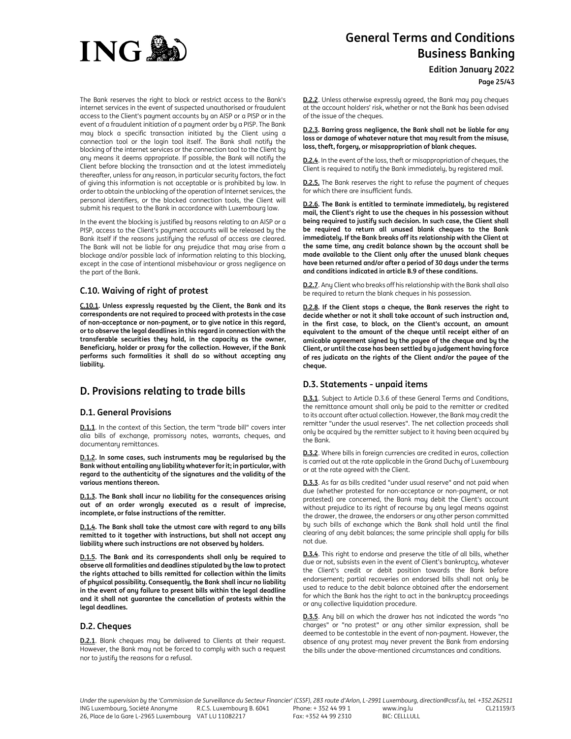The Bank reserves the right to block or restrict access to the Bank's internet services in the event of suspected unauthorised or fraudulent access to the Client's payment accounts by an AISP or a PISP or in the event of a fraudulent initiation of a payment order by a PISP. The Bank may block a specific transaction initiated by the Client using a connection tool or the login tool itself. The Bank shall notify the blocking of the internet services or the connection tool to the Client by any means it deems appropriate. If possible, the Bank will notify the Client before blocking the transaction and at the latest immediately thereafter, unless for any reason, in particular security factors, the fact of giving this information is not acceptable or is prohibited by law. In order to obtain the unblocking of the operation of Internet services, the personal identifiers, or the blocked connection tools, the Client will submit his request to the Bank in accordance with Luxembourg law.

In the event the blocking is justified by reasons relating to an AISP or a PISP, access to the Client's payment accounts will be released by the Bank itself if the reasons justifying the refusal of access are cleared. The Bank will not be liable for any prejudice that may arise from a blockage and/or possible lack of information relating to this blocking, except in the case of intentional misbehaviour or gross negligence on the part of the Bank.

### C.10. Waiving of right of protest

**C.10.1. Unless expressly requested by the Client, the Bank and its correspondents are not required to proceed with protests in the case of non-acceptance or non-payment, or to give notice in this regard, or to observe the legal deadlines in this regard in connection with the transferable securities they hold, in the capacity as the owner, Beneficiary, holder or proxy for the collection. However, if the Bank performs such formalities it shall do so without accepting any liability.**

## D. Provisions relating to trade bills

### D.1. General Provisions

**D.1.1**. In the context of this Section, the term "trade bill" covers inter alia bills of exchange, promissory notes, warrants, cheques, and documentary remittances.

**D.1.2. In some cases, such instruments may be regularised by the Bank without entailing any liability whatever for it; in particular, with regard to the authenticity of the signatures and the validity of the various mentions thereon.**

**D.1.3. The Bank shall incur no liability for the consequences arising out of an order wrongly executed as a result of imprecise, incomplete, or false instructions of the remitter.**

**D.1.4. The Bank shall take the utmost care with regard to any bills remitted to it together with instructions, but shall not accept any liability where such instructions are not observed by holders.**

**D.1.5. The Bank and its correspondents shall only be required to observe all formalities and deadlines stipulated by the law to protect the rights attached to bills remitted for collection within the limits of physical possibility. Consequently, the Bank shall incur no liability in the event of any failure to present bills within the legal deadline and it shall not guarantee the cancellation of protests within the legal deadlines.**

### D.2. Cheques

**D.2.1**. Blank cheques may be delivered to Clients at their request. However, the Bank may not be forced to comply with such a request nor to justify the reasons for a refusal.

**D.2.2**. Unless otherwise expressly agreed, the Bank may pay cheques at the account holders' risk, whether or not the Bank has been advised of the issue of the cheques.

**D.2.3. Barring gross negligence, the Bank shall not be liable for any loss or damage of whatever nature that may result from the misuse, loss, theft, forgery, or misappropriation of blank cheques.**

**D.2.4**. In the event of the loss, theft or misappropriation of cheques, the Client is required to notify the Bank immediately, by registered mail.

**D.2.5.** The Bank reserves the right to refuse the payment of cheques for which there are insufficient funds.

**D.2.6. The Bank is entitled to terminate immediately, by registered mail, the Client's right to use the cheques in his possession without being required to justify such decision. In such case, the Client shall be required to return all unused blank cheques to the Bank immediately. If the Bank breaks off its relationship with the Client at the same time, any credit balance shown by the account shall be made available to the Client only after the unused blank cheques have been returned and/or after a period of 30 days under the terms and conditions indicated in article B.9 of these conditions.**

**D.2.7**. Any Client who breaks off his relationship with the Bank shall also be required to return the blank cheques in his possession.

**D.2.8. If the Client stops a cheque, the Bank reserves the right to decide whether or not it shall take account of such instruction and, in the first case, to block, on the Client's account, an amount equivalent to the amount of the cheque until receipt either of an amicable agreement signed by the payee of the cheque and by the Client, or until the case has been settled by a judgement having force of res judicata on the rights of the Client and/or the payee of the cheque.**

### D.3. Statements - unpaid items

**D.3.1**. Subject to Article D.3.6 of these General Terms and Conditions, the remittance amount shall only be paid to the remitter or credited to its account after actual collection. However, the Bank may credit the remitter "under the usual reserves". The net collection proceeds shall only be acquired by the remitter subject to it having been acquired by the Bank.

**D.3.2**. Where bills in foreign currencies are credited in euros, collection is carried out at the rate applicable in the Grand Duchy of Luxembourg or at the rate agreed with the Client.

**D.3.3**. As far as bills credited "under usual reserve" and not paid when due (whether protested for non-acceptance or non-payment, or not protested) are concerned, the Bank may debit the Client's account without prejudice to its right of recourse by any legal means against the drawer, the drawee, the endorsers or any other person committed by such bills of exchange which the Bank shall hold until the final clearing of any debit balances; the same principle shall apply for bills not due.

**D.3.4**. This right to endorse and preserve the title of all bills, whether due or not, subsists even in the event of Client's bankruptcy, whatever the Client's credit or debit position towards the Bank before endorsement; partial recoveries on endorsed bills shall not only be used to reduce to the debit balance obtained after the endorsement for which the Bank has the right to act in the bankruptcy proceedings or any collective liquidation procedure.

**D.3.5**. Any bill on which the drawer has not indicated the words "no charges" or "no protest" or any other similar expression, shall be deemed to be contestable in the event of non-payment. However, the absence of any protest may never prevent the Bank from endorsing the bills under the above-mentioned circumstances and conditions.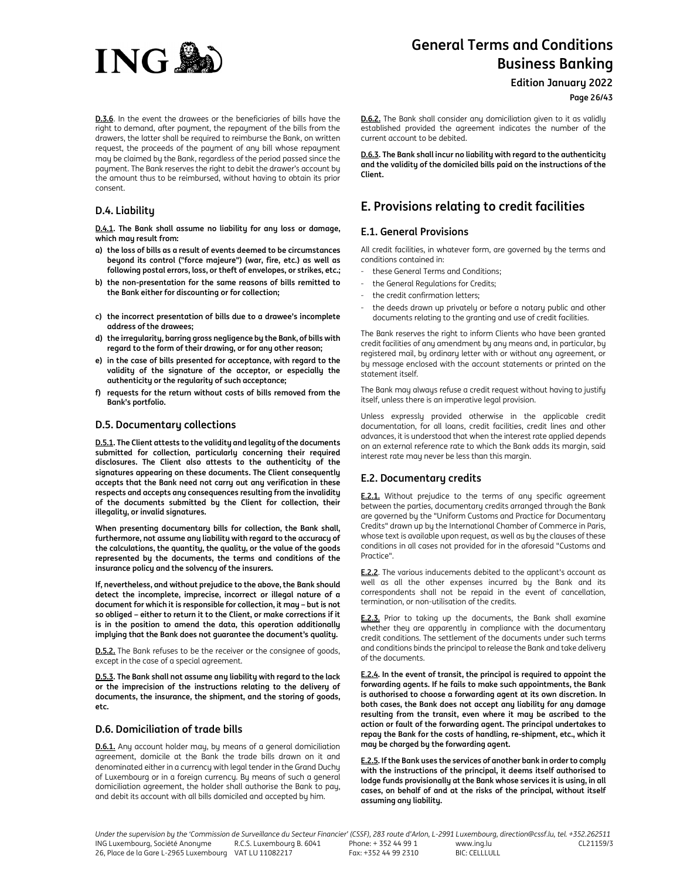**D.3.6**. In the event the drawees or the beneficiaries of bills have the right to demand, after payment, the repayment of the bills from the drawers, the latter shall be required to reimburse the Bank, on written request, the proceeds of the payment of any bill whose repayment may be claimed by the Bank, regardless of the period passed since the payment. The Bank reserves the right to debit the drawer's account by the amount thus to be reimbursed, without having to obtain its prior consent.

### D.4. Liability

**D.4.1. The Bank shall assume no liability for any loss or damage, which may result from:**

**a) the loss of bills as a result of events deemed to be circumstances beyond its control ("force majeure") (war, fire, etc.) as well as following postal errors, loss, or theft of envelopes, or strikes, etc.;**

**b) the non-presentation for the same reasons of bills remitted to the Bank either for discounting or for collection;**

**c) the incorrect presentation of bills due to a drawee's incomplete address of the drawees;**

**d) the irregularity, barring gross negligence by the Bank, of bills with regard to the form of their drawing, or for any other reason;**

**e) in the case of bills presented for acceptance, with regard to the validity of the signature of the acceptor, or especially the authenticity or the regularity of such acceptance;**

**f) requests for the return without costs of bills removed from the Bank's portfolio.**

### D.5. Documentary collections

**D.5.1. The Client attests to the validity and legality of the documents submitted for collection, particularly concerning their required disclosures. The Client also attests to the authenticity of the signatures appearing on these documents. The Client consequently accepts that the Bank need not carry out any verification in these respects and accepts any consequences resulting from the invalidity of the documents submitted by the Client for collection, their illegality, or invalid signatures.**

**When presenting documentary bills for collection, the Bank shall, furthermore, not assume any liability with regard to the accuracy of the calculations, the quantity, the quality, or the value of the goods represented by the documents, the terms and conditions of the insurance policy and the solvency of the insurers.**

**If, nevertheless, and without prejudice to the above, the Bank should detect the incomplete, imprecise, incorrect or illegal nature of a document for which it is responsible for collection, it may – but is not so obliged – either to return it to the Client, or make corrections if it is in the position to amend the data, this operation additionally implying that the Bank does not guarantee the document's quality.**

**D.5.2.** The Bank refuses to be the receiver or the consignee of goods, except in the case of a special agreement.

**D.5.3. The Bank shall not assume any liability with regard to the lack or the imprecision of the instructions relating to the delivery of documents, the insurance, the shipment, and the storing of goods, etc.**

### D.6. Domiciliation of trade bills

**D.6.1.** Any account holder may, by means of a general domiciliation agreement, domicile at the Bank the trade bills drawn on it and denominated either in a currency with legal tender in the Grand Duchy of Luxembourg or in a foreign currency. By means of such a general domiciliation agreement, the holder shall authorise the Bank to pay, and debit its account with all bills domiciled and accepted by him.

**D.6.2.** The Bank shall consider any domiciliation given to it as validly established provided the agreement indicates the number of the current account to be debited.

**D.6.3. The Bank shall incur no liability with regard to the authenticity and the validity of the domiciled bills paid on the instructions of the Client.**

## E. Provisions relating to credit facilities

### E.1. General Provisions

All credit facilities, in whatever form, are governed by the terms and conditions contained in:

- these General Terms and Conditions;
- the General Regulations for Credits;
- the credit confirmation letters;
- the deeds drawn up privately or before a notary public and other documents relating to the granting and use of credit facilities.

The Bank reserves the right to inform Clients who have been granted credit facilities of any amendment by any means and, in particular, by registered mail, by ordinary letter with or without any agreement, or by message enclosed with the account statements or printed on the statement itself.

The Bank may always refuse a credit request without having to justify itself, unless there is an imperative legal provision.

Unless expressly provided otherwise in the applicable credit documentation, for all loans, credit facilities, credit lines and other advances, it is understood that when the interest rate applied depends on an external reference rate to which the Bank adds its margin, said interest rate may never be less than this margin.

### E.2. Documentary credits

**E.2.1.** Without prejudice to the terms of any specific agreement between the parties, documentary credits arranged through the Bank are governed by the "Uniform Customs and Practice for Documentary Credits" drawn up by the International Chamber of Commerce in Paris, whose text is available upon request, as well as by the clauses of these conditions in all cases not provided for in the aforesaid "Customs and Practice".

**E.2.2**. The various inducements debited to the applicant's account as well as all the other expenses incurred by the Bank and its correspondents shall not be repaid in the event of cancellation, termination, or non-utilisation of the credits.

**E.2.3.** Prior to taking up the documents, the Bank shall examine whether they are apparently in compliance with the documentary credit conditions. The settlement of the documents under such terms and conditions binds the principal to release the Bank and take delivery of the documents.

**E.2.4. In the event of transit, the principal is required to appoint the forwarding agents. If he fails to make such appointments, the Bank is authorised to choose a forwarding agent at its own discretion. In both cases, the Bank does not accept any liability for any damage resulting from the transit, even where it may be ascribed to the action or fault of the forwarding agent. The principal undertakes to repay the Bank for the costs of handling, re-shipment, etc., which it may be charged by the forwarding agent.**

**E.2.5. If the Bank uses the services of another bank in order to comply with the instructions of the principal, it deems itself authorised to lodge funds provisionally at the Bank whose services it is using, in all cases, on behalf of and at the risks of the principal, without itself assuming any liability.**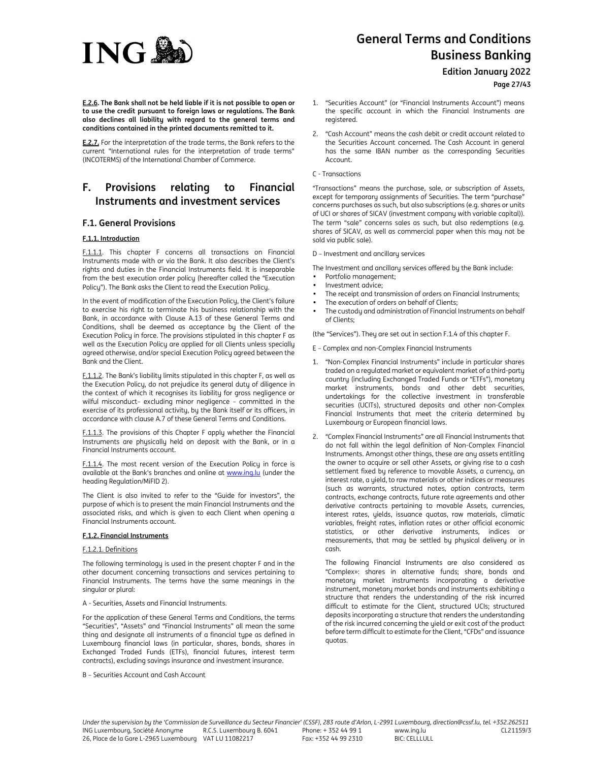**E.2.6. The Bank shall not be held liable if it is not possible to open or to use the credit pursuant to foreign laws or regulations. The Bank also declines all liability with regard to the general terms and conditions contained in the printed documents remitted to it.**

**E.2.7.** For the interpretation of the trade terms, the Bank refers to the current "International rules for the interpretation of trade terms" (INCOTERMS) of the International Chamber of Commerce.

# F. Provisions relating to Financial Instruments and investment services

## F.1. General Provisions

### F.1.1. Introduction

F.1.1.1. This chapter F concerns all transactions on Financial Instruments made with or via the Bank. It also describes the Client's rights and duties in the Financial Instruments field. It is inseparable from the best execution order policy (hereafter called the "Execution Policy"). The Bank asks the Client to read the Execution Policy.

In the event of modification of the Execution Policy, the Client's failure to exercise his right to terminate his business relationship with the Bank, in accordance with Clause A.13 of these General Terms and Conditions, shall be deemed as acceptance by the Client of the Execution Policy in force. The provisions stipulated in this chapter F as well as the Execution Policy are applied for all Clients unless specially agreed otherwise, and/or special Execution Policy agreed between the Bank and the Client.

F.1.1.2. The Bank's liability limits stipulated in this chapter F, as well as the Execution Policy, do not prejudice its general duty of diligence in the context of which it recognises its liability for gross negligence or wilful misconduct– excluding minor negligence – committed in the exercise of its professional activity, by the Bank itself or its officers, in accordance with clause A.7 of these General Terms and Conditions.

F.1.1.3. The provisions of this Chapter F apply whether the Financial Instruments are physically held on deposit with the Bank, or in a Financial Instruments account.

F.1.1.4. The most recent version of the Execution Policy in force is available at the Bank's branches and online at www.ing.lu (under the heading Regulation/MiFID 2).

The Client is also invited to refer to the "Guide for investors", the purpose of which is to present the main Financial Instruments and the associated risks, and which is given to each Client when opening a Financial Instruments account.

### F.1.2. Financial Instruments

F.1.2.1. Definitions

The following terminology is used in the present chapter F and in the other document concerning transactions and services pertaining to Financial Instruments. The terms have the same meanings in the singular or plural:

A - Securities, Assets and Financial Instruments.

For the application of these General Terms and Conditions, the terms "Securities", "Assets" and "Financial Instruments" all mean the same thing and designate all instruments of a financial type as defined in Luxembourg financial laws (in particular, shares, bonds, shares in Exchanged Traded Funds (ETFs), financial futures, interest term contracts), excluding savings insurance and investment insurance.

B – Securities Account and Cash Account

1. "Securities Account" (or "Financial Instruments Account") means the specific account in which the Financial Instruments are registered.
2. "Cash Account" means the cash debit or credit account related to the Securities Account concerned. The Cash Account in general has the same IBAN number as the corresponding Securities Account.

C - Transactions

"Transactions" means the purchase, sale, or subscription of Assets, except for temporary assignments of Securities. The term "purchase" concerns purchases as such, but also subscriptions (e.g. shares or units of UCI or shares of SICAV (investment company with variable capital)). The term "sale" concerns sales as such, but also redemptions (e.g. shares of SICAV, as well as commercial paper when this may not be sold via public sale).

D – Investment and ancillary services

The Investment and ancillary services offered by the Bank include:

- Portfolio management;
- Investment advice;
- The receipt and transmission of orders on Financial Instruments;
- The execution of orders on behalf of Clients;
- The custody and administration of Financial Instruments on behalf of Clients;

(the "Services"). They are set out in section F.1.4 of this chapter F.

E – Complex and non-Complex Financial Instruments

1. "Non-Complex Financial Instruments" include in particular shares traded on a regulated market or equivalent market of a third-party country (including Exchanged Traded Funds or "ETFs"), monetary market instruments, bonds and other debt securities, undertakings for the collective investment in transferable securities (UCITs), structured deposits and other non-Complex Financial Instruments that meet the criteria determined by Luxembourg or European financial laws.
2. "Complex Financial Instruments" are all Financial Instruments that do not fall within the legal definition of Non-Complex Financial Instruments. Amongst other things, these are any assets entitling the owner to acquire or sell other Assets, or giving rise to a cash settlement fixed by reference to movable Assets, a currency, an interest rate, a yield, to raw materials or other indices or measures (such as warrants, structured notes, option contracts, term contracts, exchange contracts, future rate agreements and other derivative contracts pertaining to movable Assets, currencies, interest rates, yields, issuance quotas, raw materials, climatic variables, freight rates, inflation rates or other official economic statistics, or other derivative instruments, indices or measurements, that may be settled by physical delivery or in cash.

   The following Financial Instruments are also considered as "Complex»: shares in alternative funds; share, bonds and monetary market instruments incorporating a derivative instrument, monetary market bonds and instruments exhibiting a structure that renders the understanding of the risk incurred difficult to estimate for the Client, structured UCIs; structured deposits incorporating a structure that renders the understanding of the risk incurred concerning the yield or exit cost of the product before term difficult to estimate for the Client, "CFDs" and issuance quotas.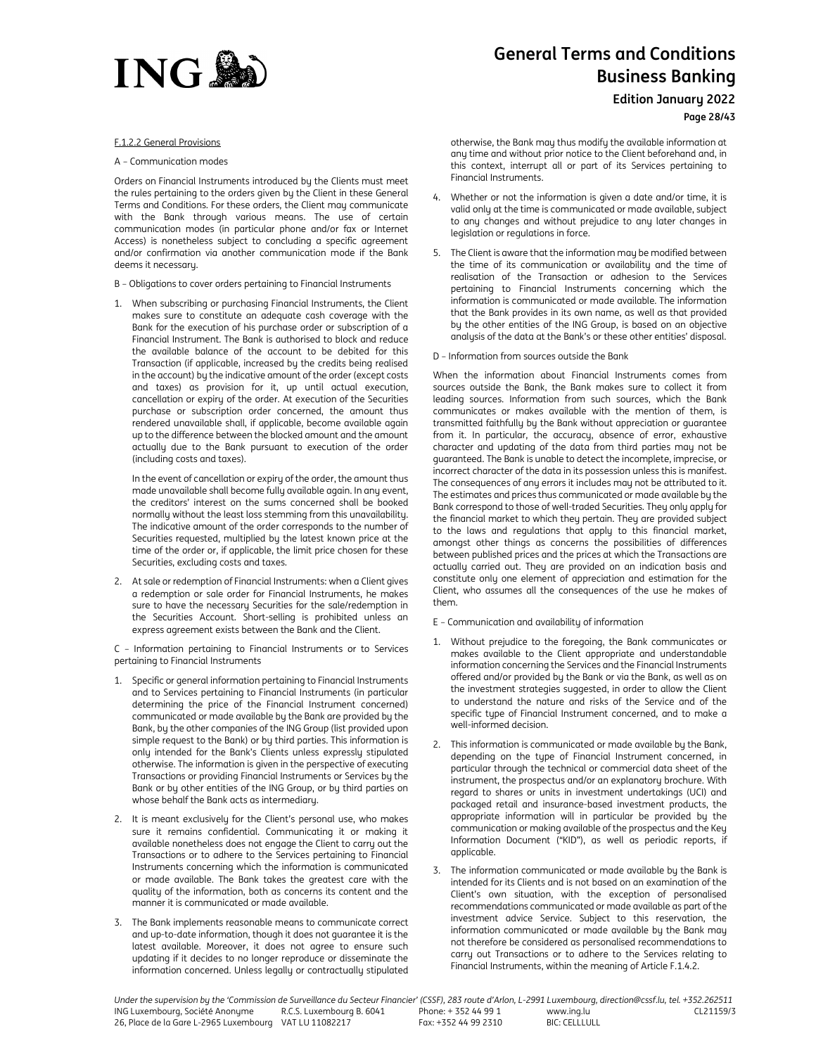F.1.2.2 General Provisions

A – Communication modes

Orders on Financial Instruments introduced by the Clients must meet the rules pertaining to the orders given by the Client in these General Terms and Conditions. For these orders, the Client may communicate with the Bank through various means. The use of certain communication modes (in particular phone and/or fax or Internet Access) is nonetheless subject to concluding a specific agreement and/or confirmation via another communication mode if the Bank deems it necessary.

B – Obligations to cover orders pertaining to Financial Instruments

1. When subscribing or purchasing Financial Instruments, the Client makes sure to constitute an adequate cash coverage with the Bank for the execution of his purchase order or subscription of a Financial Instrument. The Bank is authorised to block and reduce the available balance of the account to be debited for this Transaction (if applicable, increased by the credits being realised in the account) by the indicative amount of the order (except costs and taxes) as provision for it, up until actual execution, cancellation or expiry of the order. At execution of the Securities purchase or subscription order concerned, the amount thus rendered unavailable shall, if applicable, become available again up to the difference between the blocked amount and the amount actually due to the Bank pursuant to execution of the order (including costs and taxes).

   In the event of cancellation or expiry of the order, the amount thus made unavailable shall become fully available again. In any event, the creditors' interest on the sums concerned shall be booked normally without the least loss stemming from this unavailability. The indicative amount of the order corresponds to the number of Securities requested, multiplied by the latest known price at the time of the order or, if applicable, the limit price chosen for these Securities, excluding costs and taxes.

2. At sale or redemption of Financial Instruments: when a Client gives a redemption or sale order for Financial Instruments, he makes sure to have the necessary Securities for the sale/redemption in the Securities Account. Short-selling is prohibited unless an express agreement exists between the Bank and the Client.

C – Information pertaining to Financial Instruments or to Services pertaining to Financial Instruments

1. Specific or general information pertaining to Financial Instruments and to Services pertaining to Financial Instruments (in particular determining the price of the Financial Instrument concerned) communicated or made available by the Bank are provided by the Bank, by the other companies of the ING Group (list provided upon simple request to the Bank) or by third parties. This information is only intended for the Bank's Clients unless expressly stipulated otherwise. The information is given in the perspective of executing Transactions or providing Financial Instruments or Services by the Bank or by other entities of the ING Group, or by third parties on whose behalf the Bank acts as intermediary.

2. It is meant exclusively for the Client's personal use, who makes sure it remains confidential. Communicating it or making it available nonetheless does not engage the Client to carry out the Transactions or to adhere to the Services pertaining to Financial Instruments concerning which the information is communicated or made available. The Bank takes the greatest care with the quality of the information, both as concerns its content and the manner it is communicated or made available.

3. The Bank implements reasonable means to communicate correct and up-to-date information, though it does not guarantee it is the latest available. Moreover, it does not agree to ensure such updating if it decides to no longer reproduce or disseminate the information concerned. Unless legally or contractually stipulated otherwise, the Bank may thus modify the available information at any time and without prior notice to the Client beforehand and, in this context, interrupt all or part of its Services pertaining to Financial Instruments.

4. Whether or not the information is given a date and/or time, it is valid only at the time is communicated or made available, subject to any changes and without prejudice to any later changes in legislation or regulations in force.

5. The Client is aware that the information may be modified between the time of its communication or availability and the time of realisation of the Transaction or adhesion to the Services pertaining to Financial Instruments concerning which the information is communicated or made available. The information that the Bank provides in its own name, as well as that provided by the other entities of the ING Group, is based on an objective analysis of the data at the Bank's or these other entities' disposal.

D – Information from sources outside the Bank

When the information about Financial Instruments comes from sources outside the Bank, the Bank makes sure to collect it from leading sources. Information from such sources, which the Bank communicates or makes available with the mention of them, is transmitted faithfully by the Bank without appreciation or guarantee from it. In particular, the accuracy, absence of error, exhaustive character and updating of the data from third parties may not be guaranteed. The Bank is unable to detect the incomplete, imprecise, or incorrect character of the data in its possession unless this is manifest. The consequences of any errors it includes may not be attributed to it. The estimates and prices thus communicated or made available by the Bank correspond to those of well-traded Securities. They only apply for the financial market to which they pertain. They are provided subject to the laws and regulations that apply to this financial market, amongst other things as concerns the possibilities of differences between published prices and the prices at which the Transactions are actually carried out. They are provided on an indication basis and constitute only one element of appreciation and estimation for the Client, who assumes all the consequences of the use he makes of them.

E – Communication and availability of information

1. Without prejudice to the foregoing, the Bank communicates or makes available to the Client appropriate and understandable information concerning the Services and the Financial Instruments offered and/or provided by the Bank or via the Bank, as well as on the investment strategies suggested, in order to allow the Client to understand the nature and risks of the Service and of the specific type of Financial Instrument concerned, and to make a well-informed decision.

2. This information is communicated or made available by the Bank, depending on the type of Financial Instrument concerned, in particular through the technical or commercial data sheet of the instrument, the prospectus and/or an explanatory brochure. With regard to shares or units in investment undertakings (UCI) and packaged retail and insurance-based investment products, the appropriate information will in particular be provided by the communication or making available of the prospectus and the Key Information Document ("KID"), as well as periodic reports, if applicable.

3. The information communicated or made available by the Bank is intended for its Clients and is not based on an examination of the Client's own situation, with the exception of personalised recommendations communicated or made available as part of the investment advice Service. Subject to this reservation, the information communicated or made available by the Bank may not therefore be considered as personalised recommendations to carry out Transactions or to adhere to the Services relating to Financial Instruments, within the meaning of Article F.1.4.2.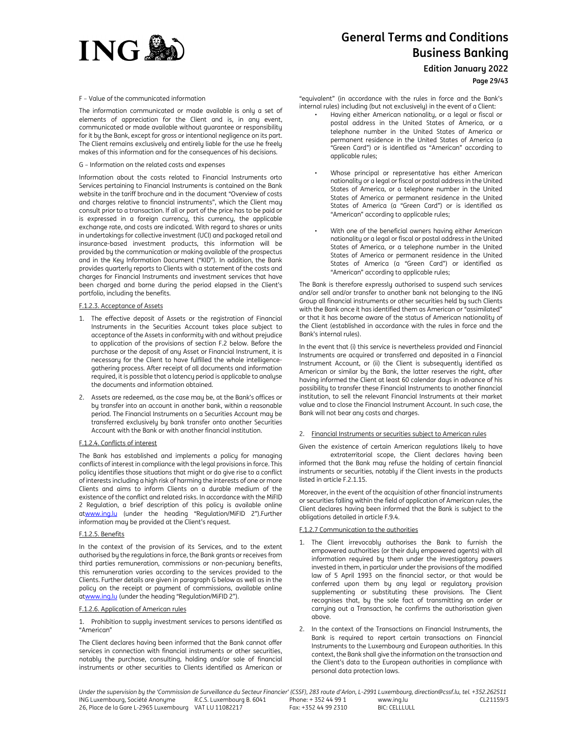F – Value of the communicated information

The information communicated or made available is only a set of elements of appreciation for the Client and is, in any event, communicated or made available without guarantee or responsibility for it by the Bank, except for gross or intentional negligence on its part. The Client remains exclusively and entirely liable for the use he freely makes of this information and for the consequences of his decisions.

G – Information on the related costs and expenses

Information about the costs related to Financial Instruments orto Services pertaining to Financial Instruments is contained on the Bank website in the tariff brochure and in the document "Overview of costs and charges relative to financial instruments", which the Client may consult prior to a transaction. If all or part of the price has to be paid or is expressed in a foreign currency, this currency, the applicable exchange rate, and costs are indicated. With regard to shares or units in undertakings for collective investment (UCI) and packaged retail and insurance-based investment products, this information will be provided by the communication or making available of the prospectus and in the Key Information Document ("KID"). In addition, the Bank provides quarterly reports to Clients with a statement of the costs and charges for Financial Instruments and investment services that have been charged and borne during the period elapsed in the Client's portfolio, including the benefits.

F.1.2.3. Acceptance of Assets

1. The effective deposit of Assets or the registration of Financial Instruments in the Securities Account takes place subject to acceptance of the Assets in conformity with and without prejudice to application of the provisions of section F.2 below. Before the purchase or the deposit of any Asset or Financial Instrument, it is necessary for the Client to have fulfilled the whole intelligence-gathering process. After receipt of all documents and information required, it is possible that a latency period is applicable to analyse the documents and information obtained.
2. Assets are redeemed, as the case may be, at the Bank's offices or by transfer into an account in another bank, within a reasonable period. The Financial Instruments on a Securities Account may be transferred exclusively by bank transfer onto another Securities Account with the Bank or with another financial institution.

F.1.2.4. Conflicts of interest

The Bank has established and implements a policy for managing conflicts of interest in compliance with the legal provisions in force. This policy identifies those situations that might or do give rise to a conflict of interests including a high risk of harming the interests of one or more Clients and aims to inform Clients on a durable medium of the existence of the conflict and related risks. In accordance with the MiFID 2 Regulation, a brief description of this policy is available online atwww.ing.lu (under the heading "Regulation/MiFID 2").Further information may be provided at the Client's request.

F.1.2.5. Benefits

In the context of the provision of its Services, and to the extent authorised by the regulations in force, the Bank grants or receives from third parties remuneration, commissions or non-pecuniary benefits, this remuneration varies according to the services provided to the Clients. Further details are given in paragraph G below as well as in the policy on the receipt or payment of commissions, available online atwww.ing.lu (under the heading "Regulation/MiFID 2").

F.1.2.6. Application of American rules

1. Prohibition to supply investment services to persons identified as "American"

The Client declares having been informed that the Bank cannot offer services in connection with financial instruments or other securities, notably the purchase, consulting, holding and/or sale of financial instruments or other securities to Clients identified as American or "equivalent" (in accordance with the rules in force and the Bank's internal rules) including (but not exclusively) in the event of a Client:

- Having either American nationality, or a legal or fiscal or postal address in the United States of America, or a telephone number in the United States of America or permanent residence in the United States of America (a "Green Card") or is identified as "American" according to applicable rules;
- Whose principal or representative has either American nationality or a legal or fiscal or postal address in the United States of America, or a telephone number in the United States of America or permanent residence in the United States of America (a "Green Card") or is identified as "American" according to applicable rules;
- With one of the beneficial owners having either American nationality or a legal or fiscal or postal address in the United States of America, or a telephone number in the United States of America or permanent residence in the United States of America (a "Green Card") or identified as "American" according to applicable rules;

The Bank is therefore expressly authorised to suspend such services and/or sell and/or transfer to another bank not belonging to the ING Group all financial instruments or other securities held by such Clients with the Bank once it has identified them as American or "assimilated" or that it has become aware of the status of American nationality of the Client (established in accordance with the rules in force and the Bank's internal rules).

In the event that (i) this service is nevertheless provided and Financial Instruments are acquired or transferred and deposited in a Financial Instrument Account, or (ii) the Client is subsequently identified as American or similar by the Bank, the latter reserves the right, after having informed the Client at least 60 calendar days in advance of his possibility to transfer these Financial Instruments to another financial institution, to sell the relevant Financial Instruments at their market value and to close the Financial Instrument Account. In such case, the Bank will not bear any costs and charges.

2. Financial Instruments or securities subject to American rules

Given the existence of certain American regulations likely to have extraterritorial scope, the Client declares having been informed that the Bank may refuse the holding of certain financial instruments or securities, notably if the Client invests in the products listed in article F.2.1.15.

Moreover, in the event of the acquisition of other financial instruments or securities falling within the field of application of American rules, the Client declares having been informed that the Bank is subject to the obligations detailed in article F.9.4.

F.1.2.7 Communication to the authorities

1. The Client irrevocably authorises the Bank to furnish the empowered authorities (or their duly empowered agents) with all information required by them under the investigatory powers invested in them, in particular under the provisions of the modified law of 5 April 1993 on the financial sector, or that would be conferred upon them by any legal or regulatory provision supplementing or substituting these provisions. The Client recognises that, by the sole fact of transmitting an order or carrying out a Transaction, he confirms the authorisation given above.
2. In the context of the Transactions on Financial Instruments, the Bank is required to report certain transactions on Financial Instruments to the Luxembourg and European authorities. In this context, the Bank shall give the information on the transaction and the Client's data to the European authorities in compliance with personal data protection laws.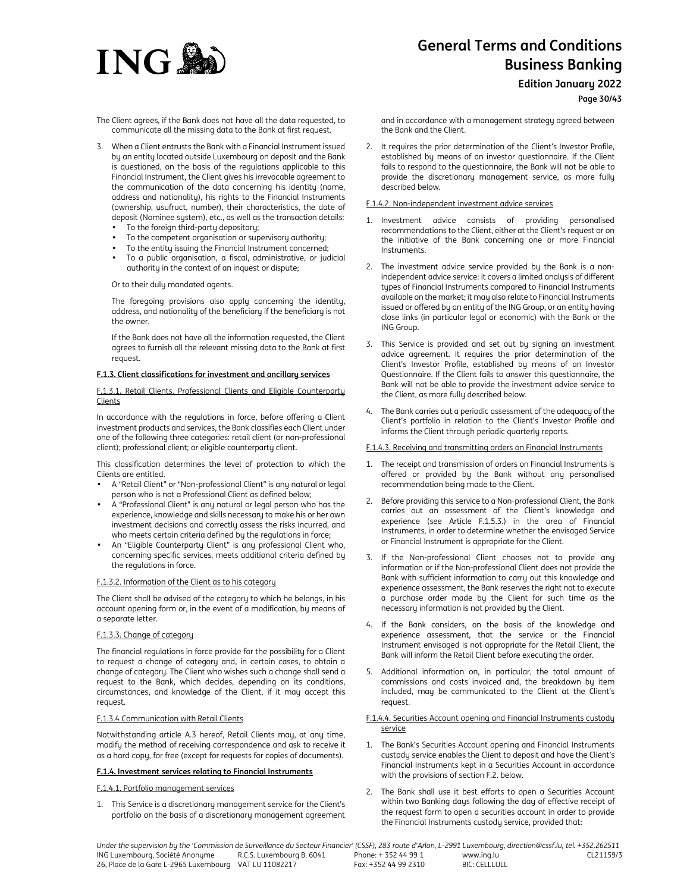The Client agrees, if the Bank does not have all the data requested, to communicate all the missing data to the Bank at first request.

3. When a Client entrusts the Bank with a Financial Instrument issued by an entity located outside Luxembourg on deposit and the Bank is questioned, on the basis of the regulations applicable to this Financial Instrument, the Client gives his irrevocable agreement to the communication of the data concerning his identity (name, address and nationality), his rights to the Financial Instruments (ownership, usufruct, number), their characteristics, the date of deposit (Nominee system), etc., as well as the transaction details:
   - To the foreign third-party depositary;
   - To the competent organisation or supervisory authority;
   - To the entity issuing the Financial Instrument concerned;
   - To a public organisation, a fiscal, administrative, or judicial authority in the context of an inquest or dispute;

   Or to their duly mandated agents.

   The foregoing provisions also apply concerning the identity, address, and nationality of the beneficiary if the beneficiary is not the owner.

   If the Bank does not have all the information requested, the Client agrees to furnish all the relevant missing data to the Bank at first request.

### F.1.3. Client classifications for investment and ancillary services

#### F.1.3.1. Retail Clients, Professional Clients and Eligible Counterparty Clients

In accordance with the regulations in force, before offering a Client investment products and services, the Bank classifies each Client under one of the following three categories: retail client (or non-professional client); professional client; or eligible counterparty client.

This classification determines the level of protection to which the Clients are entitled.

- A "Retail Client" or "Non-professional Client" is any natural or legal person who is not a Professional Client as defined below;
- A "Professional Client" is any natural or legal person who has the experience, knowledge and skills necessary to make his or her own investment decisions and correctly assess the risks incurred, and who meets certain criteria defined by the regulations in force;
- An "Eligible Counterparty Client" is any professional Client who, concerning specific services, meets additional criteria defined by the regulations in force.

#### F.1.3.2. Information of the Client as to his category

The Client shall be advised of the category to which he belongs, in his account opening form or, in the event of a modification, by means of a separate letter.

#### F.1.3.3. Change of category

The financial regulations in force provide for the possibility for a Client to request a change of category and, in certain cases, to obtain a change of category. The Client who wishes such a change shall send a request to the Bank, which decides, depending on its conditions, circumstances, and knowledge of the Client, if it may accept this request.

#### F.1.3.4 Communication with Retail Clients

Notwithstanding article A.3 hereof, Retail Clients may, at any time, modify the method of receiving correspondence and ask to receive it as a hard copy, for free (except for requests for copies of documents).

### F.1.4. Investment services relating to Financial Instruments

#### F.1.4.1. Portfolio management services

1. This Service is a discretionary management service for the Client's portfolio on the basis of a discretionary management agreement and in accordance with a management strategy agreed between the Bank and the Client.
2. It requires the prior determination of the Client's Investor Profile, established by means of an investor questionnaire. If the Client fails to respond to the questionnaire, the Bank will not be able to provide the discretionary management service, as more fully described below.

#### F.1.4.2. Non-independent investment advice services

1. Investment advice consists of providing personalised recommendations to the Client, either at the Client's request or on the initiative of the Bank concerning one or more Financial Instruments.
2. The investment advice service provided by the Bank is a non-independent advice service: it covers a limited analysis of different types of Financial Instruments compared to Financial Instruments available on the market; it may also relate to Financial Instruments issued or offered by an entity of the ING Group, or an entity having close links (in particular legal or economic) with the Bank or the ING Group.
3. This Service is provided and set out by signing an investment advice agreement. It requires the prior determination of the Client's Investor Profile, established by means of an Investor Questionnaire. If the Client fails to answer this questionnaire, the Bank will not be able to provide the investment advice service to the Client, as more fully described below.
4. The Bank carries out a periodic assessment of the adequacy of the Client's portfolio in relation to the Client's Investor Profile and informs the Client through periodic quarterly reports.

#### F.1.4.3. Receiving and transmitting orders on Financial Instruments

1. The receipt and transmission of orders on Financial Instruments is offered or provided by the Bank without any personalised recommendation being made to the Client.
2. Before providing this service to a Non-professional Client, the Bank carries out an assessment of the Client's knowledge and experience (see Article F.1.5.3.) in the area of Financial Instruments, in order to determine whether the envisaged Service or Financial Instrument is appropriate for the Client.
3. If the Non-professional Client chooses not to provide any information or if the Non-professional Client does not provide the Bank with sufficient information to carry out this knowledge and experience assessment, the Bank reserves the right not to execute a purchase order made by the Client for such time as the necessary information is not provided by the Client.
4. If the Bank considers, on the basis of the knowledge and experience assessment, that the service or the Financial Instrument envisaged is not appropriate for the Retail Client, the Bank will inform the Retail Client before executing the order.
5. Additional information on, in particular, the total amount of commissions and costs invoiced and, the breakdown by item included, may be communicated to the Client at the Client's request.

#### F.1.4.4. Securities Account opening and Financial Instruments custody service

1. The Bank's Securities Account opening and Financial Instruments custody service enables the Client to deposit and have the Client's Financial Instruments kept in a Securities Account in accordance with the provisions of section F.2. below.
2. The Bank shall use it best efforts to open a Securities Account within two Banking days following the day of effective receipt of the request form to open a securities account in order to provide the Financial Instruments custody service, provided that: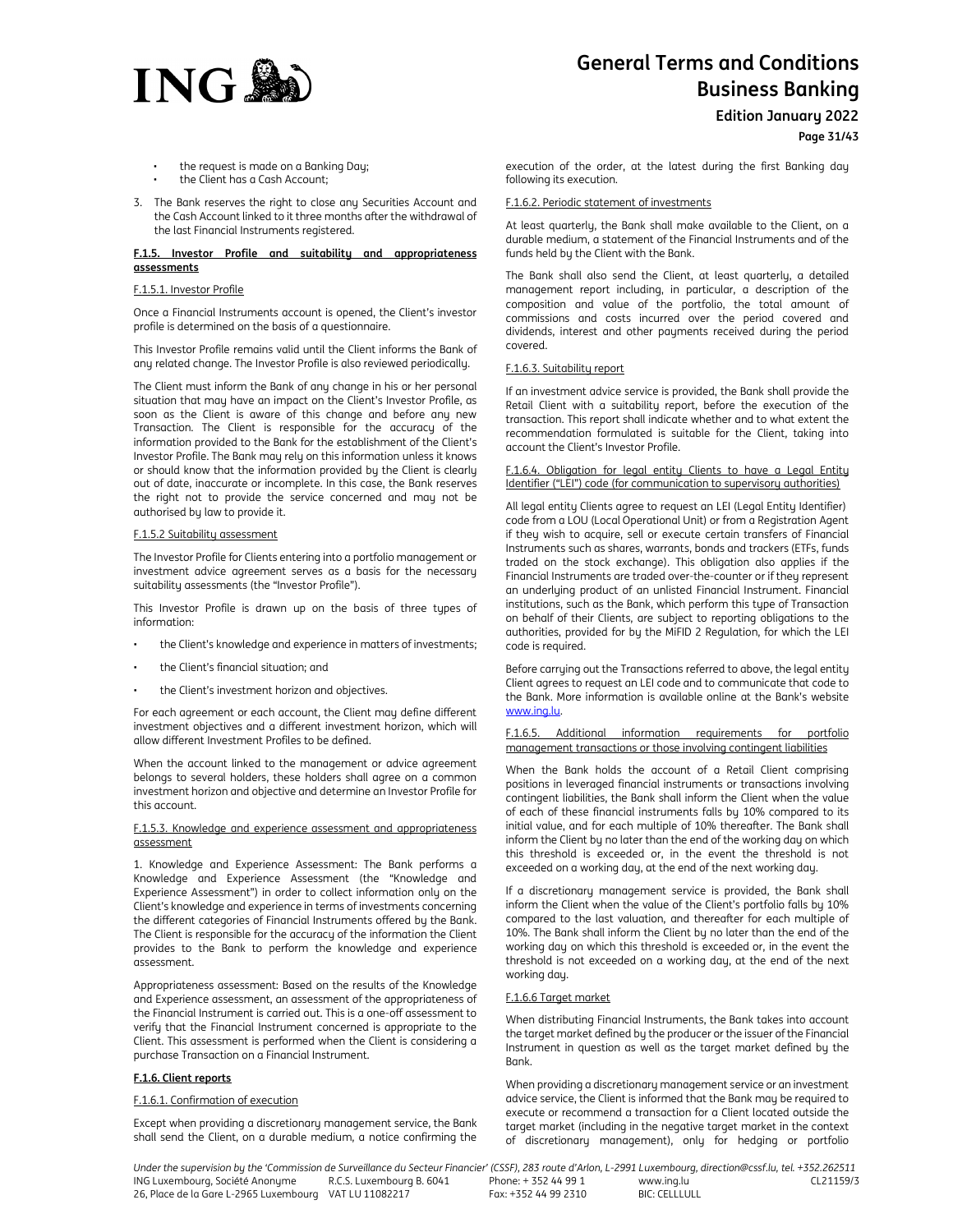- the request is made on a Banking Day;
- the Client has a Cash Account;

3. The Bank reserves the right to close any Securities Account and the Cash Account linked to it three months after the withdrawal of the last Financial Instruments registered.

**F.1.5. Investor Profile and suitability and appropriateness assessments**

F.1.5.1. Investor Profile

Once a Financial Instruments account is opened, the Client's investor profile is determined on the basis of a questionnaire.

This Investor Profile remains valid until the Client informs the Bank of any related change. The Investor Profile is also reviewed periodically.

The Client must inform the Bank of any change in his or her personal situation that may have an impact on the Client's Investor Profile, as soon as the Client is aware of this change and before any new Transaction. The Client is responsible for the accuracy of the information provided to the Bank for the establishment of the Client's Investor Profile. The Bank may rely on this information unless it knows or should know that the information provided by the Client is clearly out of date, inaccurate or incomplete. In this case, the Bank reserves the right not to provide the service concerned and may not be authorised by law to provide it.

F.1.5.2 Suitability assessment

The Investor Profile for Clients entering into a portfolio management or investment advice agreement serves as a basis for the necessary suitability assessments (the "Investor Profile").

This Investor Profile is drawn up on the basis of three types of information:

- the Client's knowledge and experience in matters of investments;
- the Client's financial situation; and
- the Client's investment horizon and objectives.

For each agreement or each account, the Client may define different investment objectives and a different investment horizon, which will allow different Investment Profiles to be defined.

When the account linked to the management or advice agreement belongs to several holders, these holders shall agree on a common investment horizon and objective and determine an Investor Profile for this account.

F.1.5.3. Knowledge and experience assessment and appropriateness assessment

1. Knowledge and Experience Assessment: The Bank performs a Knowledge and Experience Assessment (the "Knowledge and Experience Assessment") in order to collect information only on the Client's knowledge and experience in terms of investments concerning the different categories of Financial Instruments offered by the Bank. The Client is responsible for the accuracy of the information the Client provides to the Bank to perform the knowledge and experience assessment.

Appropriateness assessment: Based on the results of the Knowledge and Experience assessment, an assessment of the appropriateness of the Financial Instrument is carried out. This is a one-off assessment to verify that the Financial Instrument concerned is appropriate to the Client. This assessment is performed when the Client is considering a purchase Transaction on a Financial Instrument.

**F.1.6. Client reports**

F.1.6.1. Confirmation of execution

Except when providing a discretionary management service, the Bank shall send the Client, on a durable medium, a notice confirming the execution of the order, at the latest during the first Banking day following its execution.

F.1.6.2. Periodic statement of investments

At least quarterly, the Bank shall make available to the Client, on a durable medium, a statement of the Financial Instruments and of the funds held by the Client with the Bank.

The Bank shall also send the Client, at least quarterly, a detailed management report including, in particular, a description of the composition and value of the portfolio, the total amount of commissions and costs incurred over the period covered and dividends, interest and other payments received during the period covered.

F.1.6.3. Suitability report

If an investment advice service is provided, the Bank shall provide the Retail Client with a suitability report, before the execution of the transaction. This report shall indicate whether and to what extent the recommendation formulated is suitable for the Client, taking into account the Client's Investor Profile.

F.1.6.4. Obligation for legal entity Clients to have a Legal Entity Identifier ("LEI") code (for communication to supervisory authorities)

All legal entity Clients agree to request an LEI (Legal Entity Identifier) code from a LOU (Local Operational Unit) or from a Registration Agent if they wish to acquire, sell or execute certain transfers of Financial Instruments such as shares, warrants, bonds and trackers (ETFs, funds traded on the stock exchange). This obligation also applies if the Financial Instruments are traded over-the-counter or if they represent an underlying product of an unlisted Financial Instrument. Financial institutions, such as the Bank, which perform this type of Transaction on behalf of their Clients, are subject to reporting obligations to the authorities, provided for by the MiFID 2 Regulation, for which the LEI code is required.

Before carrying out the Transactions referred to above, the legal entity Client agrees to request an LEI code and to communicate that code to the Bank. More information is available online at the Bank's website www.ing.lu.

F.1.6.5. Additional information requirements for portfolio management transactions or those involving contingent liabilities

When the Bank holds the account of a Retail Client comprising positions in leveraged financial instruments or transactions involving contingent liabilities, the Bank shall inform the Client when the value of each of these financial instruments falls by 10% compared to its initial value, and for each multiple of 10% thereafter. The Bank shall inform the Client by no later than the end of the working day on which this threshold is exceeded or, in the event the threshold is not exceeded on a working day, at the end of the next working day.

If a discretionary management service is provided, the Bank shall inform the Client when the value of the Client's portfolio falls by 10% compared to the last valuation, and thereafter for each multiple of 10%. The Bank shall inform the Client by no later than the end of the working day on which this threshold is exceeded or, in the event the threshold is not exceeded on a working day, at the end of the next working day.

F.1.6.6 Target market

When distributing Financial Instruments, the Bank takes into account the target market defined by the producer or the issuer of the Financial Instrument in question as well as the target market defined by the Bank.

When providing a discretionary management service or an investment advice service, the Client is informed that the Bank may be required to execute or recommend a transaction for a Client located outside the target market (including in the negative target market in the context of discretionary management), only for hedging or portfolio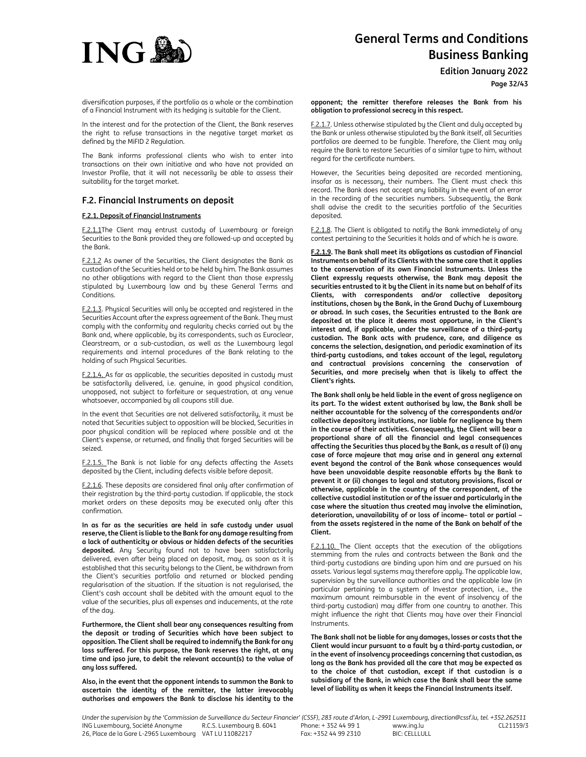diversification purposes, if the portfolio as a whole or the combination of a Financial Instrument with its hedging is suitable for the Client.

In the interest and for the protection of the Client, the Bank reserves the right to refuse transactions in the negative target market as defined by the MiFID 2 Regulation.

The Bank informs professional clients who wish to enter into transactions on their own initiative and who have not provided an Investor Profile, that it will not necessarily be able to assess their suitability for the target market.

## F.2. Financial Instruments on deposit

### F.2.1. Deposit of Financial Instruments

F.2.1.1The Client may entrust custody of Luxembourg or foreign Securities to the Bank provided they are followed-up and accepted by the Bank.

F.2.1.2 As owner of the Securities, the Client designates the Bank as custodian of the Securities held or to be held by him. The Bank assumes no other obligations with regard to the Client than those expressly stipulated by Luxembourg law and by these General Terms and Conditions.

F.2.1.3. Physical Securities will only be accepted and registered in the Securities Account after the express agreement of the Bank. They must comply with the conformity and regularity checks carried out by the Bank and, where applicable, by its correspondents, such as Euroclear, Clearstream, or a sub-custodian, as well as the Luxembourg legal requirements and internal procedures of the Bank relating to the holding of such Physical Securities.

F.2.1.4. As far as applicable, the securities deposited in custody must be satisfactorily delivered, i.e. genuine, in good physical condition, unopposed, not subject to forfeiture or sequestration, at any venue whatsoever, accompanied by all coupons still due.

In the event that Securities are not delivered satisfactorily, it must be noted that Securities subject to opposition will be blocked, Securities in poor physical condition will be replaced where possible and at the Client's expense, or returned, and finally that forged Securities will be seized.

F.2.1.5. The Bank is not liable for any defects affecting the Assets deposited by the Client, including defects visible before deposit.

F.2.1.6. These deposits are considered final only after confirmation of their registration by the third-party custodian. If applicable, the stock market orders on these deposits may be executed only after this confirmation.

**In as far as the securities are held in safe custody under usual reserve, the Client is liable to the Bank for any damage resulting from a lack of authenticity or obvious or hidden defects of the securities deposited.** Any Security found not to have been satisfactorily delivered, even after being placed on deposit, may, as soon as it is established that this security belongs to the Client, be withdrawn from the Client's securities portfolio and returned or blocked pending regularisation of the situation. If the situation is not regularised, the Client's cash account shall be debited with the amount equal to the value of the securities, plus all expenses and inducements, at the rate of the day.

**Furthermore, the Client shall bear any consequences resulting from the deposit or trading of Securities which have been subject to opposition. The Client shall be required to indemnify the Bank for any loss suffered. For this purpose, the Bank reserves the right, at any time and ipso jure, to debit the relevant account(s) to the value of any loss suffered.**

**Also, in the event that the opponent intends to summon the Bank to ascertain the identity of the remitter, the latter irrevocably authorises and empowers the Bank to disclose his identity to the opponent; the remitter therefore releases the Bank from his obligation to professional secrecy in this respect.**

F.2.1.7. Unless otherwise stipulated by the Client and duly accepted by the Bank or unless otherwise stipulated by the Bank itself, all Securities portfolios are deemed to be fungible. Therefore, the Client may only require the Bank to restore Securities of a similar type to him, without regard for the certificate numbers.

However, the Securities being deposited are recorded mentioning, insofar as is necessary, their numbers. The Client must check this record. The Bank does not accept any liability in the event of an error in the recording of the securities numbers. Subsequently, the Bank shall advise the credit to the securities portfolio of the Securities deposited.

F.2.1.8. The Client is obligated to notify the Bank immediately of any contest pertaining to the Securities it holds and of which he is aware.

**F.2.1.9. The Bank shall meet its obligations as custodian of Financial Instruments on behalf of its Clients with the same care that it applies to the conservation of its own Financial Instruments. Unless the Client expressly requests otherwise, the Bank may deposit the securities entrusted to it by the Client in its name but on behalf of its Clients, with correspondents and/or collective depository institutions, chosen by the Bank, in the Grand Duchy of Luxembourg or abroad. In such cases, the Securities entrusted to the Bank are deposited at the place it deems most opportune, in the Client's interest and, if applicable, under the surveillance of a third-party custodian. The Bank acts with prudence, care, and diligence as concerns the selection, designation, and periodic examination of its third-party custodians, and takes account of the legal, regulatory and contractual provisions concerning the conservation of Securities, and more precisely when that is likely to affect the Client's rights.**

**The Bank shall only be held liable in the event of gross negligence on its part. To the widest extent authorised by law, the Bank shall be neither accountable for the solvency of the correspondents and/or collective depository institutions, nor liable for negligence by them in the course of their activities. Consequently, the Client will bear a proportional share of all the financial and legal consequences affecting the Securities thus placed by the Bank, as a result of (i) any case of force majeure that may arise and in general any external event beyond the control of the Bank whose consequences would have been unavoidable despite reasonable efforts by the Bank to prevent it or (ii) changes to legal and statutory provisions, fiscal or otherwise, applicable in the country of the correspondent, of the collective custodial institution or of the issuer and particularly in the case where the situation thus created may involve the elimination, deterioration, unavailability of or loss of income– total or partial – from the assets registered in the name of the Bank on behalf of the Client.**

F.2.1.10. The Client accepts that the execution of the obligations stemming from the rules and contracts between the Bank and the third-party custodians are binding upon him and are pursued on his assets. Various legal systems may therefore apply. The applicable law, supervision by the surveillance authorities and the applicable law (in particular pertaining to a system of Investor protection, i.e., the maximum amount reimbursable in the event of insolvency of the third-party custodian) may differ from one country to another. This might influence the right that Clients may have over their Financial Instruments.

**The Bank shall not be liable for any damages, losses or costs that the Client would incur pursuant to a fault by a third-party custodian, or in the event of insolvency proceedings concerning that custodian, as long as the Bank has provided all the care that may be expected as to the choice of that custodian, except if that custodian is a subsidiary of the Bank, in which case the Bank shall bear the same level of liability as when it keeps the Financial Instruments itself.**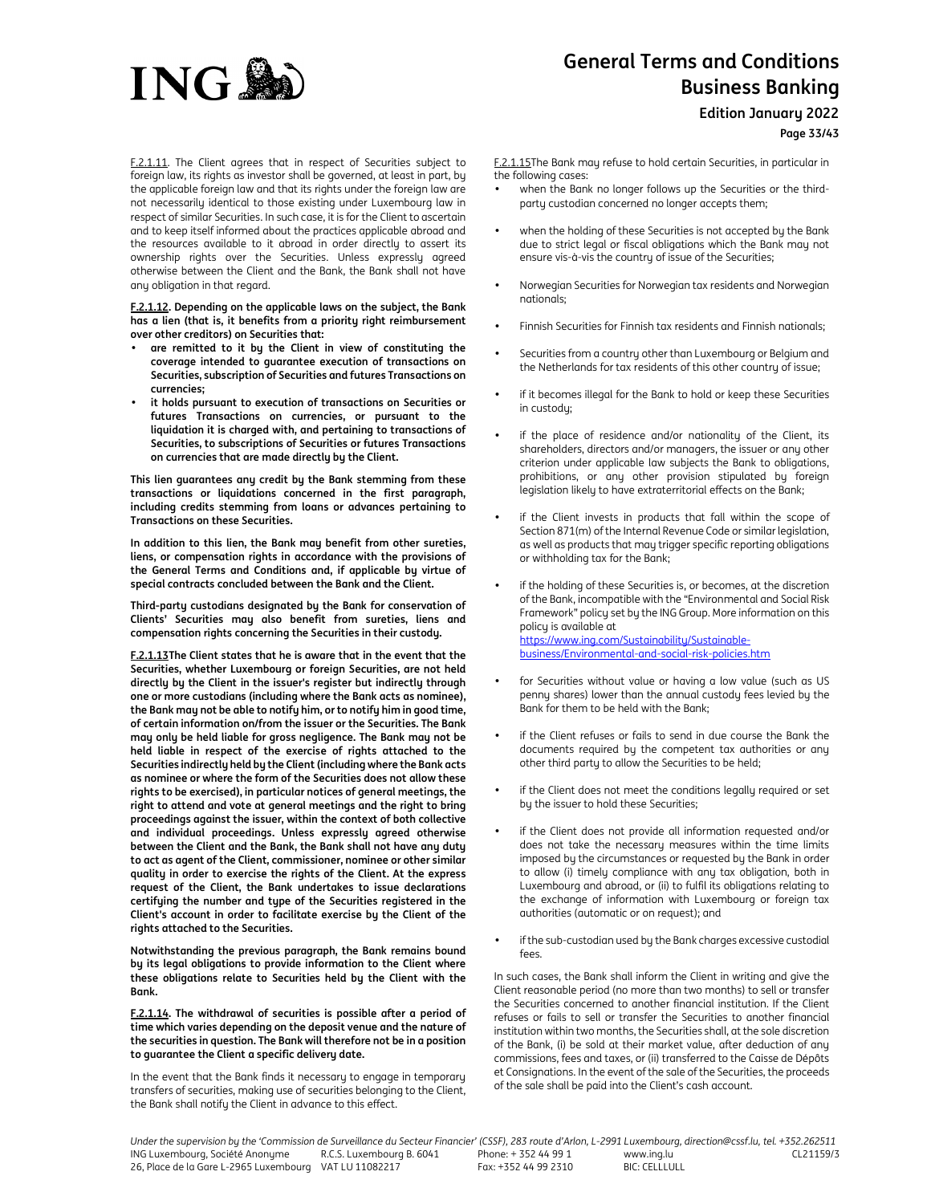F.2.1.11. The Client agrees that in respect of Securities subject to foreign law, its rights as investor shall be governed, at least in part, by the applicable foreign law and that its rights under the foreign law are not necessarily identical to those existing under Luxembourg law in respect of similar Securities. In such case, it is for the Client to ascertain and to keep itself informed about the practices applicable abroad and the resources available to it abroad in order directly to assert its ownership rights over the Securities. Unless expressly agreed otherwise between the Client and the Bank, the Bank shall not have any obligation in that regard.

**F.2.1.12. Depending on the applicable laws on the subject, the Bank has a lien (that is, it benefits from a priority right reimbursement over other creditors) on Securities that:**

- **are remitted to it by the Client in view of constituting the coverage intended to guarantee execution of transactions on Securities, subscription of Securities and futures Transactions on currencies;**
- **it holds pursuant to execution of transactions on Securities or futures Transactions on currencies, or pursuant to the liquidation it is charged with, and pertaining to transactions of Securities, to subscriptions of Securities or futures Transactions on currencies that are made directly by the Client.**

**This lien guarantees any credit by the Bank stemming from these transactions or liquidations concerned in the first paragraph, including credits stemming from loans or advances pertaining to Transactions on these Securities.**

**In addition to this lien, the Bank may benefit from other sureties, liens, or compensation rights in accordance with the provisions of the General Terms and Conditions and, if applicable by virtue of special contracts concluded between the Bank and the Client.**

**Third-party custodians designated by the Bank for conservation of Clients' Securities may also benefit from sureties, liens and compensation rights concerning the Securities in their custody.**

**F.2.1.13The Client states that he is aware that in the event that the Securities, whether Luxembourg or foreign Securities, are not held directly by the Client in the issuer's register but indirectly through one or more custodians (including where the Bank acts as nominee), the Bank may not be able to notify him, or to notify him in good time, of certain information on/from the issuer or the Securities. The Bank may only be held liable for gross negligence. The Bank may not be held liable in respect of the exercise of rights attached to the Securities indirectly held by the Client (including where the Bank acts as nominee or where the form of the Securities does not allow these rights to be exercised), in particular notices of general meetings, the right to attend and vote at general meetings and the right to bring proceedings against the issuer, within the context of both collective and individual proceedings. Unless expressly agreed otherwise between the Client and the Bank, the Bank shall not have any duty to act as agent of the Client, commissioner, nominee or other similar quality in order to exercise the rights of the Client. At the express request of the Client, the Bank undertakes to issue declarations certifying the number and type of the Securities registered in the Client's account in order to facilitate exercise by the Client of the rights attached to the Securities.**

**Notwithstanding the previous paragraph, the Bank remains bound by its legal obligations to provide information to the Client where these obligations relate to Securities held by the Client with the Bank.**

**F.2.1.14. The withdrawal of securities is possible after a period of time which varies depending on the deposit venue and the nature of the securities in question. The Bank will therefore not be in a position to guarantee the Client a specific delivery date.**

In the event that the Bank finds it necessary to engage in temporary transfers of securities, making use of securities belonging to the Client, the Bank shall notify the Client in advance to this effect.

F.2.1.15The Bank may refuse to hold certain Securities, in particular in the following cases:

- when the Bank no longer follows up the Securities or the third-party custodian concerned no longer accepts them;
- when the holding of these Securities is not accepted by the Bank due to strict legal or fiscal obligations which the Bank may not ensure vis-à-vis the country of issue of the Securities;
- Norwegian Securities for Norwegian tax residents and Norwegian nationals;
- Finnish Securities for Finnish tax residents and Finnish nationals;
- Securities from a country other than Luxembourg or Belgium and the Netherlands for tax residents of this other country of issue;
- if it becomes illegal for the Bank to hold or keep these Securities in custody;
- if the place of residence and/or nationality of the Client, its shareholders, directors and/or managers, the issuer or any other criterion under applicable law subjects the Bank to obligations, prohibitions, or any other provision stipulated by foreign legislation likely to have extraterritorial effects on the Bank;
- if the Client invests in products that fall within the scope of Section 871(m) of the Internal Revenue Code or similar legislation, as well as products that may trigger specific reporting obligations or withholding tax for the Bank;
- if the holding of these Securities is, or becomes, at the discretion of the Bank, incompatible with the "Environmental and Social Risk Framework" policy set by the ING Group. More information on this policy is available at https://www.ing.com/Sustainability/Sustainable-business/Environmental-and-social-risk-policies.htm
- for Securities without value or having a low value (such as US penny shares) lower than the annual custody fees levied by the Bank for them to be held with the Bank;
- if the Client refuses or fails to send in due course the Bank the documents required by the competent tax authorities or any other third party to allow the Securities to be held;
- if the Client does not meet the conditions legally required or set by the issuer to hold these Securities;
- if the Client does not provide all information requested and/or does not take the necessary measures within the time limits imposed by the circumstances or requested by the Bank in order to allow (i) timely compliance with any tax obligation, both in Luxembourg and abroad, or (ii) to fulfil its obligations relating to the exchange of information with Luxembourg or foreign tax authorities (automatic or on request); and
- if the sub-custodian used by the Bank charges excessive custodial fees.

In such cases, the Bank shall inform the Client in writing and give the Client reasonable period (no more than two months) to sell or transfer the Securities concerned to another financial institution. If the Client refuses or fails to sell or transfer the Securities to another financial institution within two months, the Securities shall, at the sole discretion of the Bank, (i) be sold at their market value, after deduction of any commissions, fees and taxes, or (ii) transferred to the Caisse de Dépôts et Consignations. In the event of the sale of the Securities, the proceeds of the sale shall be paid into the Client's cash account.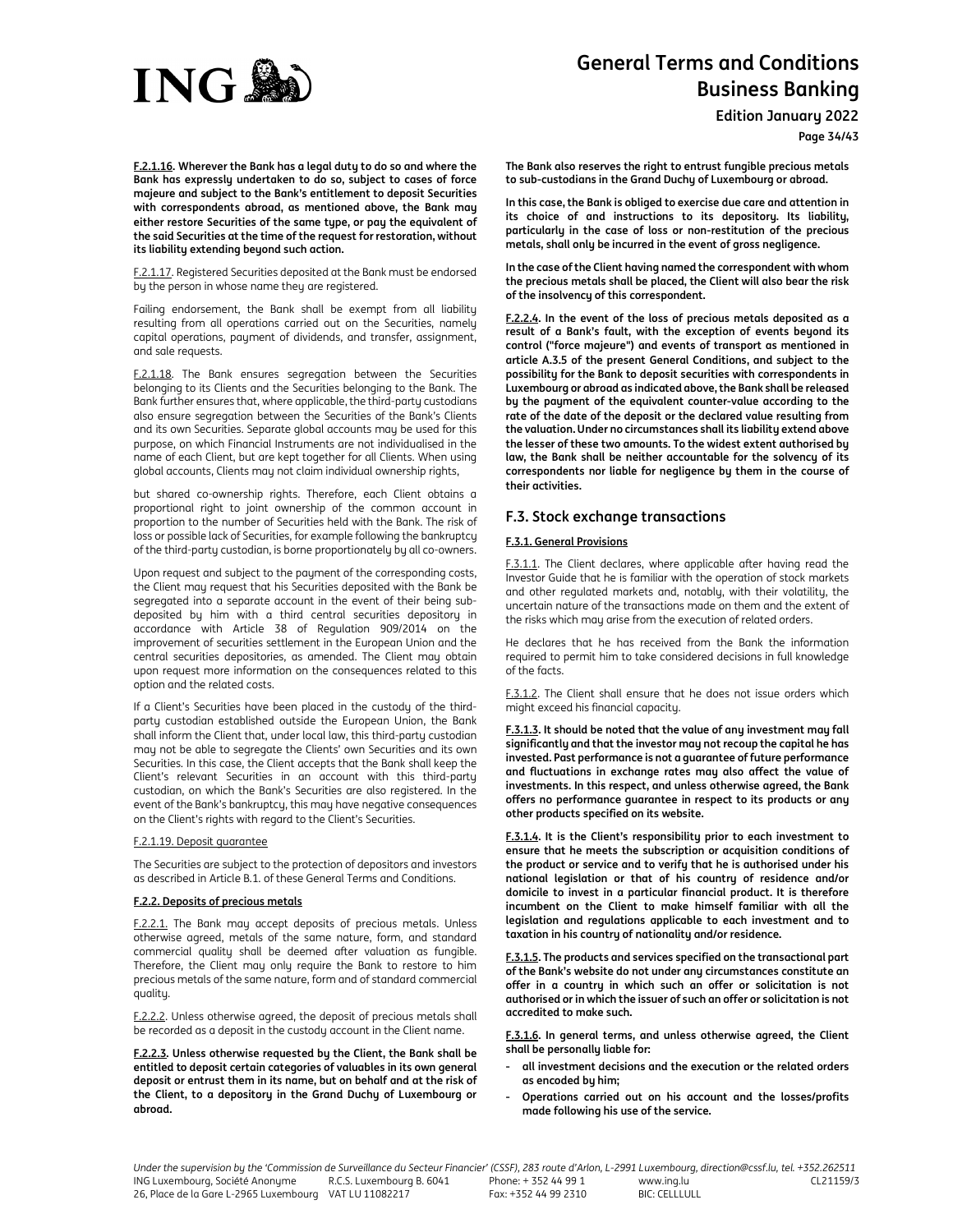**F.2.1.16. Wherever the Bank has a legal duty to do so and where the Bank has expressly undertaken to do so, subject to cases of force majeure and subject to the Bank's entitlement to deposit Securities with correspondents abroad, as mentioned above, the Bank may either restore Securities of the same type, or pay the equivalent of the said Securities at the time of the request for restoration, without its liability extending beyond such action.**

F.2.1.17. Registered Securities deposited at the Bank must be endorsed by the person in whose name they are registered.

Failing endorsement, the Bank shall be exempt from all liability resulting from all operations carried out on the Securities, namely capital operations, payment of dividends, and transfer, assignment, and sale requests.

F.2.1.18. The Bank ensures segregation between the Securities belonging to its Clients and the Securities belonging to the Bank. The Bank further ensures that, where applicable, the third-party custodians also ensure segregation between the Securities of the Bank's Clients and its own Securities. Separate global accounts may be used for this purpose, on which Financial Instruments are not individualised in the name of each Client, but are kept together for all Clients. When using global accounts, Clients may not claim individual ownership rights, but shared co-ownership rights. Therefore, each Client obtains a proportional right to joint ownership of the common account in proportion to the number of Securities held with the Bank. The risk of loss or possible lack of Securities, for example following the bankruptcy of the third-party custodian, is borne proportionately by all co-owners.

Upon request and subject to the payment of the corresponding costs, the Client may request that his Securities deposited with the Bank be segregated into a separate account in the event of their being sub-deposited by him with a third central securities depository in accordance with Article 38 of Regulation 909/2014 on the improvement of securities settlement in the European Union and the central securities depositories, as amended. The Client may obtain upon request more information on the consequences related to this option and the related costs.

If a Client's Securities have been placed in the custody of the third-party custodian established outside the European Union, the Bank shall inform the Client that, under local law, this third-party custodian may not be able to segregate the Clients' own Securities and its own Securities. In this case, the Client accepts that the Bank shall keep the Client's relevant Securities in an account with this third-party custodian, on which the Bank's Securities are also registered. In the event of the Bank's bankruptcy, this may have negative consequences on the Client's rights with regard to the Client's Securities.

F.2.1.19. Deposit guarantee

The Securities are subject to the protection of depositors and investors as described in Article B.1. of these General Terms and Conditions.

#### F.2.2. Deposits of precious metals

F.2.2.1. The Bank may accept deposits of precious metals. Unless otherwise agreed, metals of the same nature, form, and standard commercial quality shall be deemed after valuation as fungible. Therefore, the Client may only require the Bank to restore to him precious metals of the same nature, form and of standard commercial quality.

F.2.2.2. Unless otherwise agreed, the deposit of precious metals shall be recorded as a deposit in the custody account in the Client name.

**F.2.2.3. Unless otherwise requested by the Client, the Bank shall be entitled to deposit certain categories of valuables in its own general deposit or entrust them in its name, but on behalf and at the risk of the Client, to a depository in the Grand Duchy of Luxembourg or abroad.**

**The Bank also reserves the right to entrust fungible precious metals to sub-custodians in the Grand Duchy of Luxembourg or abroad.**

**In this case, the Bank is obliged to exercise due care and attention in its choice of and instructions to its depository. Its liability, particularly in the case of loss or non-restitution of the precious metals, shall only be incurred in the event of gross negligence.**

**In the case of the Client having named the correspondent with whom the precious metals shall be placed, the Client will also bear the risk of the insolvency of this correspondent.**

**F.2.2.4. In the event of the loss of precious metals deposited as a result of a Bank's fault, with the exception of events beyond its control ("force majeure") and events of transport as mentioned in article A.3.5 of the present General Conditions, and subject to the possibility for the Bank to deposit securities with correspondents in Luxembourg or abroad as indicated above, the Bank shall be released by the payment of the equivalent counter-value according to the rate of the date of the deposit or the declared value resulting from the valuation. Under no circumstances shall its liability extend above the lesser of these two amounts. To the widest extent authorised by law, the Bank shall be neither accountable for the solvency of its correspondents nor liable for negligence by them in the course of their activities.**

### F.3. Stock exchange transactions

#### F.3.1. General Provisions

F.3.1.1. The Client declares, where applicable after having read the Investor Guide that he is familiar with the operation of stock markets and other regulated markets and, notably, with their volatility, the uncertain nature of the transactions made on them and the extent of the risks which may arise from the execution of related orders.

He declares that he has received from the Bank the information required to permit him to take considered decisions in full knowledge of the facts.

F.3.1.2. The Client shall ensure that he does not issue orders which might exceed his financial capacity.

**F.3.1.3. It should be noted that the value of any investment may fall significantly and that the investor may not recoup the capital he has invested. Past performance is not a guarantee of future performance and fluctuations in exchange rates may also affect the value of investments. In this respect, and unless otherwise agreed, the Bank offers no performance guarantee in respect to its products or any other products specified on its website.**

**F.3.1.4. It is the Client's responsibility prior to each investment to ensure that he meets the subscription or acquisition conditions of the product or service and to verify that he is authorised under his national legislation or that of his country of residence and/or domicile to invest in a particular financial product. It is therefore incumbent on the Client to make himself familiar with all the legislation and regulations applicable to each investment and to taxation in his country of nationality and/or residence.**

**F.3.1.5. The products and services specified on the transactional part of the Bank's website do not under any circumstances constitute an offer in a country in which such an offer or solicitation is not authorised or in which the issuer of such an offer or solicitation is not accredited to make such.**

**F.3.1.6. In general terms, and unless otherwise agreed, the Client shall be personally liable for:**

- **all investment decisions and the execution or the related orders as encoded by him;**
- **Operations carried out on his account and the losses/profits made following his use of the service.**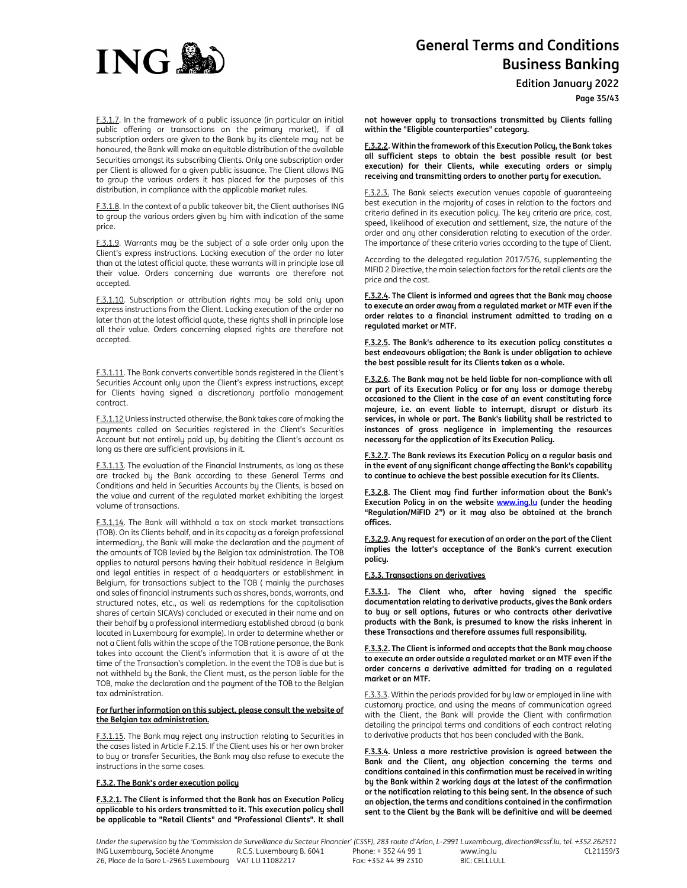F.3.1.7. In the framework of a public issuance (in particular an initial public offering or transactions on the primary market), if all subscription orders are given to the Bank by its clientele may not be honoured, the Bank will make an equitable distribution of the available Securities amongst its subscribing Clients. Only one subscription order per Client is allowed for a given public issuance. The Client allows ING to group the various orders it has placed for the purposes of this distribution, in compliance with the applicable market rules.

F.3.1.8. In the context of a public takeover bit, the Client authorises ING to group the various orders given by him with indication of the same price.

F.3.1.9. Warrants may be the subject of a sale order only upon the Client's express instructions. Lacking execution of the order no later than at the latest official quote, these warrants will in principle lose all their value. Orders concerning due warrants are therefore not accepted.

F.3.1.10. Subscription or attribution rights may be sold only upon express instructions from the Client. Lacking execution of the order no later than at the latest official quote, these rights shall in principle lose all their value. Orders concerning elapsed rights are therefore not accepted.

F.3.1.11. The Bank converts convertible bonds registered in the Client's Securities Account only upon the Client's express instructions, except for Clients having signed a discretionary portfolio management contract.

F.3.1.12 Unless instructed otherwise, the Bank takes care of making the payments called on Securities registered in the Client's Securities Account but not entirely paid up, by debiting the Client's account as long as there are sufficient provisions in it.

F.3.1.13. The evaluation of the Financial Instruments, as long as these are tracked by the Bank according to these General Terms and Conditions and held in Securities Accounts by the Clients, is based on the value and current of the regulated market exhibiting the largest volume of transactions.

F.3.1.14. The Bank will withhold a tax on stock market transactions (TOB). On its Clients behalf, and in its capacity as a foreign professional intermediary, the Bank will make the declaration and the payment of the amounts of TOB levied by the Belgian tax administration. The TOB applies to natural persons having their habitual residence in Belgium and legal entities in respect of a headquarters or establishment in Belgium, for transactions subject to the TOB ( mainly the purchases and sales of financial instruments such as shares, bonds, warrants, and structured notes, etc., as well as redemptions for the capitalisation shares of certain SICAVs) concluded or executed in their name and on their behalf by a professional intermediary established abroad (a bank located in Luxembourg for example). In order to determine whether or not a Client falls within the scope of the TOB ratione personae, the Bank takes into account the Client's information that it is aware of at the time of the Transaction's completion. In the event the TOB is due but is not withheld by the Bank, the Client must, as the person liable for the TOB, make the declaration and the payment of the TOB to the Belgian tax administration.

**For further information on this subject, please consult the website of the Belgian tax administration.**

F.3.1.15. The Bank may reject any instruction relating to Securities in the cases listed in Article F.2.15. If the Client uses his or her own broker to buy or transfer Securities, the Bank may also refuse to execute the instructions in the same cases.

**F.3.2. The Bank's order execution policy**

**F.3.2.1. The Client is informed that the Bank has an Execution Policy applicable to his orders transmitted to it. This execution policy shall be applicable to "Retail Clients" and "Professional Clients". It shall not however apply to transactions transmitted by Clients falling within the "Eligible counterparties" category.**

**F.3.2.2. Within the framework of this Execution Policy, the Bank takes all sufficient steps to obtain the best possible result (or best execution) for their Clients, while executing orders or simply receiving and transmitting orders to another party for execution.**

F.3.2.3. The Bank selects execution venues capable of guaranteeing best execution in the majority of cases in relation to the factors and criteria defined in its execution policy. The key criteria are price, cost, speed, likelihood of execution and settlement, size, the nature of the order and any other consideration relating to execution of the order. The importance of these criteria varies according to the type of Client.

According to the delegated regulation 2017/576, supplementing the MIFID 2 Directive, the main selection factors for the retail clients are the price and the cost.

**F.3.2.4. The Client is informed and agrees that the Bank may choose to execute an order away from a regulated market or MTF even if the order relates to a financial instrument admitted to trading on a regulated market or MTF.**

**F.3.2.5. The Bank's adherence to its execution policy constitutes a best endeavours obligation; the Bank is under obligation to achieve the best possible result for its Clients taken as a whole.**

**F.3.2.6. The Bank may not be held liable for non-compliance with all or part of its Execution Policy or for any loss or damage thereby occasioned to the Client in the case of an event constituting force majeure, i.e. an event liable to interrupt, disrupt or disturb its services, in whole or part. The Bank's liability shall be restricted to instances of gross negligence in implementing the resources necessary for the application of its Execution Policy.**

**F.3.2.7. The Bank reviews its Execution Policy on a regular basis and in the event of any significant change affecting the Bank's capability to continue to achieve the best possible execution for its Clients.**

**F.3.2.8. The Client may find further information about the Bank's Execution Policy in on the website www.ing.lu (under the heading "Regulation/MiFID 2") or it may also be obtained at the branch offices.**

**F.3.2.9. Any request for execution of an order on the part of the Client implies the latter's acceptance of the Bank's current execution policy.**

**F.3.3. Transactions on derivatives**

**F.3.3.1. The Client who, after having signed the specific documentation relating to derivative products, gives the Bank orders to buy or sell options, futures or who contracts other derivative products with the Bank, is presumed to know the risks inherent in these Transactions and therefore assumes full responsibility.**

**F.3.3.2. The Client is informed and accepts that the Bank may choose to execute an order outside a regulated market or an MTF even if the order concerns a derivative admitted for trading on a regulated market or an MTF.**

F.3.3.3. Within the periods provided for by law or employed in line with customary practice, and using the means of communication agreed with the Client, the Bank will provide the Client with confirmation detailing the principal terms and conditions of each contract relating to derivative products that has been concluded with the Bank.

**F.3.3.4. Unless a more restrictive provision is agreed between the Bank and the Client, any objection concerning the terms and conditions contained in this confirmation must be received in writing by the Bank within 2 working days at the latest of the confirmation or the notification relating to this being sent. In the absence of such an objection, the terms and conditions contained in the confirmation sent to the Client by the Bank will be definitive and will be deemed**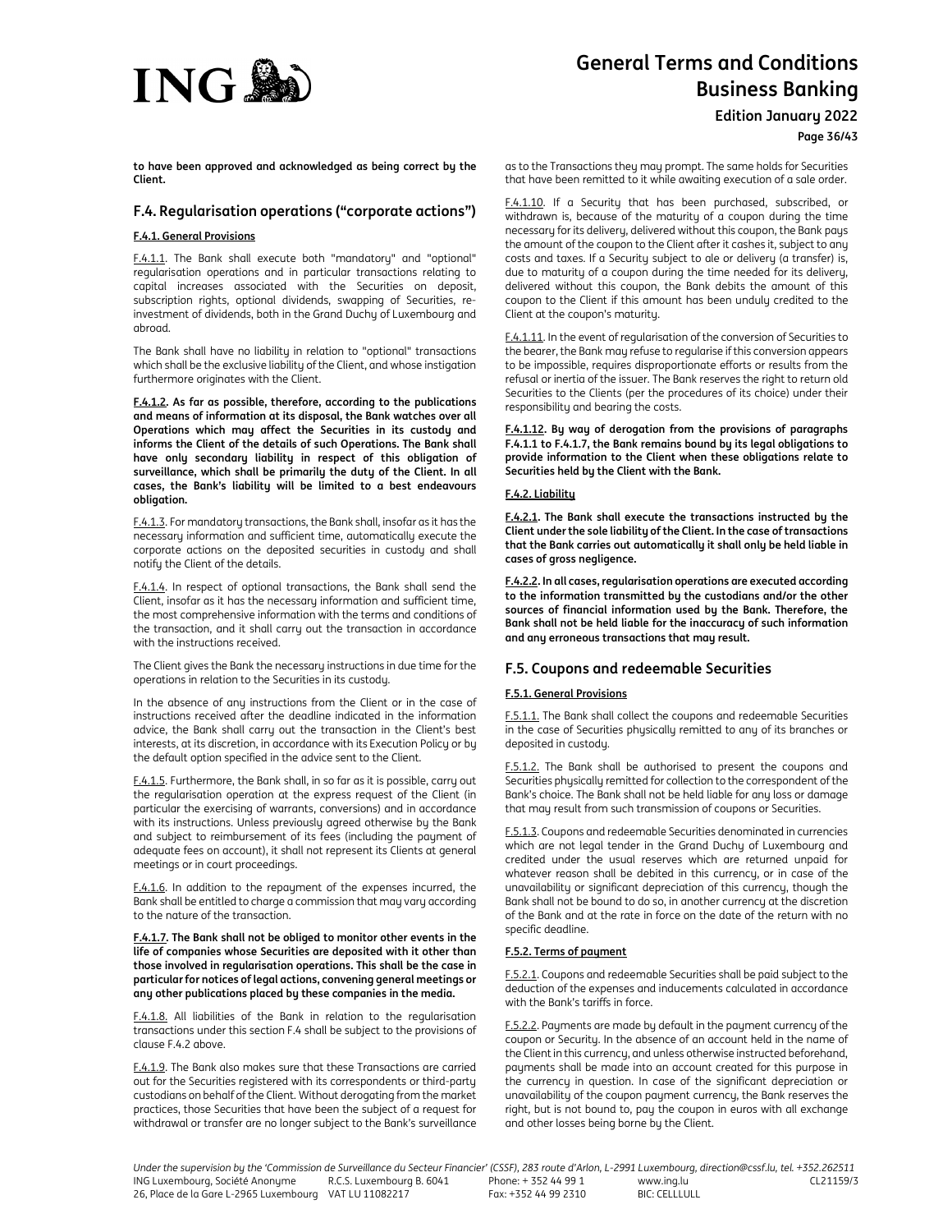**to have been approved and acknowledged as being correct by the Client.**

## F.4. Regularisation operations ("corporate actions")

### F.4.1. General Provisions

F.4.1.1. The Bank shall execute both "mandatory" and "optional" regularisation operations and in particular transactions relating to capital increases associated with the Securities on deposit, subscription rights, optional dividends, swapping of Securities, re-investment of dividends, both in the Grand Duchy of Luxembourg and abroad.

The Bank shall have no liability in relation to "optional" transactions which shall be the exclusive liability of the Client, and whose instigation furthermore originates with the Client.

**F.4.1.2. As far as possible, therefore, according to the publications and means of information at its disposal, the Bank watches over all Operations which may affect the Securities in its custody and informs the Client of the details of such Operations. The Bank shall have only secondary liability in respect of this obligation of surveillance, which shall be primarily the duty of the Client. In all cases, the Bank's liability will be limited to a best endeavours obligation.**

F.4.1.3. For mandatory transactions, the Bank shall, insofar as it has the necessary information and sufficient time, automatically execute the corporate actions on the deposited securities in custody and shall notify the Client of the details.

F.4.1.4. In respect of optional transactions, the Bank shall send the Client, insofar as it has the necessary information and sufficient time, the most comprehensive information with the terms and conditions of the transaction, and it shall carry out the transaction in accordance with the instructions received.

The Client gives the Bank the necessary instructions in due time for the operations in relation to the Securities in its custody.

In the absence of any instructions from the Client or in the case of instructions received after the deadline indicated in the information advice, the Bank shall carry out the transaction in the Client's best interests, at its discretion, in accordance with its Execution Policy or by the default option specified in the advice sent to the Client.

F.4.1.5. Furthermore, the Bank shall, in so far as it is possible, carry out the regularisation operation at the express request of the Client (in particular the exercising of warrants, conversions) and in accordance with its instructions. Unless previously agreed otherwise by the Bank and subject to reimbursement of its fees (including the payment of adequate fees on account), it shall not represent its Clients at general meetings or in court proceedings.

F.4.1.6. In addition to the repayment of the expenses incurred, the Bank shall be entitled to charge a commission that may vary according to the nature of the transaction.

**F.4.1.7. The Bank shall not be obliged to monitor other events in the life of companies whose Securities are deposited with it other than those involved in regularisation operations. This shall be the case in particular for notices of legal actions, convening general meetings or any other publications placed by these companies in the media.**

F.4.1.8. All liabilities of the Bank in relation to the regularisation transactions under this section F.4 shall be subject to the provisions of clause F.4.2 above.

F.4.1.9. The Bank also makes sure that these Transactions are carried out for the Securities registered with its correspondents or third-party custodians on behalf of the Client. Without derogating from the market practices, those Securities that have been the subject of a request for withdrawal or transfer are no longer subject to the Bank's surveillance as to the Transactions they may prompt. The same holds for Securities that have been remitted to it while awaiting execution of a sale order.

F.4.1.10. If a Security that has been purchased, subscribed, or withdrawn is, because of the maturity of a coupon during the time necessary for its delivery, delivered without this coupon, the Bank pays the amount of the coupon to the Client after it cashes it, subject to any costs and taxes. If a Security subject to ale or delivery (a transfer) is, due to maturity of a coupon during the time needed for its delivery, delivered without this coupon, the Bank debits the amount of this coupon to the Client if this amount has been unduly credited to the Client at the coupon's maturity.

F.4.1.11. In the event of regularisation of the conversion of Securities to the bearer, the Bank may refuse to regularise if this conversion appears to be impossible, requires disproportionate efforts or results from the refusal or inertia of the issuer. The Bank reserves the right to return old Securities to the Clients (per the procedures of its choice) under their responsibility and bearing the costs.

**F.4.1.12. By way of derogation from the provisions of paragraphs F.4.1.1 to F.4.1.7, the Bank remains bound by its legal obligations to provide information to the Client when these obligations relate to Securities held by the Client with the Bank.**

### F.4.2. Liability

**F.4.2.1. The Bank shall execute the transactions instructed by the Client under the sole liability of the Client. In the case of transactions that the Bank carries out automatically it shall only be held liable in cases of gross negligence.**

**F.4.2.2. In all cases, regularisation operations are executed according to the information transmitted by the custodians and/or the other sources of financial information used by the Bank. Therefore, the Bank shall not be held liable for the inaccuracy of such information and any erroneous transactions that may result.**

## F.5. Coupons and redeemable Securities

### F.5.1. General Provisions

F.5.1.1. The Bank shall collect the coupons and redeemable Securities in the case of Securities physically remitted to any of its branches or deposited in custody.

F.5.1.2. The Bank shall be authorised to present the coupons and Securities physically remitted for collection to the correspondent of the Bank's choice. The Bank shall not be held liable for any loss or damage that may result from such transmission of coupons or Securities.

F.5.1.3. Coupons and redeemable Securities denominated in currencies which are not legal tender in the Grand Duchy of Luxembourg and credited under the usual reserves which are returned unpaid for whatever reason shall be debited in this currency, or in case of the unavailability or significant depreciation of this currency, though the Bank shall not be bound to do so, in another currency at the discretion of the Bank and at the rate in force on the date of the return with no specific deadline.

### F.5.2. Terms of payment

F.5.2.1. Coupons and redeemable Securities shall be paid subject to the deduction of the expenses and inducements calculated in accordance with the Bank's tariffs in force.

F.5.2.2. Payments are made by default in the payment currency of the coupon or Security. In the absence of an account held in the name of the Client in this currency, and unless otherwise instructed beforehand, payments shall be made into an account created for this purpose in the currency in question. In case of the significant depreciation or unavailability of the coupon payment currency, the Bank reserves the right, but is not bound to, pay the coupon in euros with all exchange and other losses being borne by the Client.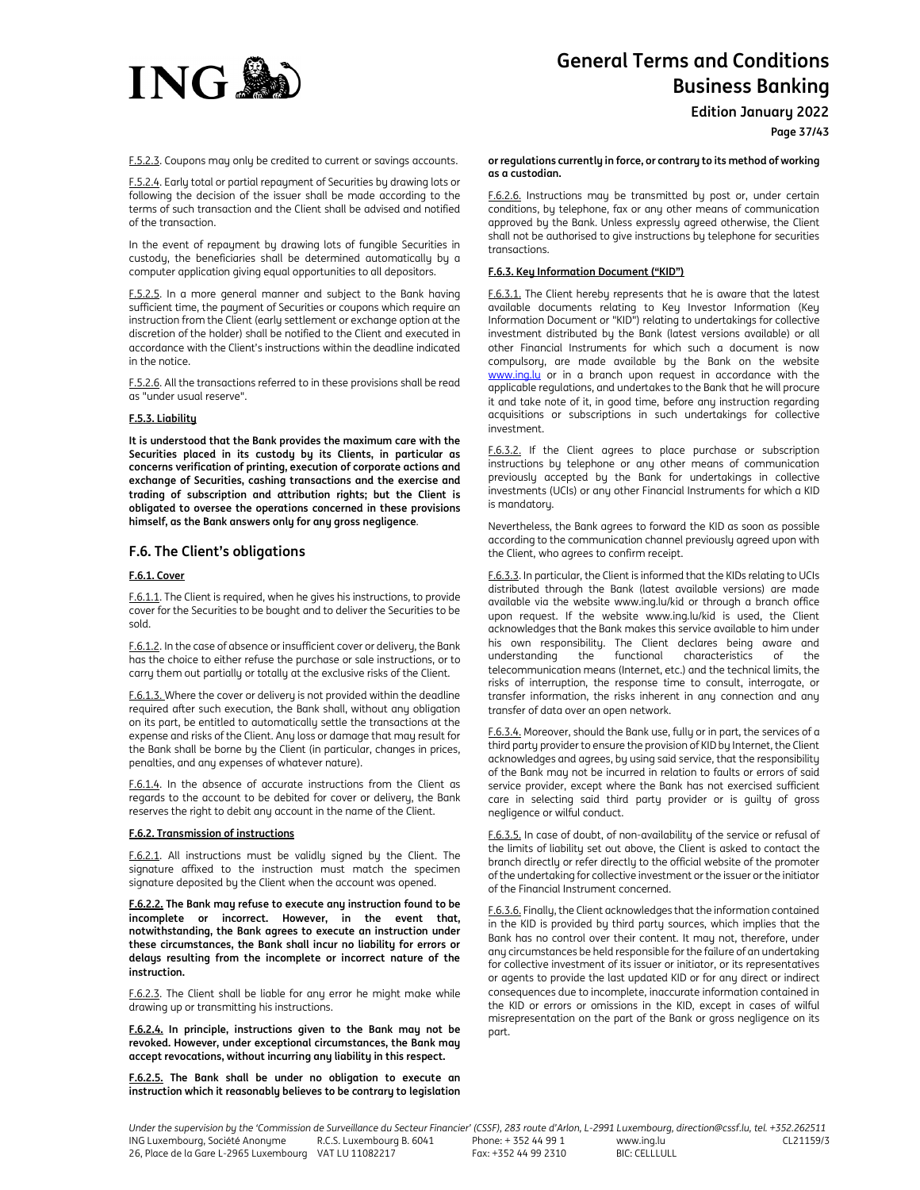F.5.2.3. Coupons may only be credited to current or savings accounts.

F.5.2.4. Early total or partial repayment of Securities by drawing lots or following the decision of the issuer shall be made according to the terms of such transaction and the Client shall be advised and notified of the transaction.

In the event of repayment by drawing lots of fungible Securities in custody, the beneficiaries shall be determined automatically by a computer application giving equal opportunities to all depositors.

F.5.2.5. In a more general manner and subject to the Bank having sufficient time, the payment of Securities or coupons which require an instruction from the Client (early settlement or exchange option at the discretion of the holder) shall be notified to the Client and executed in accordance with the Client's instructions within the deadline indicated in the notice.

F.5.2.6. All the transactions referred to in these provisions shall be read as "under usual reserve".

#### F.5.3. Liability

**It is understood that the Bank provides the maximum care with the Securities placed in its custody by its Clients, in particular as concerns verification of printing, execution of corporate actions and exchange of Securities, cashing transactions and the exercise and trading of subscription and attribution rights; but the Client is obligated to oversee the operations concerned in these provisions himself, as the Bank answers only for any gross negligence**.

## F.6. The Client's obligations

#### F.6.1. Cover

F.6.1.1. The Client is required, when he gives his instructions, to provide cover for the Securities to be bought and to deliver the Securities to be sold.

F.6.1.2. In the case of absence or insufficient cover or delivery, the Bank has the choice to either refuse the purchase or sale instructions, or to carry them out partially or totally at the exclusive risks of the Client.

F.6.1.3. Where the cover or delivery is not provided within the deadline required after such execution, the Bank shall, without any obligation on its part, be entitled to automatically settle the transactions at the expense and risks of the Client. Any loss or damage that may result for the Bank shall be borne by the Client (in particular, changes in prices, penalties, and any expenses of whatever nature).

F.6.1.4. In the absence of accurate instructions from the Client as regards to the account to be debited for cover or delivery, the Bank reserves the right to debit any account in the name of the Client.

#### F.6.2. Transmission of instructions

F.6.2.1. All instructions must be validly signed by the Client. The signature affixed to the instruction must match the specimen signature deposited by the Client when the account was opened.

**F.6.2.2. The Bank may refuse to execute any instruction found to be incomplete or incorrect. However, in the event that, notwithstanding, the Bank agrees to execute an instruction under these circumstances, the Bank shall incur no liability for errors or delays resulting from the incomplete or incorrect nature of the instruction.**

F.6.2.3. The Client shall be liable for any error he might make while drawing up or transmitting his instructions.

**F.6.2.4. In principle, instructions given to the Bank may not be revoked. However, under exceptional circumstances, the Bank may accept revocations, without incurring any liability in this respect.**

**F.6.2.5. The Bank shall be under no obligation to execute an instruction which it reasonably believes to be contrary to legislation or regulations currently in force, or contrary to its method of working as a custodian.**

F.6.2.6. Instructions may be transmitted by post or, under certain conditions, by telephone, fax or any other means of communication approved by the Bank. Unless expressly agreed otherwise, the Client shall not be authorised to give instructions by telephone for securities transactions.

#### F.6.3. Key Information Document ("KID")

F.6.3.1. The Client hereby represents that he is aware that the latest available documents relating to Key Investor Information (Key Information Document or "KID") relating to undertakings for collective investment distributed by the Bank (latest versions available) or all other Financial Instruments for which such a document is now compulsory, are made available by the Bank on the website www.ing.lu or in a branch upon request in accordance with the applicable regulations, and undertakes to the Bank that he will procure it and take note of it, in good time, before any instruction regarding acquisitions or subscriptions in such undertakings for collective investment.

F.6.3.2. If the Client agrees to place purchase or subscription instructions by telephone or any other means of communication previously accepted by the Bank for undertakings in collective investments (UCIs) or any other Financial Instruments for which a KID is mandatory.

Nevertheless, the Bank agrees to forward the KID as soon as possible according to the communication channel previously agreed upon with the Client, who agrees to confirm receipt.

F.6.3.3. In particular, the Client is informed that the KIDs relating to UCIs distributed through the Bank (latest available versions) are made available via the website www.ing.lu/kid or through a branch office upon request. If the website www.ing.lu/kid is used, the Client acknowledges that the Bank makes this service available to him under his own responsibility. The Client declares being aware and understanding the functional characteristics of the telecommunication means (Internet, etc.) and the technical limits, the risks of interruption, the response time to consult, interrogate, or transfer information, the risks inherent in any connection and any transfer of data over an open network.

F.6.3.4. Moreover, should the Bank use, fully or in part, the services of a third party provider to ensure the provision of KID by Internet, the Client acknowledges and agrees, by using said service, that the responsibility of the Bank may not be incurred in relation to faults or errors of said service provider, except where the Bank has not exercised sufficient care in selecting said third party provider or is guilty of gross negligence or wilful conduct.

F.6.3.5. In case of doubt, of non-availability of the service or refusal of the limits of liability set out above, the Client is asked to contact the branch directly or refer directly to the official website of the promoter of the undertaking for collective investment or the issuer or the initiator of the Financial Instrument concerned.

F.6.3.6. Finally, the Client acknowledges that the information contained in the KID is provided by third party sources, which implies that the Bank has no control over their content. It may not, therefore, under any circumstances be held responsible for the failure of an undertaking for collective investment of its issuer or initiator, or its representatives or agents to provide the last updated KID or for any direct or indirect consequences due to incomplete, inaccurate information contained in the KID or errors or omissions in the KID, except in cases of wilful misrepresentation on the part of the Bank or gross negligence on its part.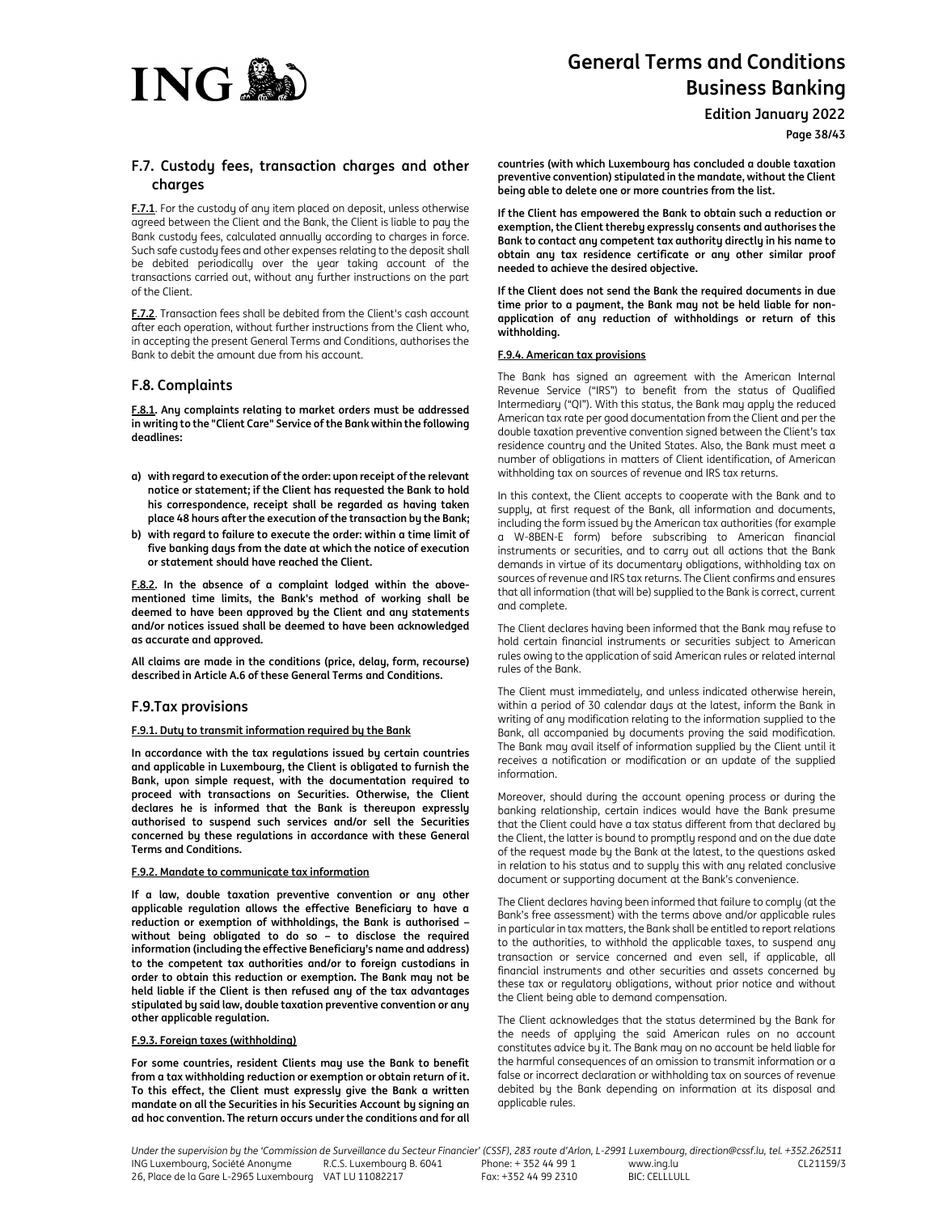## F.7. Custody fees, transaction charges and other charges

**F.7.1**. For the custody of any item placed on deposit, unless otherwise agreed between the Client and the Bank, the Client is liable to pay the Bank custody fees, calculated annually according to charges in force. Such safe custody fees and other expenses relating to the deposit shall be debited periodically over the year taking account of the transactions carried out, without any further instructions on the part of the Client.

**F.7.2**. Transaction fees shall be debited from the Client's cash account after each operation, without further instructions from the Client who, in accepting the present General Terms and Conditions, authorises the Bank to debit the amount due from his account.

## F.8. Complaints

**F.8.1. Any complaints relating to market orders must be addressed in writing to the "Client Care" Service of the Bank within the following deadlines:**

- **a) with regard to execution of the order: upon receipt of the relevant notice or statement; if the Client has requested the Bank to hold his correspondence, receipt shall be regarded as having taken place 48 hours after the execution of the transaction by the Bank;**
- **b) with regard to failure to execute the order: within a time limit of five banking days from the date at which the notice of execution or statement should have reached the Client.**

**F.8.2. In the absence of a complaint lodged within the above-mentioned time limits, the Bank's method of working shall be deemed to have been approved by the Client and any statements and/or notices issued shall be deemed to have been acknowledged as accurate and approved.**

**All claims are made in the conditions (price, delay, form, recourse) described in Article A.6 of these General Terms and Conditions.**

## F.9.Tax provisions

**F.9.1. Duty to transmit information required by the Bank**

**In accordance with the tax regulations issued by certain countries and applicable in Luxembourg, the Client is obligated to furnish the Bank, upon simple request, with the documentation required to proceed with transactions on Securities. Otherwise, the Client declares he is informed that the Bank is thereupon expressly authorised to suspend such services and/or sell the Securities concerned by these regulations in accordance with these General Terms and Conditions.**

**F.9.2. Mandate to communicate tax information**

**If a law, double taxation preventive convention or any other applicable regulation allows the effective Beneficiary to have a reduction or exemption of withholdings, the Bank is authorised – without being obligated to do so – to disclose the required information (including the effective Beneficiary's name and address) to the competent tax authorities and/or to foreign custodians in order to obtain this reduction or exemption. The Bank may not be held liable if the Client is then refused any of the tax advantages stipulated by said law, double taxation preventive convention or any other applicable regulation.**

**F.9.3. Foreign taxes (withholding)**

**For some countries, resident Clients may use the Bank to benefit from a tax withholding reduction or exemption or obtain return of it. To this effect, the Client must expressly give the Bank a written mandate on all the Securities in his Securities Account by signing an ad hoc convention. The return occurs under the conditions and for all countries (with which Luxembourg has concluded a double taxation preventive convention) stipulated in the mandate, without the Client being able to delete one or more countries from the list.**

**If the Client has empowered the Bank to obtain such a reduction or exemption, the Client thereby expressly consents and authorises the Bank to contact any competent tax authority directly in his name to obtain any tax residence certificate or any other similar proof needed to achieve the desired objective.**

**If the Client does not send the Bank the required documents in due time prior to a payment, the Bank may not be held liable for non-application of any reduction of withholdings or return of this withholding.**

**F.9.4. American tax provisions**

The Bank has signed an agreement with the American Internal Revenue Service ("IRS") to benefit from the status of Qualified Intermediary ("QI"). With this status, the Bank may apply the reduced American tax rate per good documentation from the Client and per the double taxation preventive convention signed between the Client's tax residence country and the United States. Also, the Bank must meet a number of obligations in matters of Client identification, of American withholding tax on sources of revenue and IRS tax returns.

In this context, the Client accepts to cooperate with the Bank and to supply, at first request of the Bank, all information and documents, including the form issued by the American tax authorities (for example a W-8BEN-E form) before subscribing to American financial instruments or securities, and to carry out all actions that the Bank demands in virtue of its documentary obligations, withholding tax on sources of revenue and IRS tax returns. The Client confirms and ensures that all information (that will be) supplied to the Bank is correct, current and complete.

The Client declares having been informed that the Bank may refuse to hold certain financial instruments or securities subject to American rules owing to the application of said American rules or related internal rules of the Bank.

The Client must immediately, and unless indicated otherwise herein, within a period of 30 calendar days at the latest, inform the Bank in writing of any modification relating to the information supplied to the Bank, all accompanied by documents proving the said modification. The Bank may avail itself of information supplied by the Client until it receives a notification or modification or an update of the supplied information.

Moreover, should during the account opening process or during the banking relationship, certain indices would have the Bank presume that the Client could have a tax status different from that declared by the Client, the latter is bound to promptly respond and on the due date of the request made by the Bank at the latest, to the questions asked in relation to his status and to supply this with any related conclusive document or supporting document at the Bank's convenience.

The Client declares having been informed that failure to comply (at the Bank's free assessment) with the terms above and/or applicable rules in particular in tax matters, the Bank shall be entitled to report relations to the authorities, to withhold the applicable taxes, to suspend any transaction or service concerned and even sell, if applicable, all financial instruments and other securities and assets concerned by these tax or regulatory obligations, without prior notice and without the Client being able to demand compensation.

The Client acknowledges that the status determined by the Bank for the needs of applying the said American rules on no account constitutes advice by it. The Bank may on no account be held liable for the harmful consequences of an omission to transmit information or a false or incorrect declaration or withholding tax on sources of revenue debited by the Bank depending on information at its disposal and applicable rules.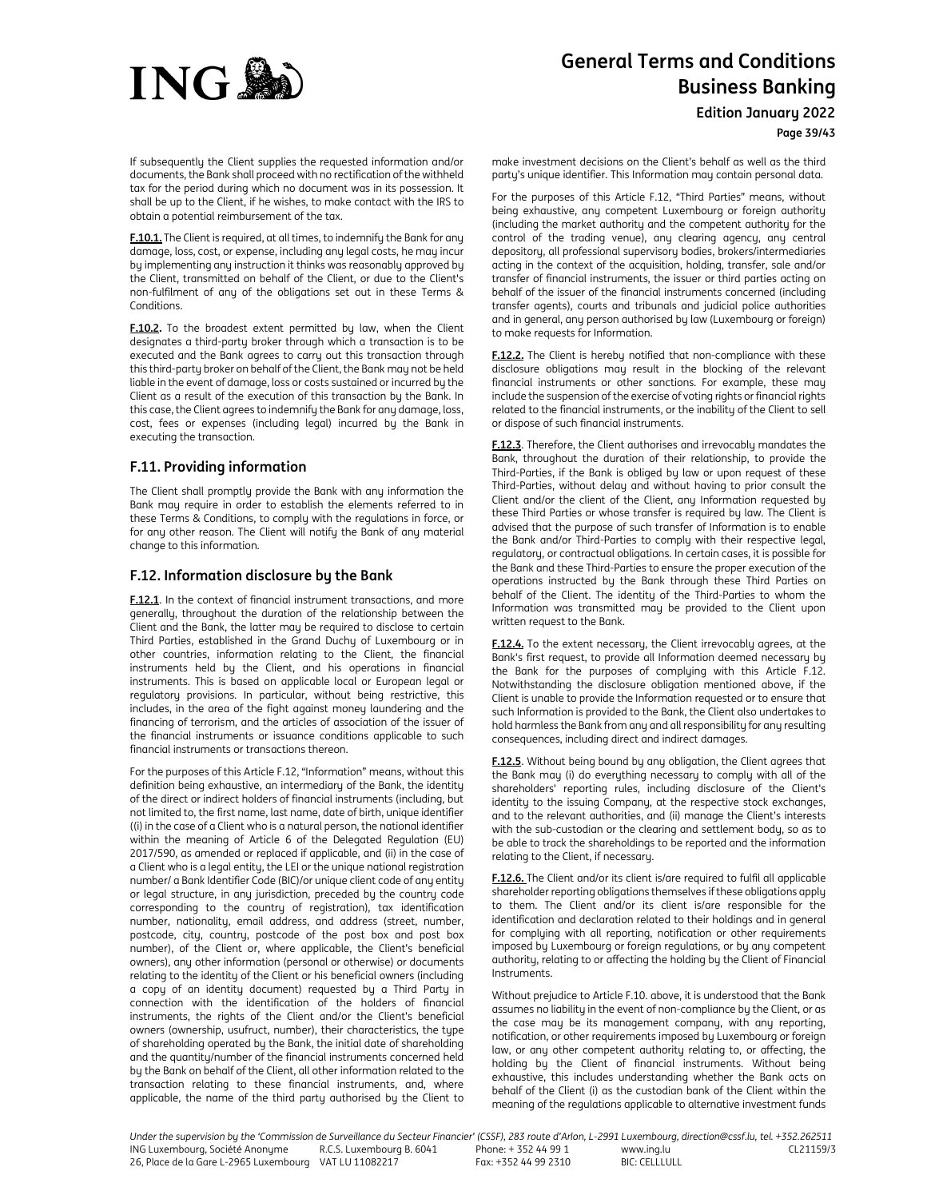If subsequently the Client supplies the requested information and/or documents, the Bank shall proceed with no rectification of the withheld tax for the period during which no document was in its possession. It shall be up to the Client, if he wishes, to make contact with the IRS to obtain a potential reimbursement of the tax.

**F.10.1.** The Client is required, at all times, to indemnify the Bank for any damage, loss, cost, or expense, including any legal costs, he may incur by implementing any instruction it thinks was reasonably approved by the Client, transmitted on behalf of the Client, or due to the Client's non-fulfilment of any of the obligations set out in these Terms & Conditions.

**F.10.2.** To the broadest extent permitted by law, when the Client designates a third-party broker through which a transaction is to be executed and the Bank agrees to carry out this transaction through this third-party broker on behalf of the Client, the Bank may not be held liable in the event of damage, loss or costs sustained or incurred by the Client as a result of the execution of this transaction by the Bank. In this case, the Client agrees to indemnify the Bank for any damage, loss, cost, fees or expenses (including legal) incurred by the Bank in executing the transaction.

## F.11. Providing information

The Client shall promptly provide the Bank with any information the Bank may require in order to establish the elements referred to in these Terms & Conditions, to comply with the regulations in force, or for any other reason. The Client will notify the Bank of any material change to this information.

## F.12. Information disclosure by the Bank

**F.12.1**. In the context of financial instrument transactions, and more generally, throughout the duration of the relationship between the Client and the Bank, the latter may be required to disclose to certain Third Parties, established in the Grand Duchy of Luxembourg or in other countries, information relating to the Client, the financial instruments held by the Client, and his operations in financial instruments. This is based on applicable local or European legal or regulatory provisions. In particular, without being restrictive, this includes, in the area of the fight against money laundering and the financing of terrorism, and the articles of association of the issuer of the financial instruments or issuance conditions applicable to such financial instruments or transactions thereon.

For the purposes of this Article F.12, "Information" means, without this definition being exhaustive, an intermediary of the Bank, the identity of the direct or indirect holders of financial instruments (including, but not limited to, the first name, last name, date of birth, unique identifier ((i) in the case of a Client who is a natural person, the national identifier within the meaning of Article 6 of the Delegated Regulation (EU) 2017/590, as amended or replaced if applicable, and (ii) in the case of a Client who is a legal entity, the LEI or the unique national registration number/ a Bank Identifier Code (BIC)/or unique client code of any entity or legal structure, in any jurisdiction, preceded by the country code corresponding to the country of registration), tax identification number, nationality, email address, and address (street, number, postcode, city, country, postcode of the post box and post box number), of the Client or, where applicable, the Client's beneficial owners), any other information (personal or otherwise) or documents relating to the identity of the Client or his beneficial owners (including a copy of an identity document) requested by a Third Party in connection with the identification of the holders of financial instruments, the rights of the Client and/or the Client's beneficial owners (ownership, usufruct, number), their characteristics, the type of shareholding operated by the Bank, the initial date of shareholding and the quantity/number of the financial instruments concerned held by the Bank on behalf of the Client, all other information related to the transaction relating to these financial instruments, and, where applicable, the name of the third party authorised by the Client to make investment decisions on the Client's behalf as well as the third party's unique identifier. This Information may contain personal data.

For the purposes of this Article F.12, "Third Parties" means, without being exhaustive, any competent Luxembourg or foreign authority (including the market authority and the competent authority for the control of the trading venue), any clearing agency, any central depository, all professional supervisory bodies, brokers/intermediaries acting in the context of the acquisition, holding, transfer, sale and/or transfer of financial instruments, the issuer or third parties acting on behalf of the issuer of the financial instruments concerned (including transfer agents), courts and tribunals and judicial police authorities and in general, any person authorised by law (Luxembourg or foreign) to make requests for Information.

**F.12.2.** The Client is hereby notified that non-compliance with these disclosure obligations may result in the blocking of the relevant financial instruments or other sanctions. For example, these may include the suspension of the exercise of voting rights or financial rights related to the financial instruments, or the inability of the Client to sell or dispose of such financial instruments.

**F.12.3**. Therefore, the Client authorises and irrevocably mandates the Bank, throughout the duration of their relationship, to provide the Third-Parties, if the Bank is obliged by law or upon request of these Third-Parties, without delay and without having to prior consult the Client and/or the client of the Client, any Information requested by these Third Parties or whose transfer is required by law. The Client is advised that the purpose of such transfer of Information is to enable the Bank and/or Third-Parties to comply with their respective legal, regulatory, or contractual obligations. In certain cases, it is possible for the Bank and these Third-Parties to ensure the proper execution of the operations instructed by the Bank through these Third Parties on behalf of the Client. The identity of the Third-Parties to whom the Information was transmitted may be provided to the Client upon written request to the Bank.

**F.12.4.** To the extent necessary, the Client irrevocably agrees, at the Bank's first request, to provide all Information deemed necessary by the Bank for the purposes of complying with this Article F.12. Notwithstanding the disclosure obligation mentioned above, if the Client is unable to provide the Information requested or to ensure that such Information is provided to the Bank, the Client also undertakes to hold harmless the Bank from any and all responsibility for any resulting consequences, including direct and indirect damages.

**F.12.5**. Without being bound by any obligation, the Client agrees that the Bank may (i) do everything necessary to comply with all of the shareholders' reporting rules, including disclosure of the Client's identity to the issuing Company, at the respective stock exchanges, and to the relevant authorities, and (ii) manage the Client's interests with the sub-custodian or the clearing and settlement body, so as to be able to track the shareholdings to be reported and the information relating to the Client, if necessary.

**F.12.6.** The Client and/or its client is/are required to fulfil all applicable shareholder reporting obligations themselves if these obligations apply to them. The Client and/or its client is/are responsible for the identification and declaration related to their holdings and in general for complying with all reporting, notification or other requirements imposed by Luxembourg or foreign regulations, or by any competent authority, relating to or affecting the holding by the Client of Financial Instruments.

Without prejudice to Article F.10. above, it is understood that the Bank assumes no liability in the event of non-compliance by the Client, or as the case may be its management company, with any reporting, notification, or other requirements imposed by Luxembourg or foreign law, or any other competent authority relating to, or affecting, the holding by the Client of financial instruments. Without being exhaustive, this includes understanding whether the Bank acts on behalf of the Client (i) as the custodian bank of the Client within the meaning of the regulations applicable to alternative investment funds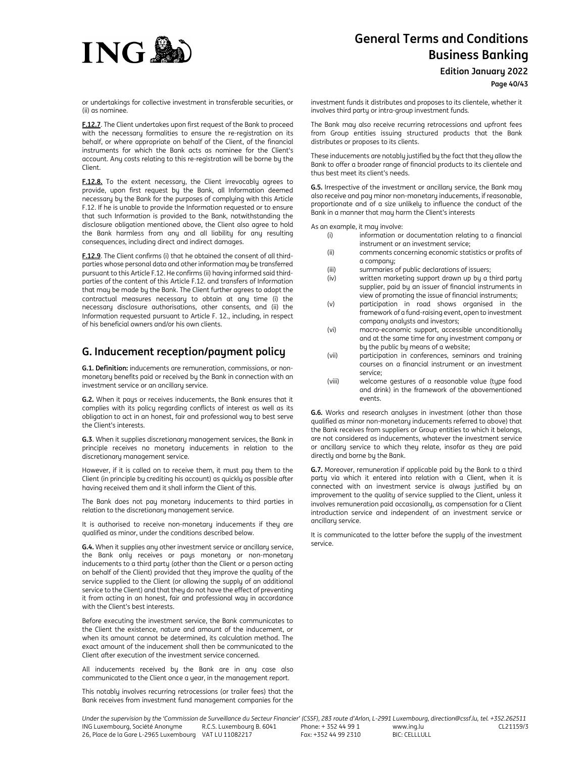or undertakings for collective investment in transferable securities, or (ii) as nominee.

**F.12.7**. The Client undertakes upon first request of the Bank to proceed with the necessary formalities to ensure the re-registration on its behalf, or where appropriate on behalf of the Client, of the financial instruments for which the Bank acts as nominee for the Client's account. Any costs relating to this re-registration will be borne by the Client.

**F.12.8.** To the extent necessary, the Client irrevocably agrees to provide, upon first request by the Bank, all Information deemed necessary by the Bank for the purposes of complying with this Article F.12. If he is unable to provide the Information requested or to ensure that such Information is provided to the Bank, notwithstanding the disclosure obligation mentioned above, the Client also agree to hold the Bank harmless from any and all liability for any resulting consequences, including direct and indirect damages.

**F.12.9**. The Client confirms (i) that he obtained the consent of all third-parties whose personal data and other information may be transferred pursuant to this Article F.12. He confirms (ii) having informed said third-parties of the content of this Article F.12. and transfers of Information that may be made by the Bank. The Client further agrees to adopt the contractual measures necessary to obtain at any time (i) the necessary disclosure authorisations, other consents, and (ii) the Information requested pursuant to Article F. 12., including, in respect of his beneficial owners and/or his own clients.

## G. Inducement reception/payment policy

**G.1. Definition:** inducements are remuneration, commissions, or non-monetary benefits paid or received by the Bank in connection with an investment service or an ancillary service.

**G.2.** When it pays or receives inducements, the Bank ensures that it complies with its policy regarding conflicts of interest as well as its obligation to act in an honest, fair and professional way to best serve the Client's interests.

**G.3**. When it supplies discretionary management services, the Bank in principle receives no monetary inducements in relation to the discretionary management service.

However, if it is called on to receive them, it must pay them to the Client (in principle by crediting his account) as quickly as possible after having received them and it shall inform the Client of this.

The Bank does not pay monetary inducements to third parties in relation to the discretionary management service.

It is authorised to receive non-monetary inducements if they are qualified as minor, under the conditions described below.

**G.4.** When it supplies any other investment service or ancillary service, the Bank only receives or pays monetary or non-monetary inducements to a third party (other than the Client or a person acting on behalf of the Client) provided that they improve the quality of the service supplied to the Client (or allowing the supply of an additional service to the Client) and that they do not have the effect of preventing it from acting in an honest, fair and professional way in accordance with the Client's best interests.

Before executing the investment service, the Bank communicates to the Client the existence, nature and amount of the inducement, or when its amount cannot be determined, its calculation method. The exact amount of the inducement shall then be communicated to the Client after execution of the investment service concerned.

All inducements received by the Bank are in any case also communicated to the Client once a year, in the management report.

This notably involves recurring retrocessions (or trailer fees) that the Bank receives from investment fund management companies for the investment funds it distributes and proposes to its clientele, whether it involves third party or intra-group investment funds.

The Bank may also receive recurring retrocessions and upfront fees from Group entities issuing structured products that the Bank distributes or proposes to its clients.

These inducements are notably justified by the fact that they allow the Bank to offer a broader range of financial products to its clientele and thus best meet its client's needs.

**G.5.** Irrespective of the investment or ancillary service, the Bank may also receive and pay minor non-monetary inducements, if reasonable, proportionate and of a size unlikely to influence the conduct of the Bank in a manner that may harm the Client's interests

As an example, it may involve:

(i) information or documentation relating to a financial instrument or an investment service;
(ii) comments concerning economic statistics or profits of a company;
(iii) summaries of public declarations of issuers;
(iv) written marketing support drawn up by a third party supplier, paid by an issuer of financial instruments in view of promoting the issue of financial instruments;
(v) participation in road shows organised in the framework of a fund-raising event, open to investment company analysts and investors;
(vi) macro-economic support, accessible unconditionally and at the same time for any investment company or by the public by means of a website;
(vii) participation in conferences, seminars and training courses on a financial instrument or an investment service;
(viii) welcome gestures of a reasonable value (type food and drink) in the framework of the abovementioned events.

**G.6.** Works and research analyses in investment (other than those qualified as minor non-monetary inducements referred to above) that the Bank receives from suppliers or Group entities to which it belongs, are not considered as inducements, whatever the investment service or ancillary service to which they relate, insofar as they are paid directly and borne by the Bank.

**G.7.** Moreover, remuneration if applicable paid by the Bank to a third party via which it entered into relation with a Client, when it is connected with an investment service is always justified by an improvement to the quality of service supplied to the Client, unless it involves remuneration paid occasionally, as compensation for a Client introduction service and independent of an investment service or ancillary service.

It is communicated to the latter before the supply of the investment service.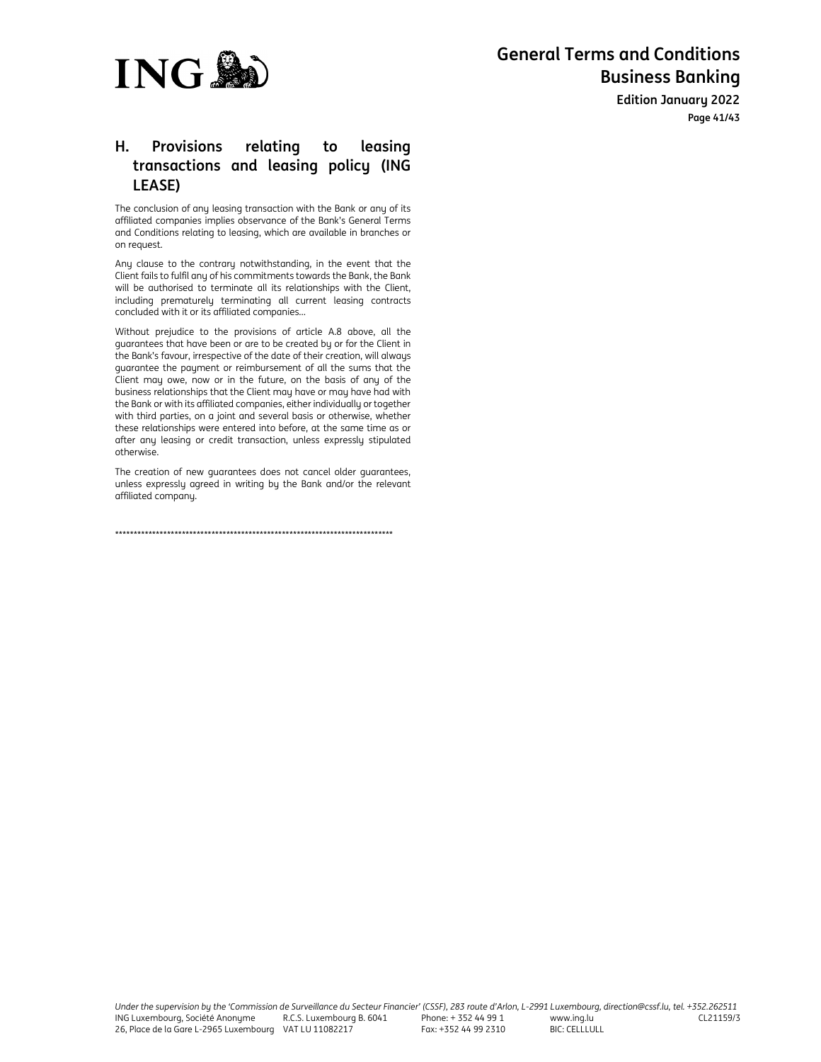## H. Provisions relating to leasing transactions and leasing policy (ING LEASE)

The conclusion of any leasing transaction with the Bank or any of its affiliated companies implies observance of the Bank's General Terms and Conditions relating to leasing, which are available in branches or on request.

Any clause to the contrary notwithstanding, in the event that the Client fails to fulfil any of his commitments towards the Bank, the Bank will be authorised to terminate all its relationships with the Client, including prematurely terminating all current leasing contracts concluded with it or its affiliated companies...

Without prejudice to the provisions of article A.8 above, all the guarantees that have been or are to be created by or for the Client in the Bank's favour, irrespective of the date of their creation, will always guarantee the payment or reimbursement of all the sums that the Client may owe, now or in the future, on the basis of any of the business relationships that the Client may have or may have had with the Bank or with its affiliated companies, either individually or together with third parties, on a joint and several basis or otherwise, whether these relationships were entered into before, at the same time as or after any leasing or credit transaction, unless expressly stipulated otherwise.

The creation of new guarantees does not cancel older guarantees, unless expressly agreed in writing by the Bank and/or the relevant affiliated company.

*******************************************************************************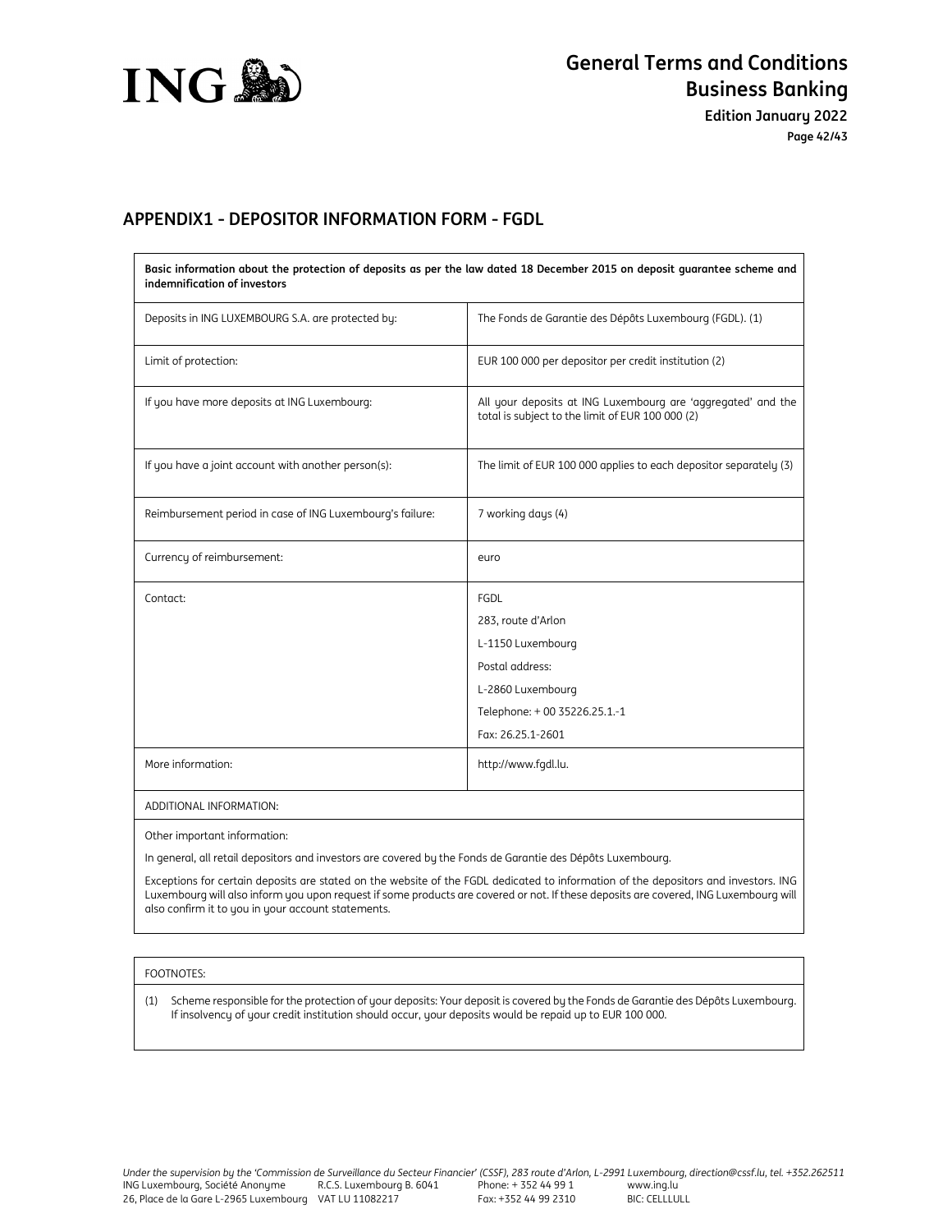## APPENDIX1 - DEPOSITOR INFORMATION FORM - FGDL

| **Basic information about the protection of deposits as per the law dated 18 December 2015 on deposit guarantee scheme and indemnification of investors** | |
|---|---|
| Deposits in ING LUXEMBOURG S.A. are protected by: | The Fonds de Garantie des Dépôts Luxembourg (FGDL). (1) |
| Limit of protection: | EUR 100 000 per depositor per credit institution (2) |
| If you have more deposits at ING Luxembourg: | All your deposits at ING Luxembourg are 'aggregated' and the total is subject to the limit of EUR 100 000 (2) |
| If you have a joint account with another person(s): | The limit of EUR 100 000 applies to each depositor separately (3) |
| Reimbursement period in case of ING Luxembourg's failure: | 7 working days (4) |
| Currency of reimbursement: | euro |
| Contact: | FGDL<br>283, route d'Arlon<br>L-1150 Luxembourg<br>Postal address:<br>L-2860 Luxembourg<br>Telephone: + 00 35226.25.1.-1<br>Fax: 26.25.1-2601 |
| More information: | http://www.fgdl.lu. |

ADDITIONAL INFORMATION:

Other important information:

In general, all retail depositors and investors are covered by the Fonds de Garantie des Dépôts Luxembourg.

Exceptions for certain deposits are stated on the website of the FGDL dedicated to information of the depositors and investors. ING Luxembourg will also inform you upon request if some products are covered or not. If these deposits are covered, ING Luxembourg will also confirm it to you in your account statements.

FOOTNOTES:

(1) Scheme responsible for the protection of your deposits: Your deposit is covered by the Fonds de Garantie des Dépôts Luxembourg. If insolvency of your credit institution should occur, your deposits would be repaid up to EUR 100 000.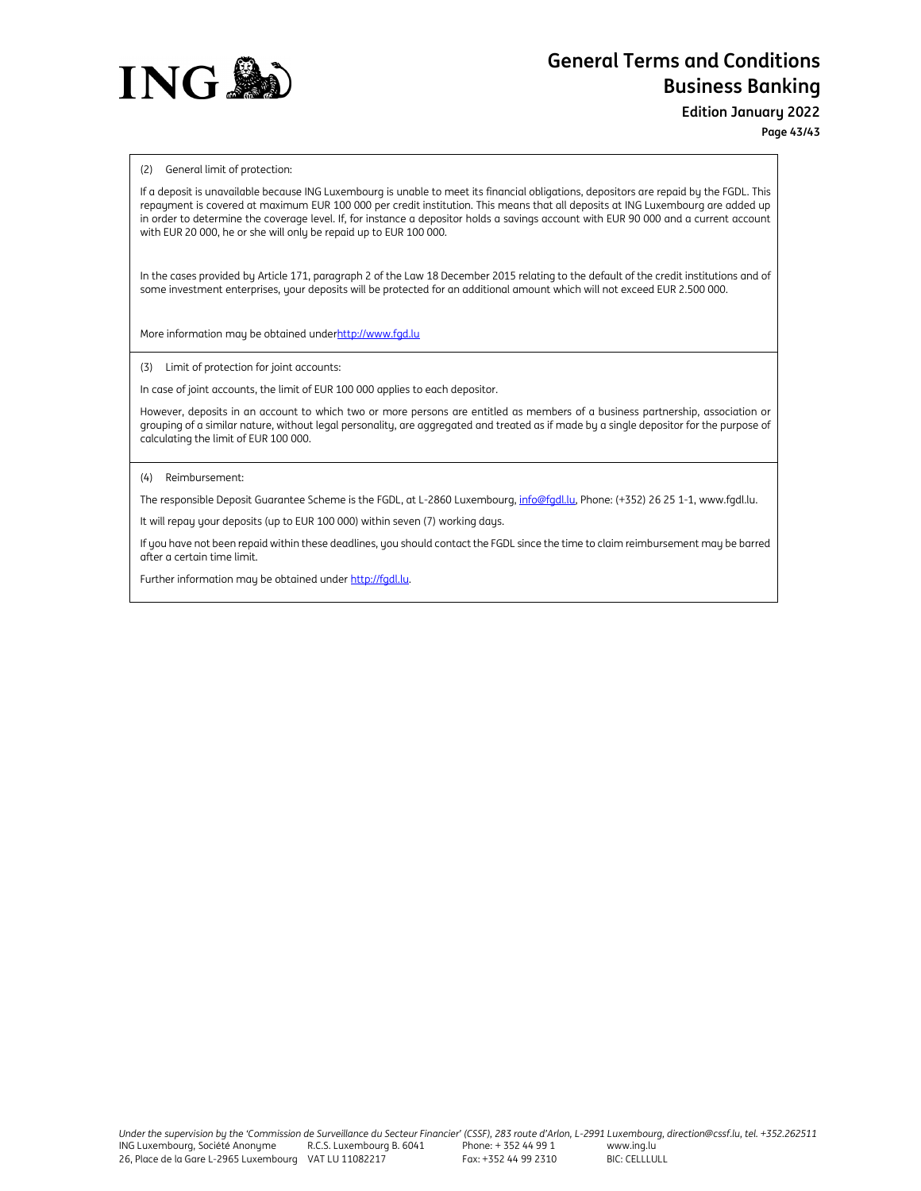(2) General limit of protection:

If a deposit is unavailable because ING Luxembourg is unable to meet its financial obligations, depositors are repaid by the FGDL. This repayment is covered at maximum EUR 100 000 per credit institution. This means that all deposits at ING Luxembourg are added up in order to determine the coverage level. If, for instance a depositor holds a savings account with EUR 90 000 and a current account with EUR 20 000, he or she will only be repaid up to EUR 100 000.

In the cases provided by Article 171, paragraph 2 of the Law 18 December 2015 relating to the default of the credit institutions and of some investment enterprises, your deposits will be protected for an additional amount which will not exceed EUR 2.500 000.

More information may be obtained underhttp://www.fgd.lu

(3) Limit of protection for joint accounts:

In case of joint accounts, the limit of EUR 100 000 applies to each depositor.

However, deposits in an account to which two or more persons are entitled as members of a business partnership, association or grouping of a similar nature, without legal personality, are aggregated and treated as if made by a single depositor for the purpose of calculating the limit of EUR 100 000.

(4) Reimbursement:

The responsible Deposit Guarantee Scheme is the FGDL, at L-2860 Luxembourg, info@fgdl.lu, Phone: (+352) 26 25 1-1, www.fgdl.lu.

It will repay your deposits (up to EUR 100 000) within seven (7) working days.

If you have not been repaid within these deadlines, you should contact the FGDL since the time to claim reimbursement may be barred after a certain time limit.

Further information may be obtained under http://fgdl.lu.